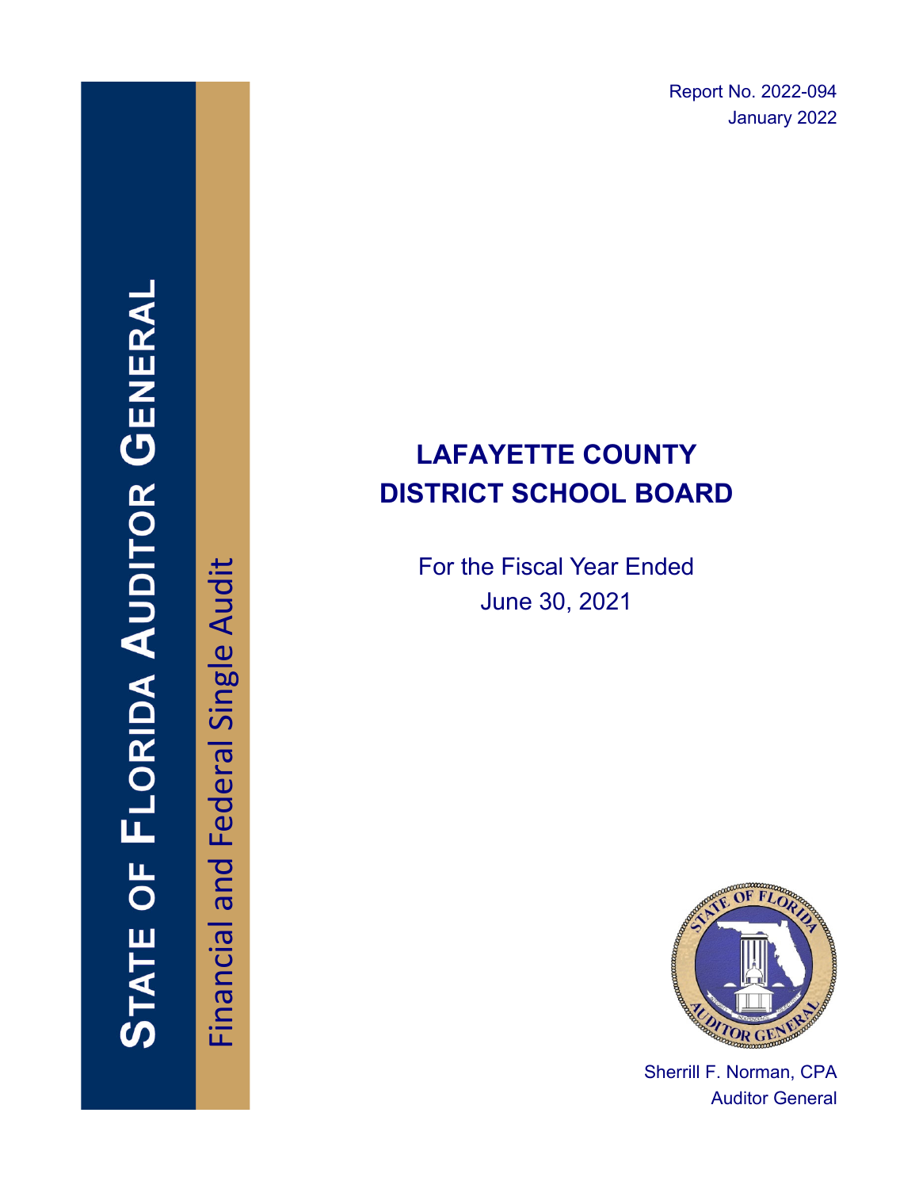# STATE OF FLORIDA AUDITOR GENERAL

Financial and Federal Single Audit

Report No. 2022-094
January 2022

# LAFAYETTE COUNTY DISTRICT SCHOOL BOARD

For the Fiscal Year Ended
June 30, 2021

Sherrill F. Norman, CPA
Auditor General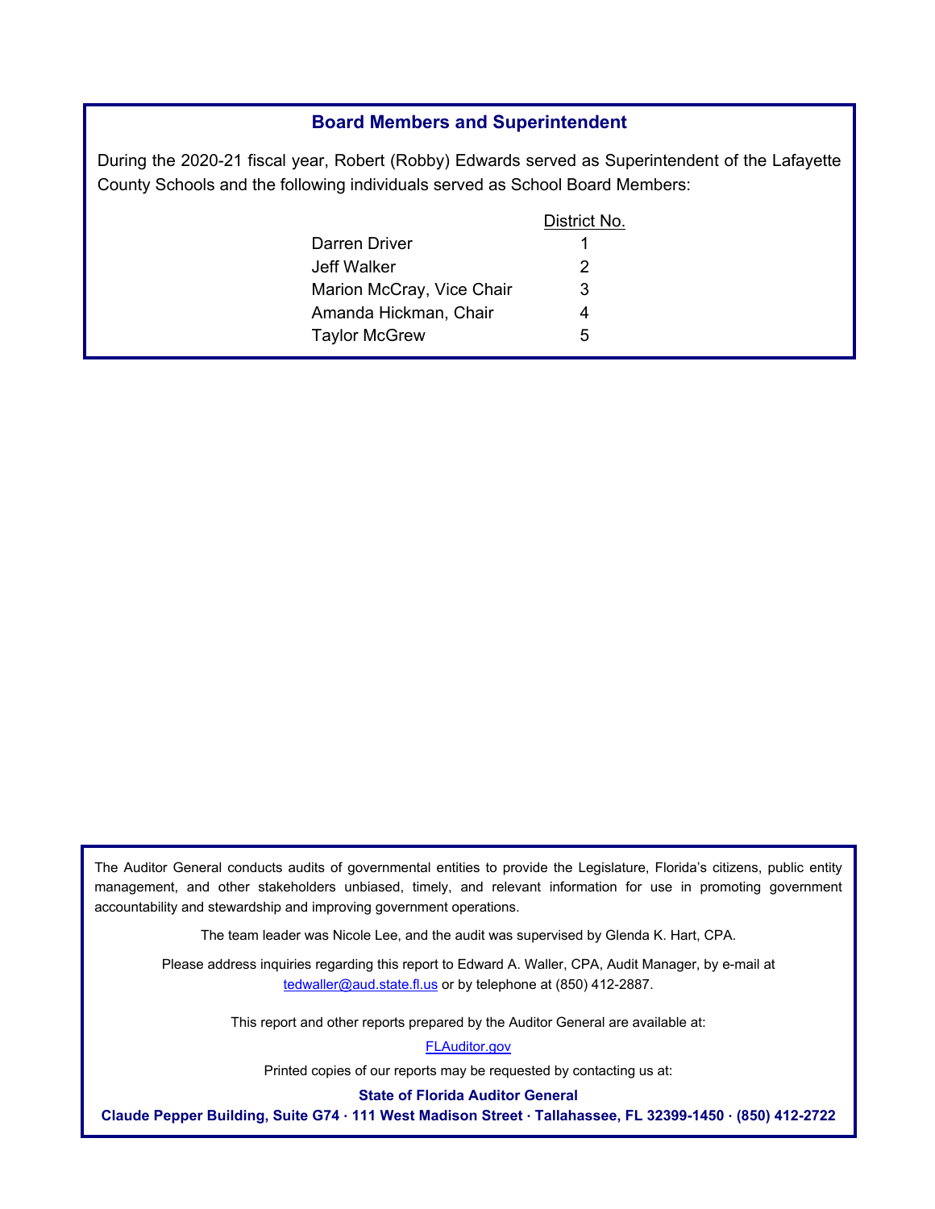## Board Members and Superintendent

During the 2020-21 fiscal year, Robert (Robby) Edwards served as Superintendent of the Lafayette County Schools and the following individuals served as School Board Members:

| | District No. |
|---|---|
| Darren Driver | 1 |
| Jeff Walker | 2 |
| Marion McCray, Vice Chair | 3 |
| Amanda Hickman, Chair | 4 |
| Taylor McGrew | 5 |

The Auditor General conducts audits of governmental entities to provide the Legislature, Florida's citizens, public entity management, and other stakeholders unbiased, timely, and relevant information for use in promoting government accountability and stewardship and improving government operations.

The team leader was Nicole Lee, and the audit was supervised by Glenda K. Hart, CPA.

Please address inquiries regarding this report to Edward A. Waller, CPA, Audit Manager, by e-mail at tedwaller@aud.state.fl.us or by telephone at (850) 412-2887.

This report and other reports prepared by the Auditor General are available at:

FLAuditor.gov

Printed copies of our reports may be requested by contacting us at:

**State of Florida Auditor General**

**Claude Pepper Building, Suite G74 · 111 West Madison Street · Tallahassee, FL 32399-1450 · (850) 412-2722**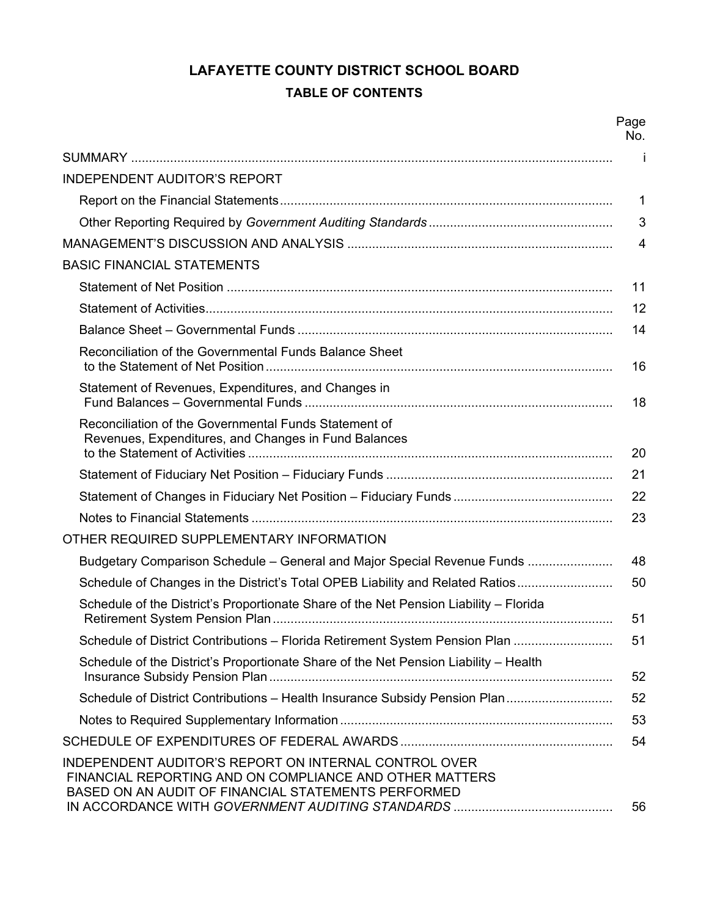# LAFAYETTE COUNTY DISTRICT SCHOOL BOARD

## TABLE OF CONTENTS

| | Page No. |
|---|---|
| SUMMARY | i |
| INDEPENDENT AUDITOR'S REPORT | |
| Report on the Financial Statements | 1 |
| Other Reporting Required by *Government Auditing Standards* | 3 |
| MANAGEMENT'S DISCUSSION AND ANALYSIS | 4 |
| BASIC FINANCIAL STATEMENTS | |
| Statement of Net Position | 11 |
| Statement of Activities | 12 |
| Balance Sheet – Governmental Funds | 14 |
| Reconciliation of the Governmental Funds Balance Sheet to the Statement of Net Position | 16 |
| Statement of Revenues, Expenditures, and Changes in Fund Balances – Governmental Funds | 18 |
| Reconciliation of the Governmental Funds Statement of Revenues, Expenditures, and Changes in Fund Balances to the Statement of Activities | 20 |
| Statement of Fiduciary Net Position – Fiduciary Funds | 21 |
| Statement of Changes in Fiduciary Net Position – Fiduciary Funds | 22 |
| Notes to Financial Statements | 23 |
| OTHER REQUIRED SUPPLEMENTARY INFORMATION | |
| Budgetary Comparison Schedule – General and Major Special Revenue Funds | 48 |
| Schedule of Changes in the District's Total OPEB Liability and Related Ratios | 50 |
| Schedule of the District's Proportionate Share of the Net Pension Liability – Florida Retirement System Pension Plan | 51 |
| Schedule of District Contributions – Florida Retirement System Pension Plan | 51 |
| Schedule of the District's Proportionate Share of the Net Pension Liability – Health Insurance Subsidy Pension Plan | 52 |
| Schedule of District Contributions – Health Insurance Subsidy Pension Plan | 52 |
| Notes to Required Supplementary Information | 53 |
| SCHEDULE OF EXPENDITURES OF FEDERAL AWARDS | 54 |
| INDEPENDENT AUDITOR'S REPORT ON INTERNAL CONTROL OVER FINANCIAL REPORTING AND ON COMPLIANCE AND OTHER MATTERS BASED ON AN AUDIT OF FINANCIAL STATEMENTS PERFORMED IN ACCORDANCE WITH *GOVERNMENT AUDITING STANDARDS* | 56 |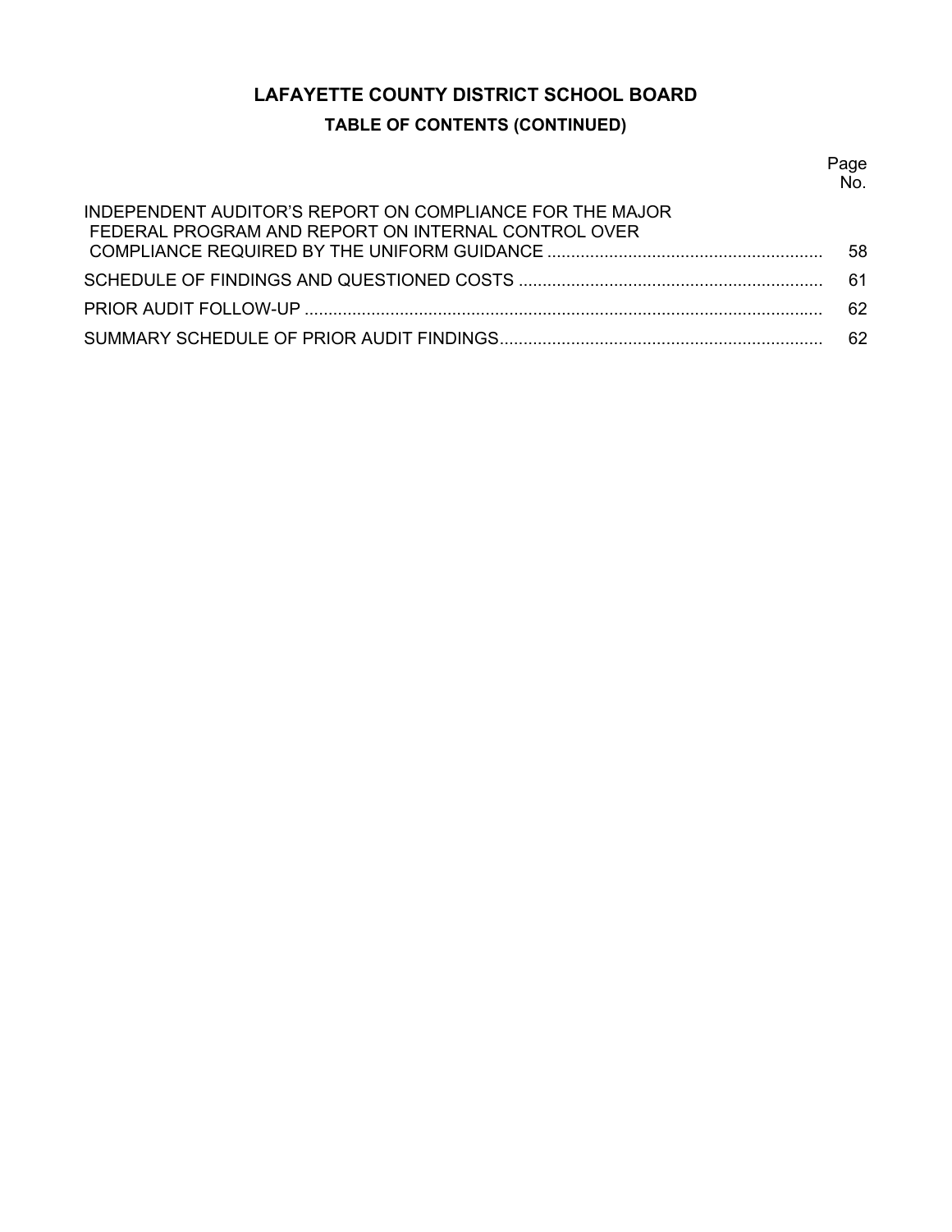# LAFAYETTE COUNTY DISTRICT SCHOOL BOARD

## TABLE OF CONTENTS (CONTINUED)

| | Page No. |
|---|---|
| INDEPENDENT AUDITOR'S REPORT ON COMPLIANCE FOR THE MAJOR FEDERAL PROGRAM AND REPORT ON INTERNAL CONTROL OVER COMPLIANCE REQUIRED BY THE UNIFORM GUIDANCE | 58 |
| SCHEDULE OF FINDINGS AND QUESTIONED COSTS | 61 |
| PRIOR AUDIT FOLLOW-UP | 62 |
| SUMMARY SCHEDULE OF PRIOR AUDIT FINDINGS | 62 |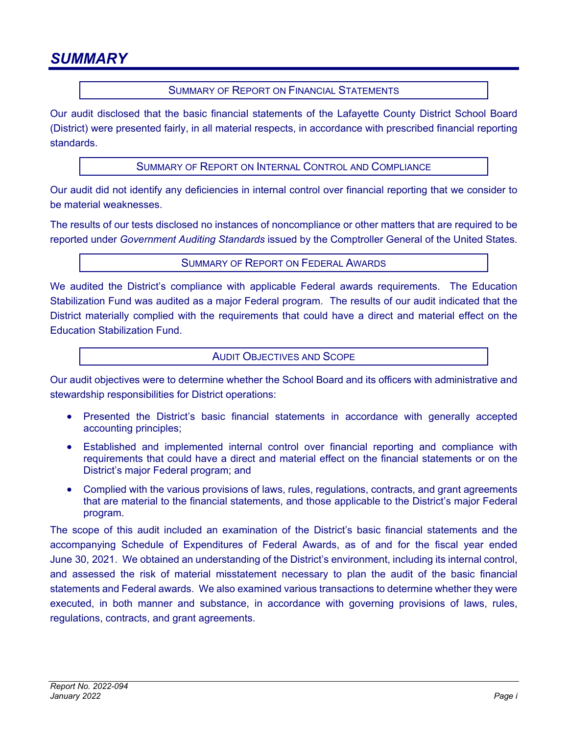# SUMMARY

## SUMMARY OF REPORT ON FINANCIAL STATEMENTS

Our audit disclosed that the basic financial statements of the Lafayette County District School Board (District) were presented fairly, in all material respects, in accordance with prescribed financial reporting standards.

## SUMMARY OF REPORT ON INTERNAL CONTROL AND COMPLIANCE

Our audit did not identify any deficiencies in internal control over financial reporting that we consider to be material weaknesses.

The results of our tests disclosed no instances of noncompliance or other matters that are required to be reported under *Government Auditing Standards* issued by the Comptroller General of the United States.

## SUMMARY OF REPORT ON FEDERAL AWARDS

We audited the District's compliance with applicable Federal awards requirements. The Education Stabilization Fund was audited as a major Federal program. The results of our audit indicated that the District materially complied with the requirements that could have a direct and material effect on the Education Stabilization Fund.

## AUDIT OBJECTIVES AND SCOPE

Our audit objectives were to determine whether the School Board and its officers with administrative and stewardship responsibilities for District operations:

- Presented the District's basic financial statements in accordance with generally accepted accounting principles;
- Established and implemented internal control over financial reporting and compliance with requirements that could have a direct and material effect on the financial statements or on the District's major Federal program; and
- Complied with the various provisions of laws, rules, regulations, contracts, and grant agreements that are material to the financial statements, and those applicable to the District's major Federal program.

The scope of this audit included an examination of the District's basic financial statements and the accompanying Schedule of Expenditures of Federal Awards, as of and for the fiscal year ended June 30, 2021. We obtained an understanding of the District's environment, including its internal control, and assessed the risk of material misstatement necessary to plan the audit of the basic financial statements and Federal awards. We also examined various transactions to determine whether they were executed, in both manner and substance, in accordance with governing provisions of laws, rules, regulations, contracts, and grant agreements.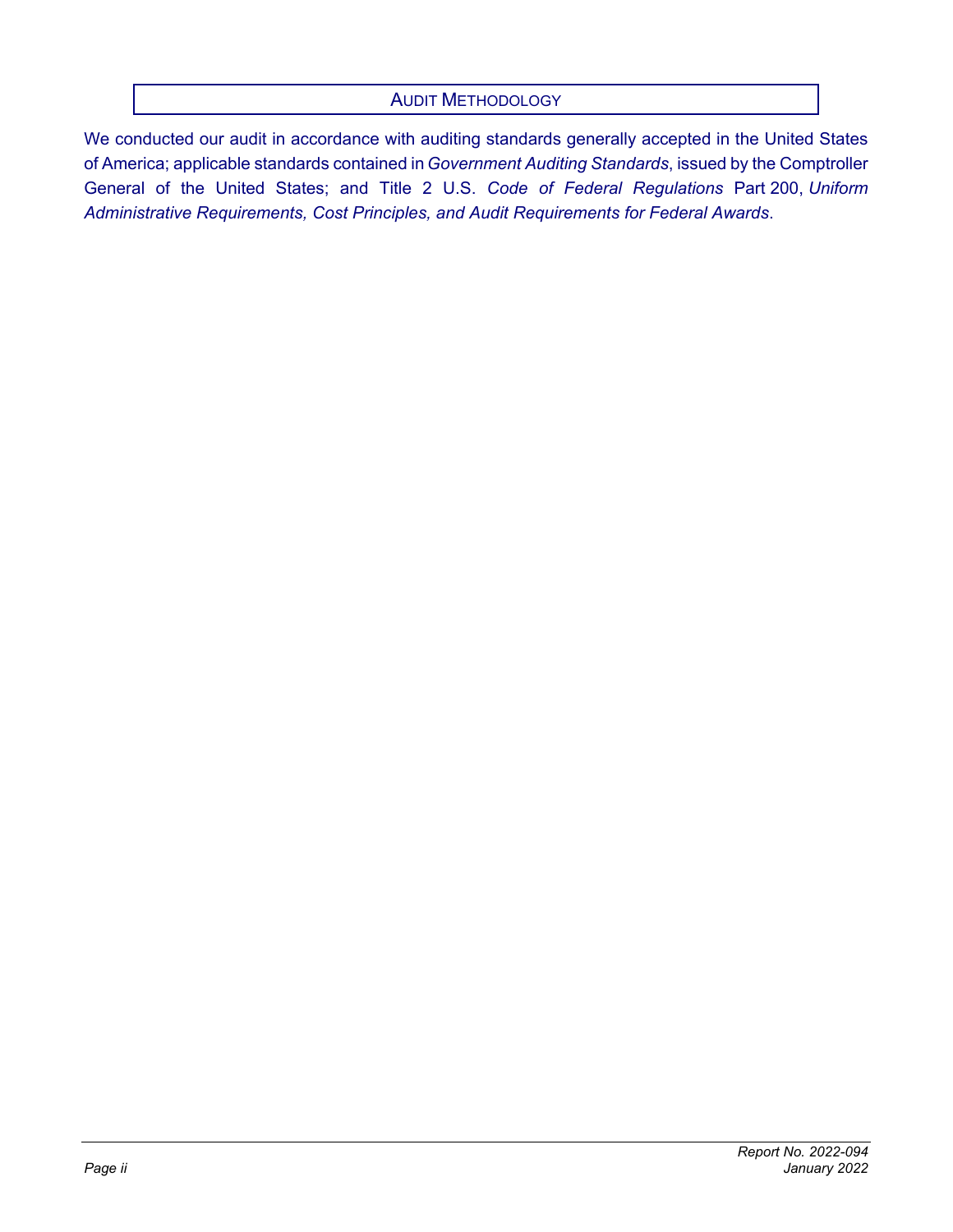## Audit Methodology

We conducted our audit in accordance with auditing standards generally accepted in the United States of America; applicable standards contained in *Government Auditing Standards*, issued by the Comptroller General of the United States; and Title 2 U.S. *Code of Federal Regulations* Part 200, *Uniform Administrative Requirements, Cost Principles, and Audit Requirements for Federal Awards*.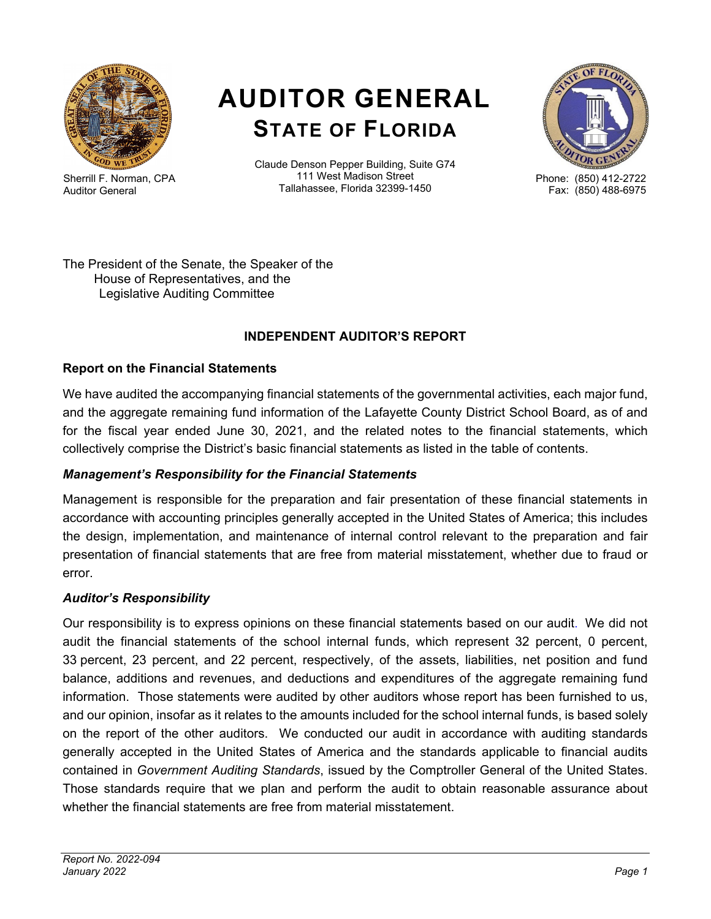# AUDITOR GENERAL
## STATE OF FLORIDA

Sherrill F. Norman, CPA
Auditor General

Claude Denson Pepper Building, Suite G74
111 West Madison Street
Tallahassee, Florida 32399-1450

Phone: (850) 412-2722
Fax: (850) 488-6975

The President of the Senate, the Speaker of the
House of Representatives, and the
Legislative Auditing Committee

### INDEPENDENT AUDITOR'S REPORT

**Report on the Financial Statements**

We have audited the accompanying financial statements of the governmental activities, each major fund, and the aggregate remaining fund information of the Lafayette County District School Board, as of and for the fiscal year ended June 30, 2021, and the related notes to the financial statements, which collectively comprise the District's basic financial statements as listed in the table of contents.

***Management's Responsibility for the Financial Statements***

Management is responsible for the preparation and fair presentation of these financial statements in accordance with accounting principles generally accepted in the United States of America; this includes the design, implementation, and maintenance of internal control relevant to the preparation and fair presentation of financial statements that are free from material misstatement, whether due to fraud or error.

***Auditor's Responsibility***

Our responsibility is to express opinions on these financial statements based on our audit. We did not audit the financial statements of the school internal funds, which represent 32 percent, 0 percent, 33 percent, 23 percent, and 22 percent, respectively, of the assets, liabilities, net position and fund balance, additions and revenues, and deductions and expenditures of the aggregate remaining fund information. Those statements were audited by other auditors whose report has been furnished to us, and our opinion, insofar as it relates to the amounts included for the school internal funds, is based solely on the report of the other auditors. We conducted our audit in accordance with auditing standards generally accepted in the United States of America and the standards applicable to financial audits contained in *Government Auditing Standards*, issued by the Comptroller General of the United States. Those standards require that we plan and perform the audit to obtain reasonable assurance about whether the financial statements are free from material misstatement.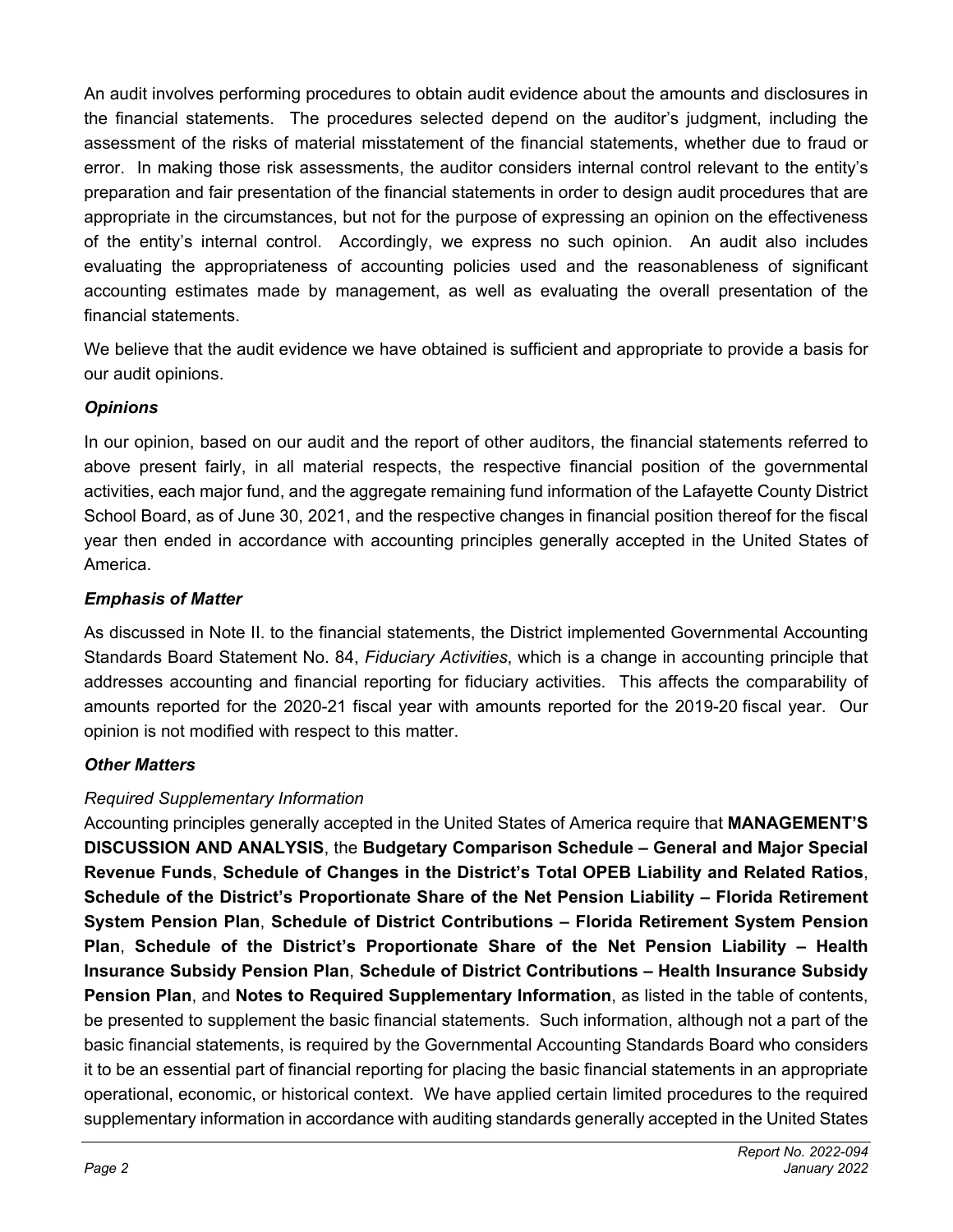An audit involves performing procedures to obtain audit evidence about the amounts and disclosures in the financial statements. The procedures selected depend on the auditor's judgment, including the assessment of the risks of material misstatement of the financial statements, whether due to fraud or error. In making those risk assessments, the auditor considers internal control relevant to the entity's preparation and fair presentation of the financial statements in order to design audit procedures that are appropriate in the circumstances, but not for the purpose of expressing an opinion on the effectiveness of the entity's internal control. Accordingly, we express no such opinion. An audit also includes evaluating the appropriateness of accounting policies used and the reasonableness of significant accounting estimates made by management, as well as evaluating the overall presentation of the financial statements.

We believe that the audit evidence we have obtained is sufficient and appropriate to provide a basis for our audit opinions.

### *Opinions*

In our opinion, based on our audit and the report of other auditors, the financial statements referred to above present fairly, in all material respects, the respective financial position of the governmental activities, each major fund, and the aggregate remaining fund information of the Lafayette County District School Board, as of June 30, 2021, and the respective changes in financial position thereof for the fiscal year then ended in accordance with accounting principles generally accepted in the United States of America.

### *Emphasis of Matter*

As discussed in Note II. to the financial statements, the District implemented Governmental Accounting Standards Board Statement No. 84, *Fiduciary Activities*, which is a change in accounting principle that addresses accounting and financial reporting for fiduciary activities. This affects the comparability of amounts reported for the 2020-21 fiscal year with amounts reported for the 2019-20 fiscal year. Our opinion is not modified with respect to this matter.

### *Other Matters*

*Required Supplementary Information*

Accounting principles generally accepted in the United States of America require that **MANAGEMENT'S DISCUSSION AND ANALYSIS**, the **Budgetary Comparison Schedule – General and Major Special Revenue Funds**, **Schedule of Changes in the District's Total OPEB Liability and Related Ratios**, **Schedule of the District's Proportionate Share of the Net Pension Liability – Florida Retirement System Pension Plan**, **Schedule of District Contributions – Florida Retirement System Pension Plan**, **Schedule of the District's Proportionate Share of the Net Pension Liability – Health Insurance Subsidy Pension Plan**, **Schedule of District Contributions – Health Insurance Subsidy Pension Plan**, and **Notes to Required Supplementary Information**, as listed in the table of contents, be presented to supplement the basic financial statements. Such information, although not a part of the basic financial statements, is required by the Governmental Accounting Standards Board who considers it to be an essential part of financial reporting for placing the basic financial statements in an appropriate operational, economic, or historical context. We have applied certain limited procedures to the required supplementary information in accordance with auditing standards generally accepted in the United States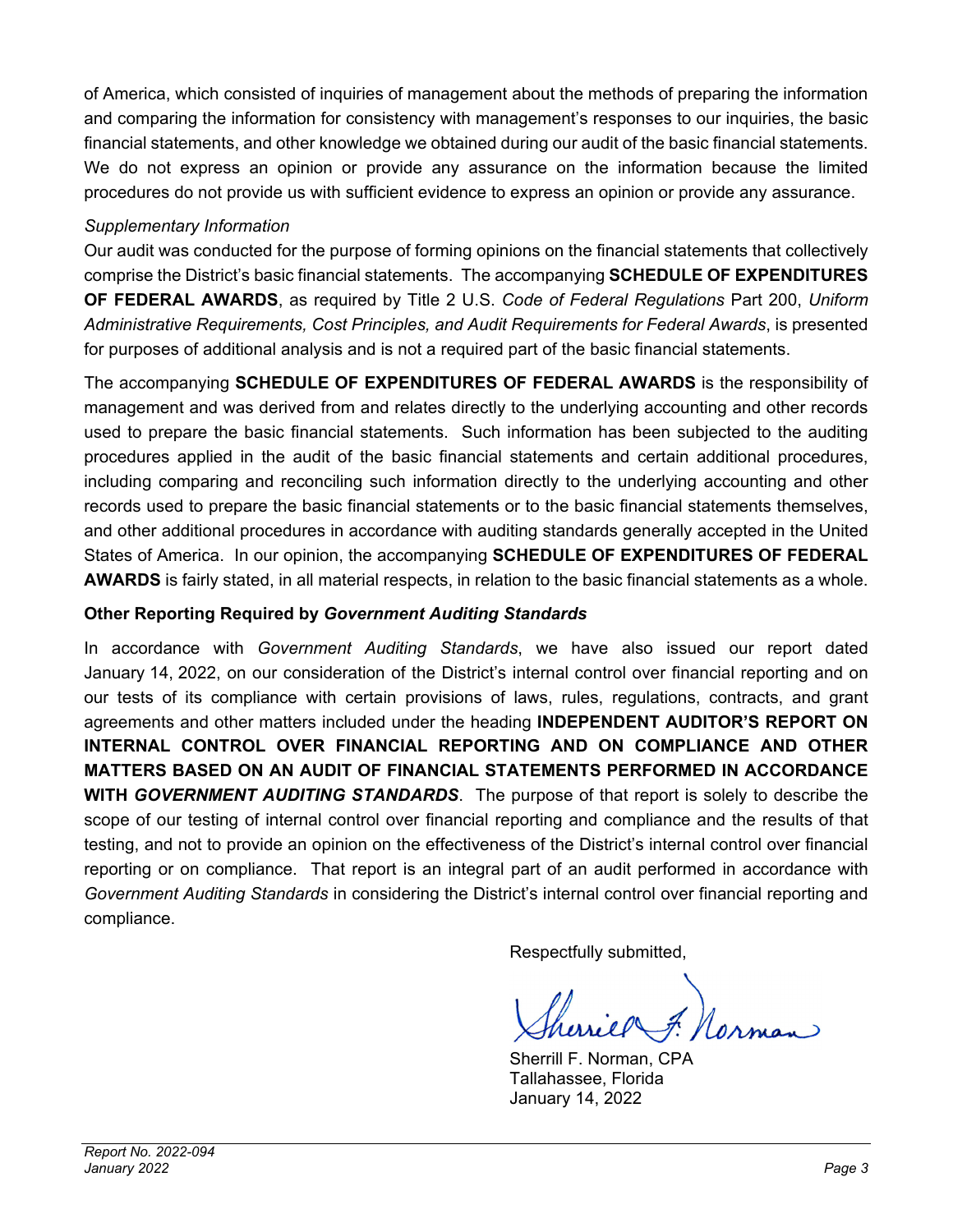of America, which consisted of inquiries of management about the methods of preparing the information and comparing the information for consistency with management's responses to our inquiries, the basic financial statements, and other knowledge we obtained during our audit of the basic financial statements. We do not express an opinion or provide any assurance on the information because the limited procedures do not provide us with sufficient evidence to express an opinion or provide any assurance.

*Supplementary Information*

Our audit was conducted for the purpose of forming opinions on the financial statements that collectively comprise the District's basic financial statements. The accompanying **SCHEDULE OF EXPENDITURES OF FEDERAL AWARDS**, as required by Title 2 U.S. *Code of Federal Regulations* Part 200, *Uniform Administrative Requirements, Cost Principles, and Audit Requirements for Federal Awards*, is presented for purposes of additional analysis and is not a required part of the basic financial statements.

The accompanying **SCHEDULE OF EXPENDITURES OF FEDERAL AWARDS** is the responsibility of management and was derived from and relates directly to the underlying accounting and other records used to prepare the basic financial statements. Such information has been subjected to the auditing procedures applied in the audit of the basic financial statements and certain additional procedures, including comparing and reconciling such information directly to the underlying accounting and other records used to prepare the basic financial statements or to the basic financial statements themselves, and other additional procedures in accordance with auditing standards generally accepted in the United States of America. In our opinion, the accompanying **SCHEDULE OF EXPENDITURES OF FEDERAL AWARDS** is fairly stated, in all material respects, in relation to the basic financial statements as a whole.

**Other Reporting Required by *Government Auditing Standards***

In accordance with *Government Auditing Standards*, we have also issued our report dated January 14, 2022, on our consideration of the District's internal control over financial reporting and on our tests of its compliance with certain provisions of laws, rules, regulations, contracts, and grant agreements and other matters included under the heading **INDEPENDENT AUDITOR'S REPORT ON INTERNAL CONTROL OVER FINANCIAL REPORTING AND ON COMPLIANCE AND OTHER MATTERS BASED ON AN AUDIT OF FINANCIAL STATEMENTS PERFORMED IN ACCORDANCE WITH *GOVERNMENT AUDITING STANDARDS***. The purpose of that report is solely to describe the scope of our testing of internal control over financial reporting and compliance and the results of that testing, and not to provide an opinion on the effectiveness of the District's internal control over financial reporting or on compliance. That report is an integral part of an audit performed in accordance with *Government Auditing Standards* in considering the District's internal control over financial reporting and compliance.

Respectfully submitted,

Sherrill F. Norman, CPA
Tallahassee, Florida
January 14, 2022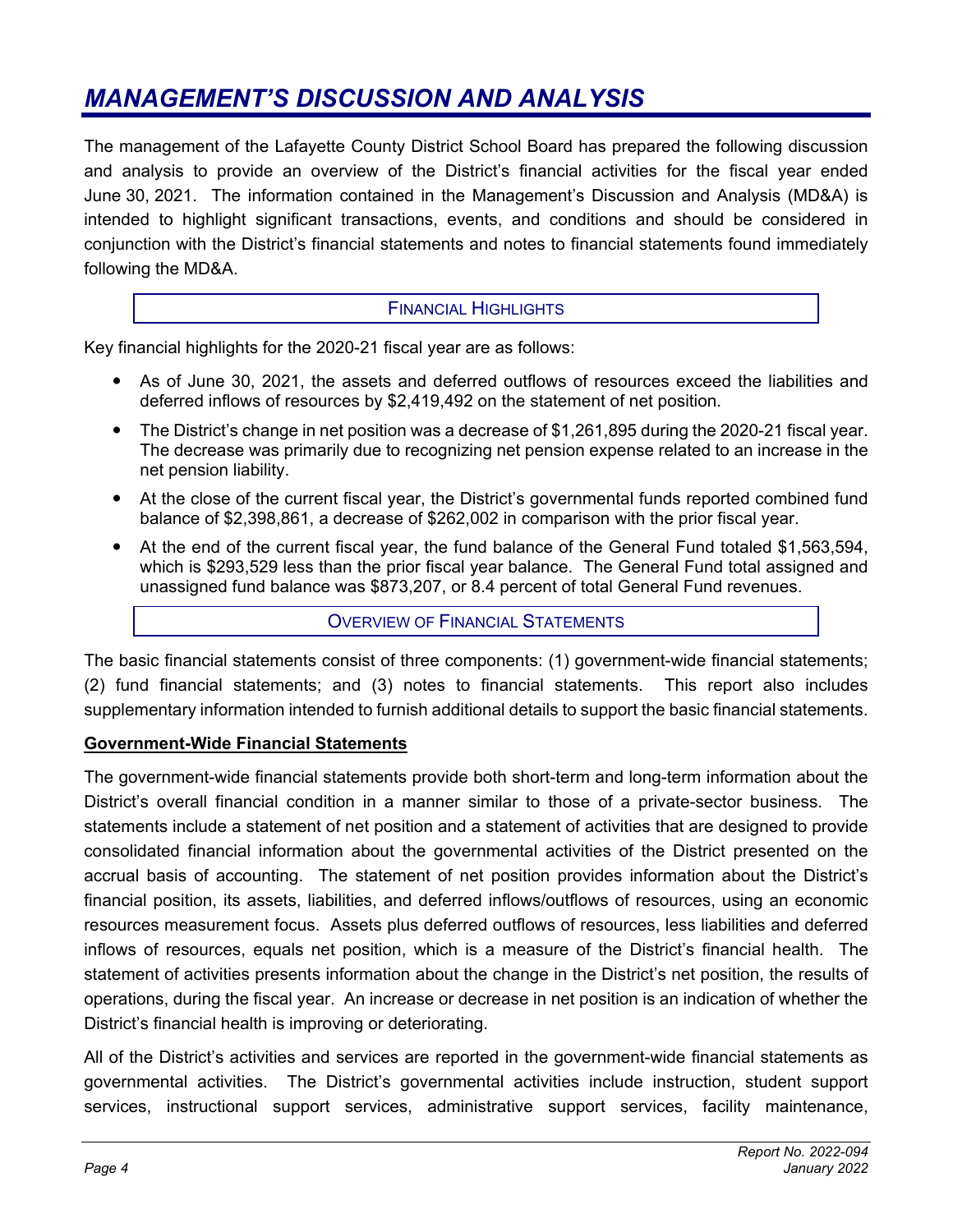# *MANAGEMENT'S DISCUSSION AND ANALYSIS*

The management of the Lafayette County District School Board has prepared the following discussion and analysis to provide an overview of the District's financial activities for the fiscal year ended June 30, 2021. The information contained in the Management's Discussion and Analysis (MD&A) is intended to highlight significant transactions, events, and conditions and should be considered in conjunction with the District's financial statements and notes to financial statements found immediately following the MD&A.

## FINANCIAL HIGHLIGHTS

Key financial highlights for the 2020-21 fiscal year are as follows:

- As of June 30, 2021, the assets and deferred outflows of resources exceed the liabilities and deferred inflows of resources by $2,419,492 on the statement of net position.
- The District's change in net position was a decrease of $1,261,895 during the 2020-21 fiscal year. The decrease was primarily due to recognizing net pension expense related to an increase in the net pension liability.
- At the close of the current fiscal year, the District's governmental funds reported combined fund balance of $2,398,861, a decrease of $262,002 in comparison with the prior fiscal year.
- At the end of the current fiscal year, the fund balance of the General Fund totaled $1,563,594, which is $293,529 less than the prior fiscal year balance. The General Fund total assigned and unassigned fund balance was $873,207, or 8.4 percent of total General Fund revenues.

## OVERVIEW OF FINANCIAL STATEMENTS

The basic financial statements consist of three components: (1) government-wide financial statements; (2) fund financial statements; and (3) notes to financial statements. This report also includes supplementary information intended to furnish additional details to support the basic financial statements.

### Government-Wide Financial Statements

The government-wide financial statements provide both short-term and long-term information about the District's overall financial condition in a manner similar to those of a private-sector business. The statements include a statement of net position and a statement of activities that are designed to provide consolidated financial information about the governmental activities of the District presented on the accrual basis of accounting. The statement of net position provides information about the District's financial position, its assets, liabilities, and deferred inflows/outflows of resources, using an economic resources measurement focus. Assets plus deferred outflows of resources, less liabilities and deferred inflows of resources, equals net position, which is a measure of the District's financial health. The statement of activities presents information about the change in the District's net position, the results of operations, during the fiscal year. An increase or decrease in net position is an indication of whether the District's financial health is improving or deteriorating.

All of the District's activities and services are reported in the government-wide financial statements as governmental activities. The District's governmental activities include instruction, student support services, instructional support services, administrative support services, facility maintenance,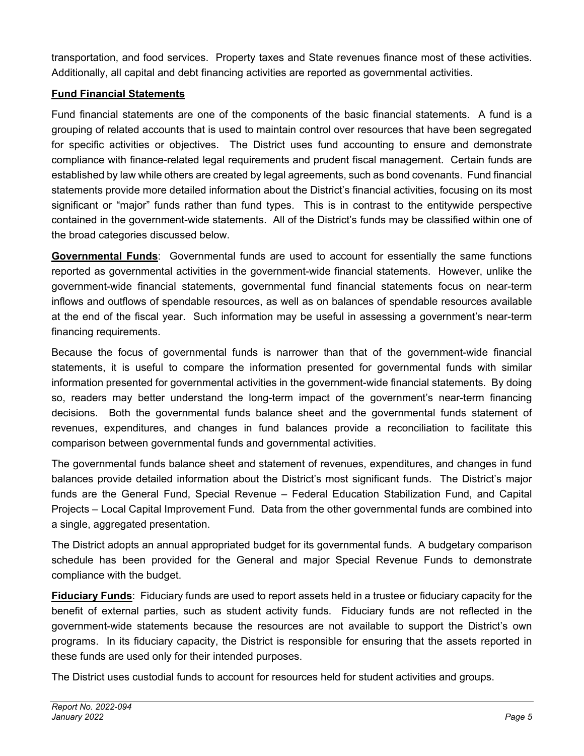transportation, and food services. Property taxes and State revenues finance most of these activities. Additionally, all capital and debt financing activities are reported as governmental activities.

## Fund Financial Statements

Fund financial statements are one of the components of the basic financial statements. A fund is a grouping of related accounts that is used to maintain control over resources that have been segregated for specific activities or objectives. The District uses fund accounting to ensure and demonstrate compliance with finance-related legal requirements and prudent fiscal management. Certain funds are established by law while others are created by legal agreements, such as bond covenants. Fund financial statements provide more detailed information about the District's financial activities, focusing on its most significant or "major" funds rather than fund types. This is in contrast to the entitywide perspective contained in the government-wide statements. All of the District's funds may be classified within one of the broad categories discussed below.

**Governmental Funds**: Governmental funds are used to account for essentially the same functions reported as governmental activities in the government-wide financial statements. However, unlike the government-wide financial statements, governmental fund financial statements focus on near-term inflows and outflows of spendable resources, as well as on balances of spendable resources available at the end of the fiscal year. Such information may be useful in assessing a government's near-term financing requirements.

Because the focus of governmental funds is narrower than that of the government-wide financial statements, it is useful to compare the information presented for governmental funds with similar information presented for governmental activities in the government-wide financial statements. By doing so, readers may better understand the long-term impact of the government's near-term financing decisions. Both the governmental funds balance sheet and the governmental funds statement of revenues, expenditures, and changes in fund balances provide a reconciliation to facilitate this comparison between governmental funds and governmental activities.

The governmental funds balance sheet and statement of revenues, expenditures, and changes in fund balances provide detailed information about the District's most significant funds. The District's major funds are the General Fund, Special Revenue – Federal Education Stabilization Fund, and Capital Projects – Local Capital Improvement Fund. Data from the other governmental funds are combined into a single, aggregated presentation.

The District adopts an annual appropriated budget for its governmental funds. A budgetary comparison schedule has been provided for the General and major Special Revenue Funds to demonstrate compliance with the budget.

**Fiduciary Funds**: Fiduciary funds are used to report assets held in a trustee or fiduciary capacity for the benefit of external parties, such as student activity funds. Fiduciary funds are not reflected in the government-wide statements because the resources are not available to support the District's own programs. In its fiduciary capacity, the District is responsible for ensuring that the assets reported in these funds are used only for their intended purposes.

The District uses custodial funds to account for resources held for student activities and groups.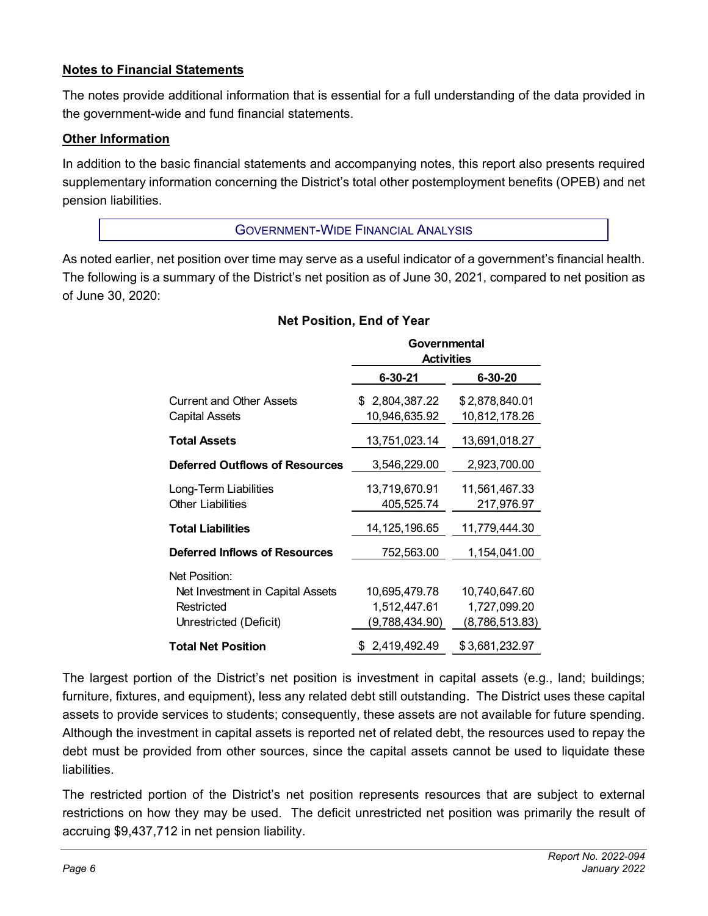**Notes to Financial Statements**

The notes provide additional information that is essential for a full understanding of the data provided in the government-wide and fund financial statements.

**Other Information**

In addition to the basic financial statements and accompanying notes, this report also presents required supplementary information concerning the District's total other postemployment benefits (OPEB) and net pension liabilities.

## GOVERNMENT-WIDE FINANCIAL ANALYSIS

As noted earlier, net position over time may serve as a useful indicator of a government's financial health. The following is a summary of the District's net position as of June 30, 2021, compared to net position as of June 30, 2020:

**Net Position, End of Year**

| | Governmental Activities | |
|---|---|---|
| | **6-30-21** | **6-30-20** |
| Current and Other Assets | $ 2,804,387.22 | $ 2,878,840.01 |
| Capital Assets | 10,946,635.92 | 10,812,178.26 |
| **Total Assets** | 13,751,023.14 | 13,691,018.27 |
| **Deferred Outflows of Resources** | 3,546,229.00 | 2,923,700.00 |
| Long-Term Liabilities | 13,719,670.91 | 11,561,467.33 |
| Other Liabilities | 405,525.74 | 217,976.97 |
| **Total Liabilities** | 14,125,196.65 | 11,779,444.30 |
| **Deferred Inflows of Resources** | 752,563.00 | 1,154,041.00 |
| Net Position: | | |
| Net Investment in Capital Assets | 10,695,479.78 | 10,740,647.60 |
| Restricted | 1,512,447.61 | 1,727,099.20 |
| Unrestricted (Deficit) | (9,788,434.90) | (8,786,513.83) |
| **Total Net Position** | $ 2,419,492.49 | $ 3,681,232.97 |

The largest portion of the District's net position is investment in capital assets (e.g., land; buildings; furniture, fixtures, and equipment), less any related debt still outstanding. The District uses these capital assets to provide services to students; consequently, these assets are not available for future spending. Although the investment in capital assets is reported net of related debt, the resources used to repay the debt must be provided from other sources, since the capital assets cannot be used to liquidate these liabilities.

The restricted portion of the District's net position represents resources that are subject to external restrictions on how they may be used. The deficit unrestricted net position was primarily the result of accruing $9,437,712 in net pension liability.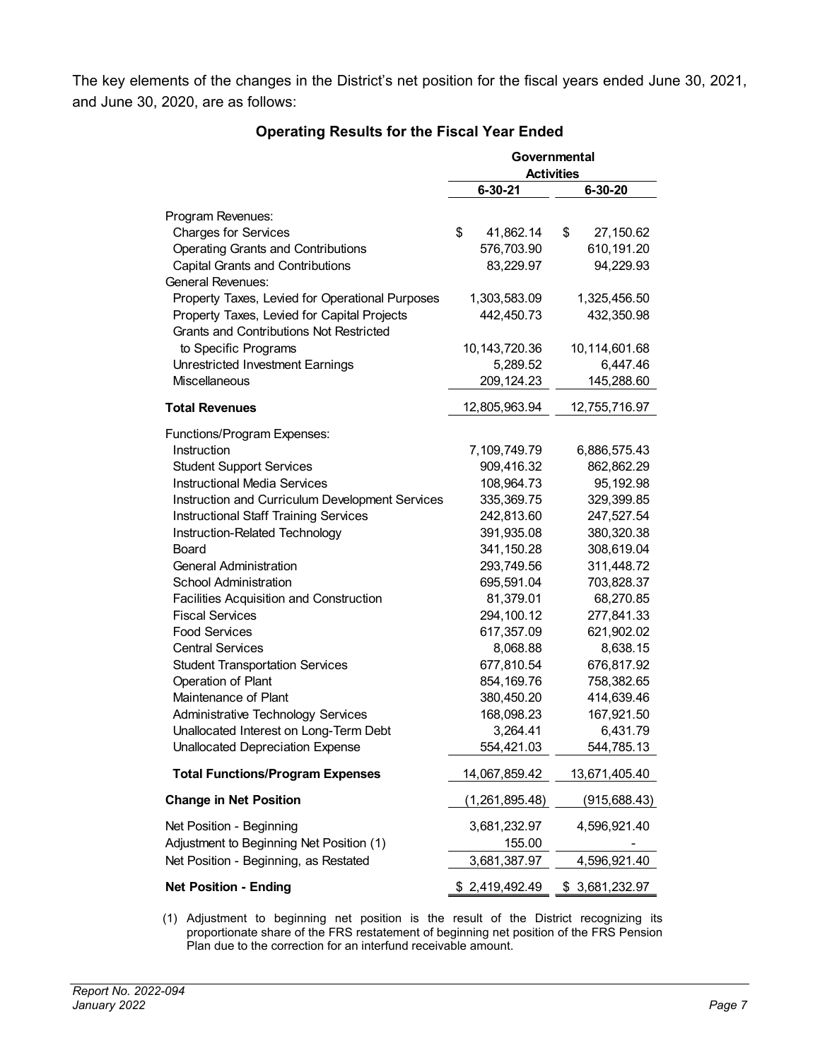The key elements of the changes in the District's net position for the fiscal years ended June 30, 2021, and June 30, 2020, are as follows:

**Operating Results for the Fiscal Year Ended**

| | Governmental Activities | |
|---|---|---|
| | **6-30-21** | **6-30-20** |
| Program Revenues: | | |
| Charges for Services | $ 41,862.14 | $ 27,150.62 |
| Operating Grants and Contributions | 576,703.90 | 610,191.20 |
| Capital Grants and Contributions | 83,229.97 | 94,229.93 |
| General Revenues: | | |
| Property Taxes, Levied for Operational Purposes | 1,303,583.09 | 1,325,456.50 |
| Property Taxes, Levied for Capital Projects | 442,450.73 | 432,350.98 |
| Grants and Contributions Not Restricted to Specific Programs | 10,143,720.36 | 10,114,601.68 |
| Unrestricted Investment Earnings | 5,289.52 | 6,447.46 |
| Miscellaneous | 209,124.23 | 145,288.60 |
| **Total Revenues** | 12,805,963.94 | 12,755,716.97 |
| Functions/Program Expenses: | | |
| Instruction | 7,109,749.79 | 6,886,575.43 |
| Student Support Services | 909,416.32 | 862,862.29 |
| Instructional Media Services | 108,964.73 | 95,192.98 |
| Instruction and Curriculum Development Services | 335,369.75 | 329,399.85 |
| Instructional Staff Training Services | 242,813.60 | 247,527.54 |
| Instruction-Related Technology | 391,935.08 | 380,320.38 |
| Board | 341,150.28 | 308,619.04 |
| General Administration | 293,749.56 | 311,448.72 |
| School Administration | 695,591.04 | 703,828.37 |
| Facilities Acquisition and Construction | 81,379.01 | 68,270.85 |
| Fiscal Services | 294,100.12 | 277,841.33 |
| Food Services | 617,357.09 | 621,902.02 |
| Central Services | 8,068.88 | 8,638.15 |
| Student Transportation Services | 677,810.54 | 676,817.92 |
| Operation of Plant | 854,169.76 | 758,382.65 |
| Maintenance of Plant | 380,450.20 | 414,639.46 |
| Administrative Technology Services | 168,098.23 | 167,921.50 |
| Unallocated Interest on Long-Term Debt | 3,264.41 | 6,431.79 |
| Unallocated Depreciation Expense | 554,421.03 | 544,785.13 |
| **Total Functions/Program Expenses** | 14,067,859.42 | 13,671,405.40 |
| **Change in Net Position** | (1,261,895.48) | (915,688.43) |
| Net Position - Beginning | 3,681,232.97 | 4,596,921.40 |
| Adjustment to Beginning Net Position (1) | 155.00 | - |
| Net Position - Beginning, as Restated | 3,681,387.97 | 4,596,921.40 |
| **Net Position - Ending** | $ 2,419,492.49 | $ 3,681,232.97 |

(1) Adjustment to beginning net position is the result of the District recognizing its proportionate share of the FRS restatement of beginning net position of the FRS Pension Plan due to the correction for an interfund receivable amount.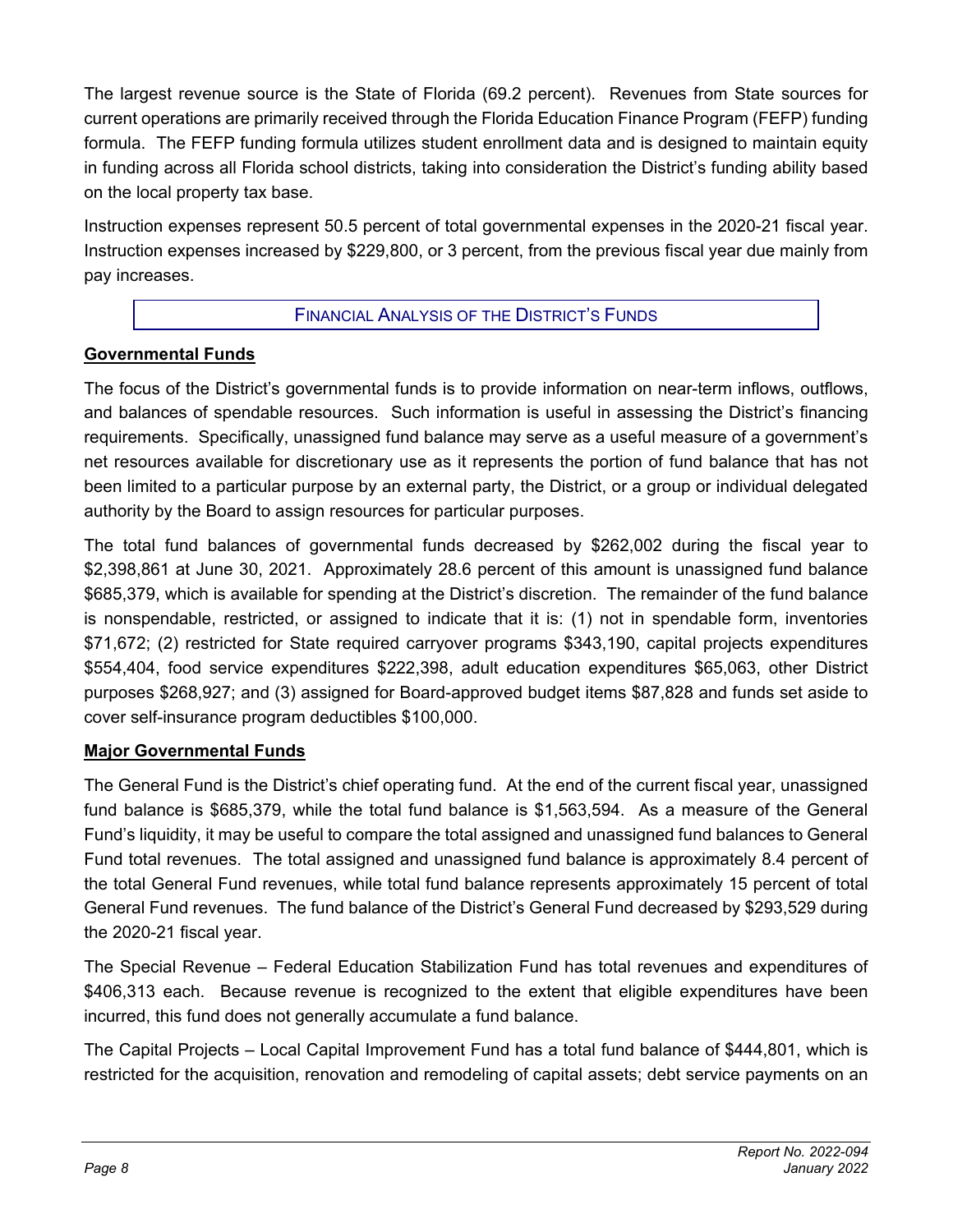The largest revenue source is the State of Florida (69.2 percent). Revenues from State sources for current operations are primarily received through the Florida Education Finance Program (FEFP) funding formula. The FEFP funding formula utilizes student enrollment data and is designed to maintain equity in funding across all Florida school districts, taking into consideration the District's funding ability based on the local property tax base.

Instruction expenses represent 50.5 percent of total governmental expenses in the 2020-21 fiscal year. Instruction expenses increased by $229,800, or 3 percent, from the previous fiscal year due mainly from pay increases.

## FINANCIAL ANALYSIS OF THE DISTRICT'S FUNDS

### Governmental Funds

The focus of the District's governmental funds is to provide information on near-term inflows, outflows, and balances of spendable resources. Such information is useful in assessing the District's financing requirements. Specifically, unassigned fund balance may serve as a useful measure of a government's net resources available for discretionary use as it represents the portion of fund balance that has not been limited to a particular purpose by an external party, the District, or a group or individual delegated authority by the Board to assign resources for particular purposes.

The total fund balances of governmental funds decreased by $262,002 during the fiscal year to $2,398,861 at June 30, 2021. Approximately 28.6 percent of this amount is unassigned fund balance $685,379, which is available for spending at the District's discretion. The remainder of the fund balance is nonspendable, restricted, or assigned to indicate that it is: (1) not in spendable form, inventories $71,672; (2) restricted for State required carryover programs $343,190, capital projects expenditures $554,404, food service expenditures $222,398, adult education expenditures $65,063, other District purposes $268,927; and (3) assigned for Board-approved budget items $87,828 and funds set aside to cover self-insurance program deductibles $100,000.

### Major Governmental Funds

The General Fund is the District's chief operating fund. At the end of the current fiscal year, unassigned fund balance is $685,379, while the total fund balance is $1,563,594. As a measure of the General Fund's liquidity, it may be useful to compare the total assigned and unassigned fund balances to General Fund total revenues. The total assigned and unassigned fund balance is approximately 8.4 percent of the total General Fund revenues, while total fund balance represents approximately 15 percent of total General Fund revenues. The fund balance of the District's General Fund decreased by $293,529 during the 2020-21 fiscal year.

The Special Revenue – Federal Education Stabilization Fund has total revenues and expenditures of $406,313 each. Because revenue is recognized to the extent that eligible expenditures have been incurred, this fund does not generally accumulate a fund balance.

The Capital Projects – Local Capital Improvement Fund has a total fund balance of $444,801, which is restricted for the acquisition, renovation and remodeling of capital assets; debt service payments on an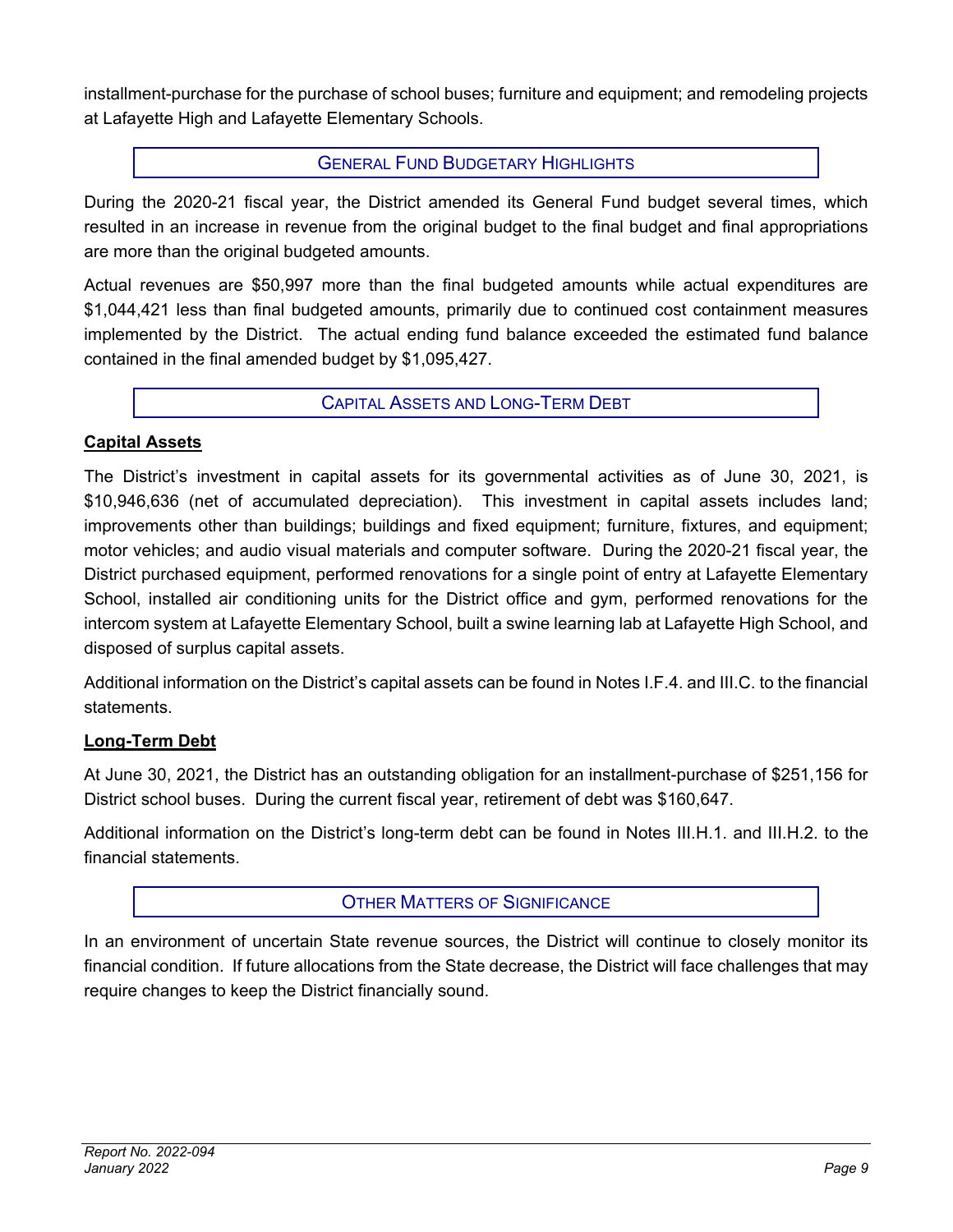installment-purchase for the purchase of school buses; furniture and equipment; and remodeling projects at Lafayette High and Lafayette Elementary Schools.

## General Fund Budgetary Highlights

During the 2020-21 fiscal year, the District amended its General Fund budget several times, which resulted in an increase in revenue from the original budget to the final budget and final appropriations are more than the original budgeted amounts.

Actual revenues are $50,997 more than the final budgeted amounts while actual expenditures are $1,044,421 less than final budgeted amounts, primarily due to continued cost containment measures implemented by the District. The actual ending fund balance exceeded the estimated fund balance contained in the final amended budget by $1,095,427.

## Capital Assets and Long-Term Debt

### Capital Assets

The District's investment in capital assets for its governmental activities as of June 30, 2021, is $10,946,636 (net of accumulated depreciation). This investment in capital assets includes land; improvements other than buildings; buildings and fixed equipment; furniture, fixtures, and equipment; motor vehicles; and audio visual materials and computer software. During the 2020-21 fiscal year, the District purchased equipment, performed renovations for a single point of entry at Lafayette Elementary School, installed air conditioning units for the District office and gym, performed renovations for the intercom system at Lafayette Elementary School, built a swine learning lab at Lafayette High School, and disposed of surplus capital assets.

Additional information on the District's capital assets can be found in Notes I.F.4. and III.C. to the financial statements.

### Long-Term Debt

At June 30, 2021, the District has an outstanding obligation for an installment-purchase of $251,156 for District school buses. During the current fiscal year, retirement of debt was $160,647.

Additional information on the District's long-term debt can be found in Notes III.H.1. and III.H.2. to the financial statements.

## Other Matters of Significance

In an environment of uncertain State revenue sources, the District will continue to closely monitor its financial condition. If future allocations from the State decrease, the District will face challenges that may require changes to keep the District financially sound.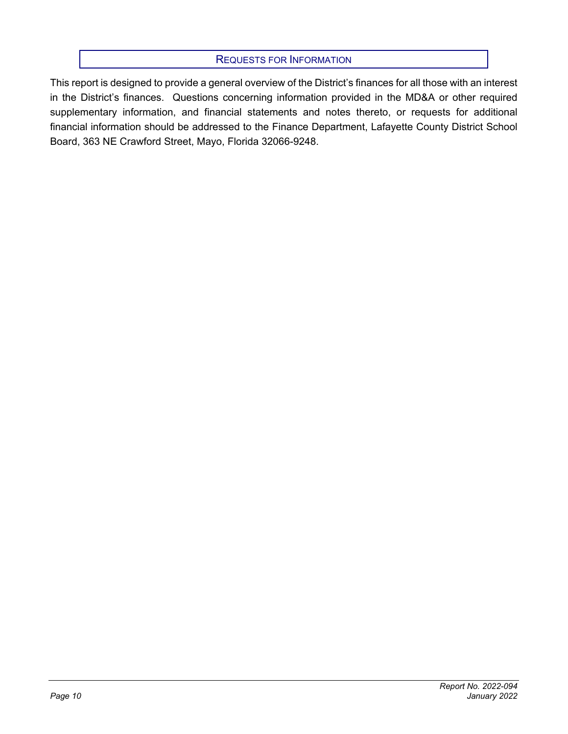## Requests for Information

This report is designed to provide a general overview of the District's finances for all those with an interest in the District's finances. Questions concerning information provided in the MD&A or other required supplementary information, and financial statements and notes thereto, or requests for additional financial information should be addressed to the Finance Department, Lafayette County District School Board, 363 NE Crawford Street, Mayo, Florida 32066-9248.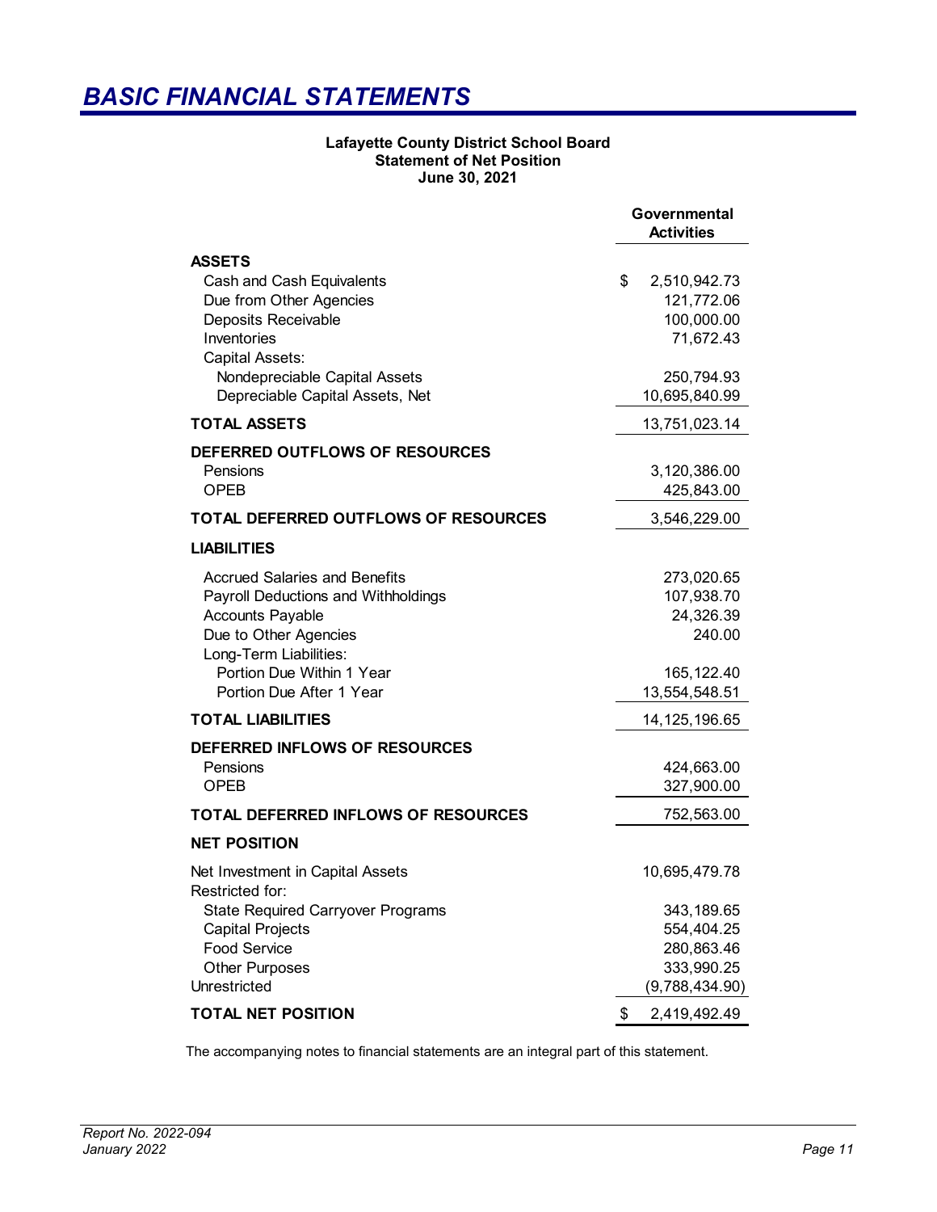# BASIC FINANCIAL STATEMENTS

**Lafayette County District School Board**
**Statement of Net Position**
**June 30, 2021**

| | Governmental Activities |
|---|---|
| **ASSETS** | |
| Cash and Cash Equivalents | $ 2,510,942.73 |
| Due from Other Agencies | 121,772.06 |
| Deposits Receivable | 100,000.00 |
| Inventories | 71,672.43 |
| Capital Assets: | |
| Nondepreciable Capital Assets | 250,794.93 |
| Depreciable Capital Assets, Net | 10,695,840.99 |
| **TOTAL ASSETS** | 13,751,023.14 |
| **DEFERRED OUTFLOWS OF RESOURCES** | |
| Pensions | 3,120,386.00 |
| OPEB | 425,843.00 |
| **TOTAL DEFERRED OUTFLOWS OF RESOURCES** | 3,546,229.00 |
| **LIABILITIES** | |
| Accrued Salaries and Benefits | 273,020.65 |
| Payroll Deductions and Withholdings | 107,938.70 |
| Accounts Payable | 24,326.39 |
| Due to Other Agencies | 240.00 |
| Long-Term Liabilities: | |
| Portion Due Within 1 Year | 165,122.40 |
| Portion Due After 1 Year | 13,554,548.51 |
| **TOTAL LIABILITIES** | 14,125,196.65 |
| **DEFERRED INFLOWS OF RESOURCES** | |
| Pensions | 424,663.00 |
| OPEB | 327,900.00 |
| **TOTAL DEFERRED INFLOWS OF RESOURCES** | 752,563.00 |
| **NET POSITION** | |
| Net Investment in Capital Assets | 10,695,479.78 |
| Restricted for: | |
| State Required Carryover Programs | 343,189.65 |
| Capital Projects | 554,404.25 |
| Food Service | 280,863.46 |
| Other Purposes | 333,990.25 |
| Unrestricted | (9,788,434.90) |
| **TOTAL NET POSITION** | $ 2,419,492.49 |

The accompanying notes to financial statements are an integral part of this statement.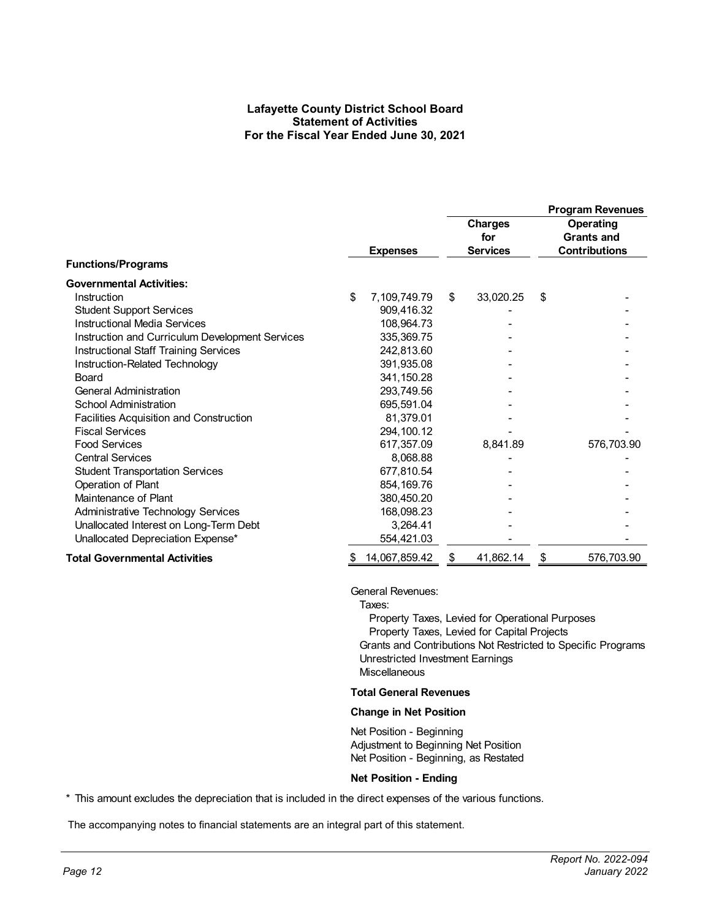**Lafayette County District School Board**
**Statement of Activities**
**For the Fiscal Year Ended June 30, 2021**

| | | Program Revenues | |
|---|---|---|---|
| | Expenses | Charges for Services | Operating Grants and Contributions |
| **Functions/Programs** | | | |
| **Governmental Activities:** | | | |
| Instruction | $ 7,109,749.79 | $ 33,020.25 | $ - |
| Student Support Services | 909,416.32 | - | - |
| Instructional Media Services | 108,964.73 | - | - |
| Instruction and Curriculum Development Services | 335,369.75 | - | - |
| Instructional Staff Training Services | 242,813.60 | - | - |
| Instruction-Related Technology | 391,935.08 | - | - |
| Board | 341,150.28 | - | - |
| General Administration | 293,749.56 | - | - |
| School Administration | 695,591.04 | - | - |
| Facilities Acquisition and Construction | 81,379.01 | - | - |
| Fiscal Services | 294,100.12 | - | - |
| Food Services | 617,357.09 | 8,841.89 | 576,703.90 |
| Central Services | 8,068.88 | - | - |
| Student Transportation Services | 677,810.54 | - | - |
| Operation of Plant | 854,169.76 | - | - |
| Maintenance of Plant | 380,450.20 | - | - |
| Administrative Technology Services | 168,098.23 | - | - |
| Unallocated Interest on Long-Term Debt | 3,264.41 | - | - |
| Unallocated Depreciation Expense* | 554,421.03 | - | - |
| **Total Governmental Activities** | $ 14,067,859.42 | $ 41,862.14 | $ 576,703.90 |

General Revenues:
  Taxes:
    Property Taxes, Levied for Operational Purposes
    Property Taxes, Levied for Capital Projects
  Grants and Contributions Not Restricted to Specific Programs
  Unrestricted Investment Earnings
  Miscellaneous

**Total General Revenues**

**Change in Net Position**

Net Position - Beginning
Adjustment to Beginning Net Position
Net Position - Beginning, as Restated

**Net Position - Ending**

* This amount excludes the depreciation that is included in the direct expenses of the various functions.

The accompanying notes to financial statements are an integral part of this statement.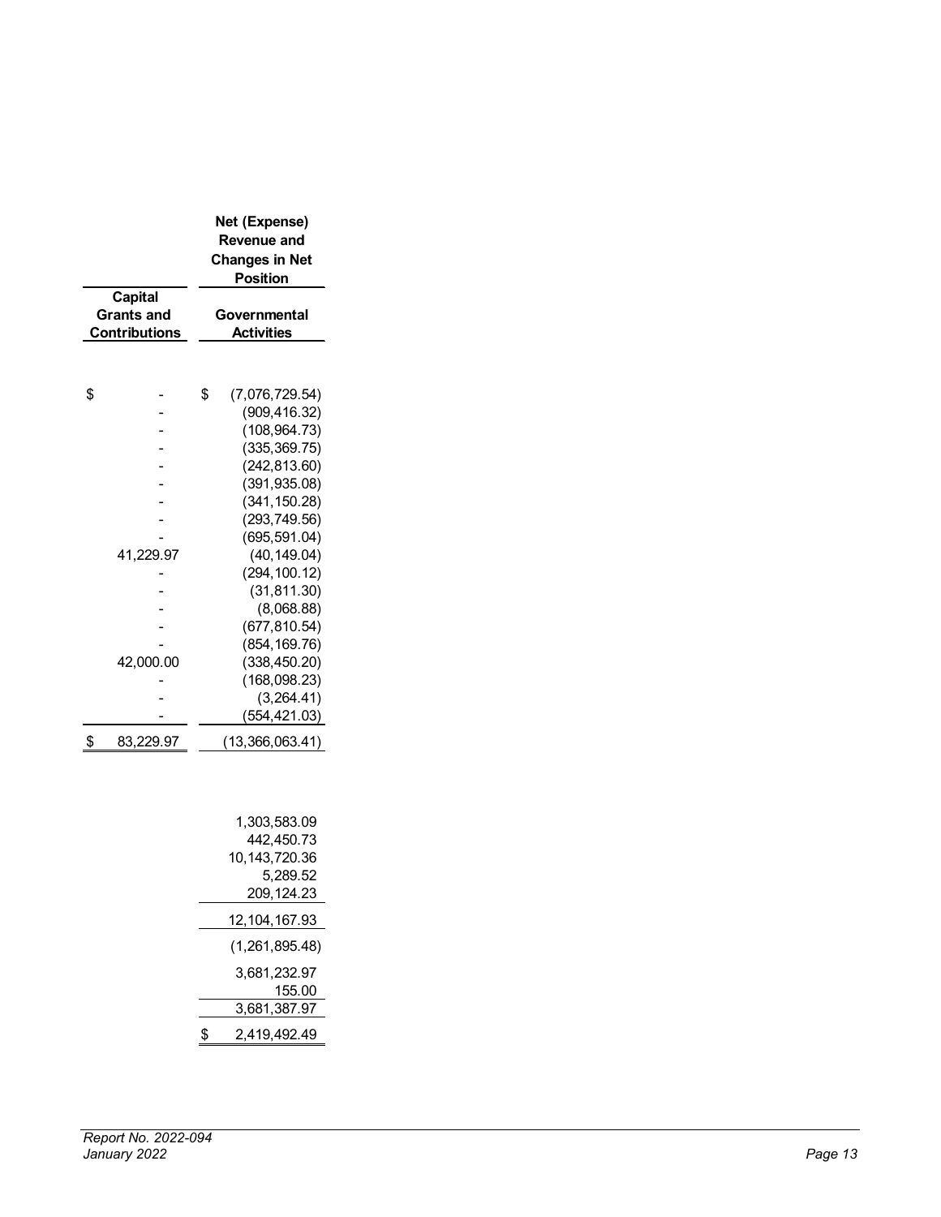| Capital Grants and Contributions | Net (Expense) Revenue and Changes in Net Position<br>Governmental Activities |
|---|---|
| $ - | $ (7,076,729.54) |
| - | (909,416.32) |
| - | (108,964.73) |
| - | (335,369.75) |
| - | (242,813.60) |
| - | (391,935.08) |
| - | (341,150.28) |
| - | (293,749.56) |
| - | (695,591.04) |
| 41,229.97 | (40,149.04) |
| - | (294,100.12) |
| - | (31,811.30) |
| - | (8,068.88) |
| - | (677,810.54) |
| - | (854,169.76) |
| 42,000.00 | (338,450.20) |
| - | (168,098.23) |
| - | (3,264.41) |
| - | (554,421.03) |
| $ 83,229.97 | (13,366,063.41) |
| | |
| | 1,303,583.09 |
| | 442,450.73 |
| | 10,143,720.36 |
| | 5,289.52 |
| | 209,124.23 |
| | 12,104,167.93 |
| | (1,261,895.48) |
| | 3,681,232.97 |
| | 155.00 |
| | 3,681,387.97 |
| | $ 2,419,492.49 |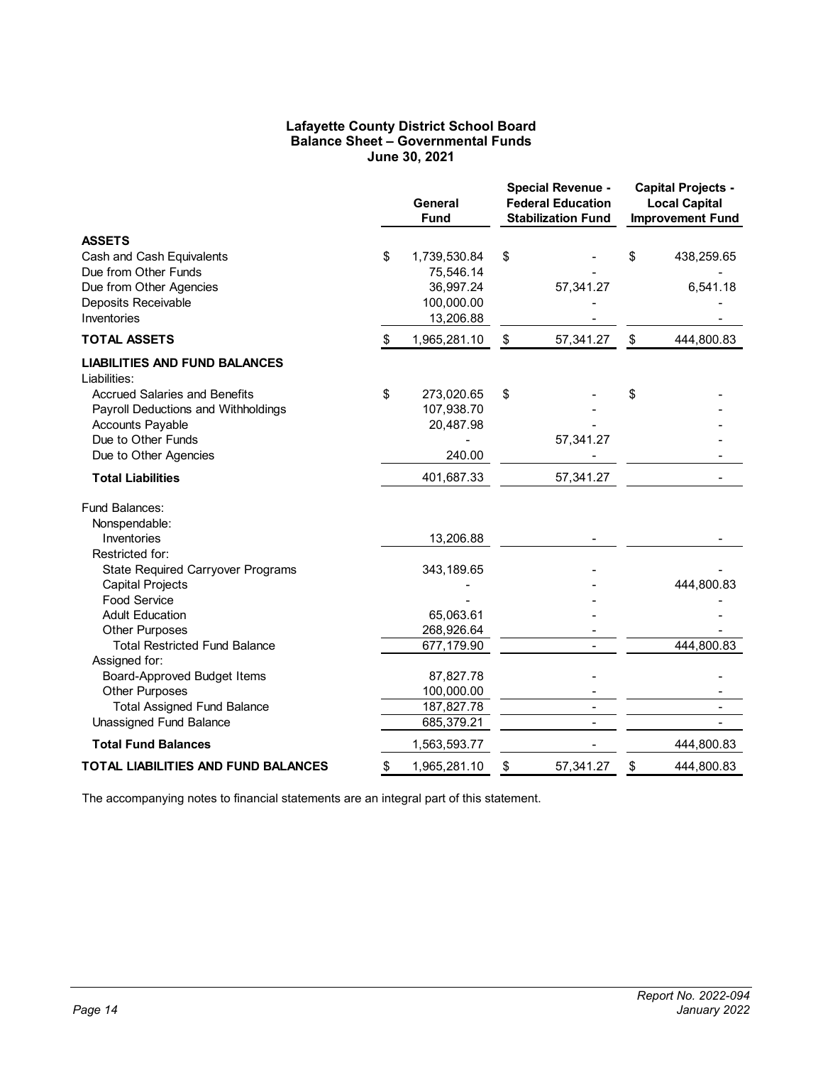# Lafayette County District School Board
## Balance Sheet – Governmental Funds
### June 30, 2021

| | General Fund | Special Revenue - Federal Education Stabilization Fund | Capital Projects - Local Capital Improvement Fund |
|---|---|---|---|
| **ASSETS** | | | |
| Cash and Cash Equivalents | $ 1,739,530.84 | $ - | $ 438,259.65 |
| Due from Other Funds | 75,546.14 | - | - |
| Due from Other Agencies | 36,997.24 | 57,341.27 | 6,541.18 |
| Deposits Receivable | 100,000.00 | - | - |
| Inventories | 13,206.88 | - | - |
| **TOTAL ASSETS** | $ 1,965,281.10 | $ 57,341.27 | $ 444,800.83 |
| **LIABILITIES AND FUND BALANCES** | | | |
| Liabilities: | | | |
| Accrued Salaries and Benefits | $ 273,020.65 | $ - | $ - |
| Payroll Deductions and Withholdings | 107,938.70 | - | - |
| Accounts Payable | 20,487.98 | - | - |
| Due to Other Funds | - | 57,341.27 | - |
| Due to Other Agencies | 240.00 | - | - |
| **Total Liabilities** | 401,687.33 | 57,341.27 | - |
| Fund Balances: | | | |
| Nonspendable: | | | |
| Inventories | 13,206.88 | - | - |
| Restricted for: | | | |
| State Required Carryover Programs | 343,189.65 | - | - |
| Capital Projects | - | - | 444,800.83 |
| Food Service | - | - | - |
| Adult Education | 65,063.61 | - | - |
| Other Purposes | 268,926.64 | - | - |
| Total Restricted Fund Balance | 677,179.90 | - | 444,800.83 |
| Assigned for: | | | |
| Board-Approved Budget Items | 87,827.78 | - | - |
| Other Purposes | 100,000.00 | - | - |
| Total Assigned Fund Balance | 187,827.78 | - | - |
| Unassigned Fund Balance | 685,379.21 | - | - |
| **Total Fund Balances** | 1,563,593.77 | - | 444,800.83 |
| **TOTAL LIABILITIES AND FUND BALANCES** | $ 1,965,281.10 | $ 57,341.27 | $ 444,800.83 |

The accompanying notes to financial statements are an integral part of this statement.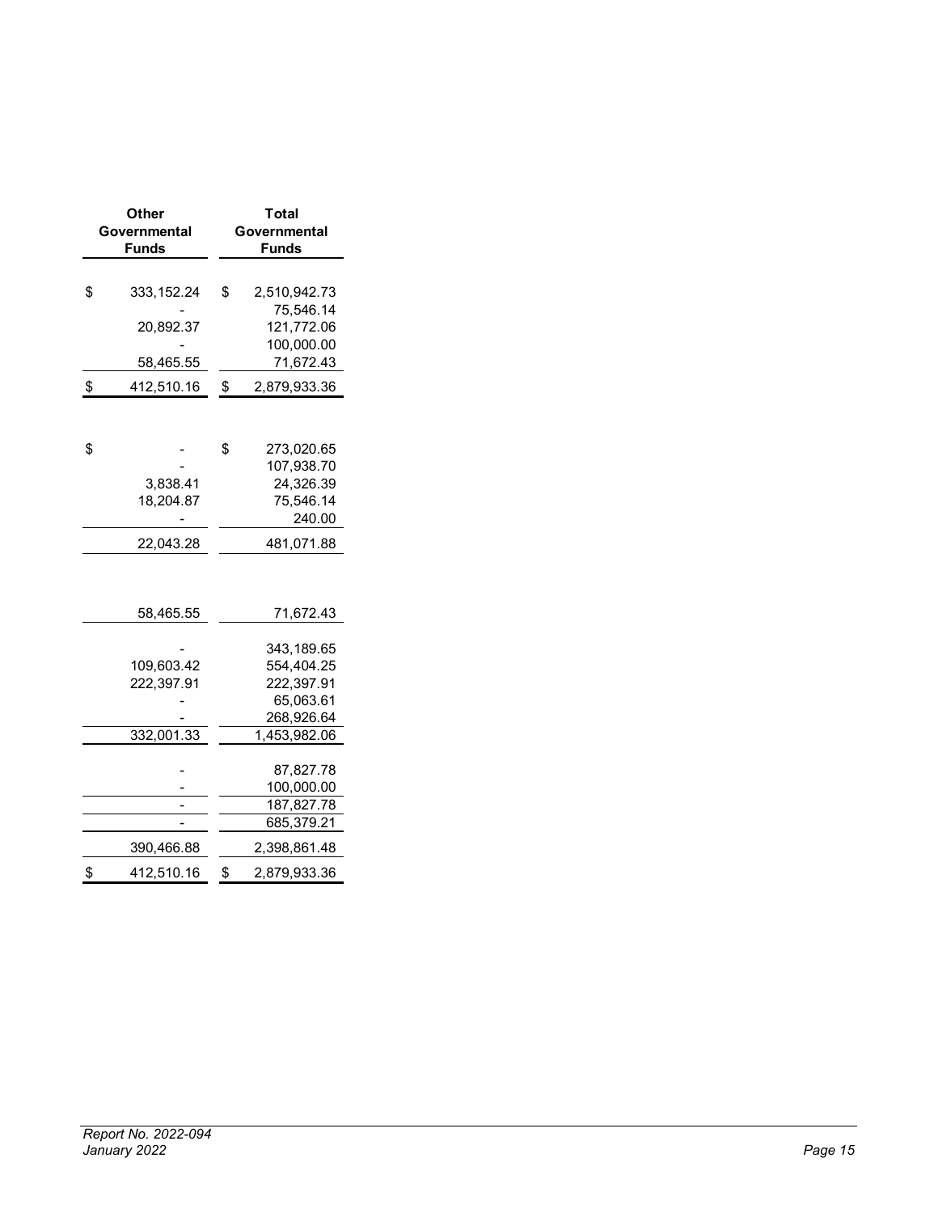| Other Governmental Funds | Total Governmental Funds |
|---|---|
| $ 333,152.24 | $ 2,510,942.73 |
| - | 75,546.14 |
| 20,892.37 | 121,772.06 |
| - | 100,000.00 |
| 58,465.55 | 71,672.43 |
| $ 412,510.16 | $ 2,879,933.36 |
| | |
| $ - | $ 273,020.65 |
| - | 107,938.70 |
| 3,838.41 | 24,326.39 |
| 18,204.87 | 75,546.14 |
| - | 240.00 |
| 22,043.28 | 481,071.88 |
| | |
| 58,465.55 | 71,672.43 |
| | |
| - | 343,189.65 |
| 109,603.42 | 554,404.25 |
| 222,397.91 | 222,397.91 |
| - | 65,063.61 |
| - | 268,926.64 |
| 332,001.33 | 1,453,982.06 |
| | |
| - | 87,827.78 |
| - | 100,000.00 |
| - | 187,827.78 |
| - | 685,379.21 |
| 390,466.88 | 2,398,861.48 |
| $ 412,510.16 | $ 2,879,933.36 |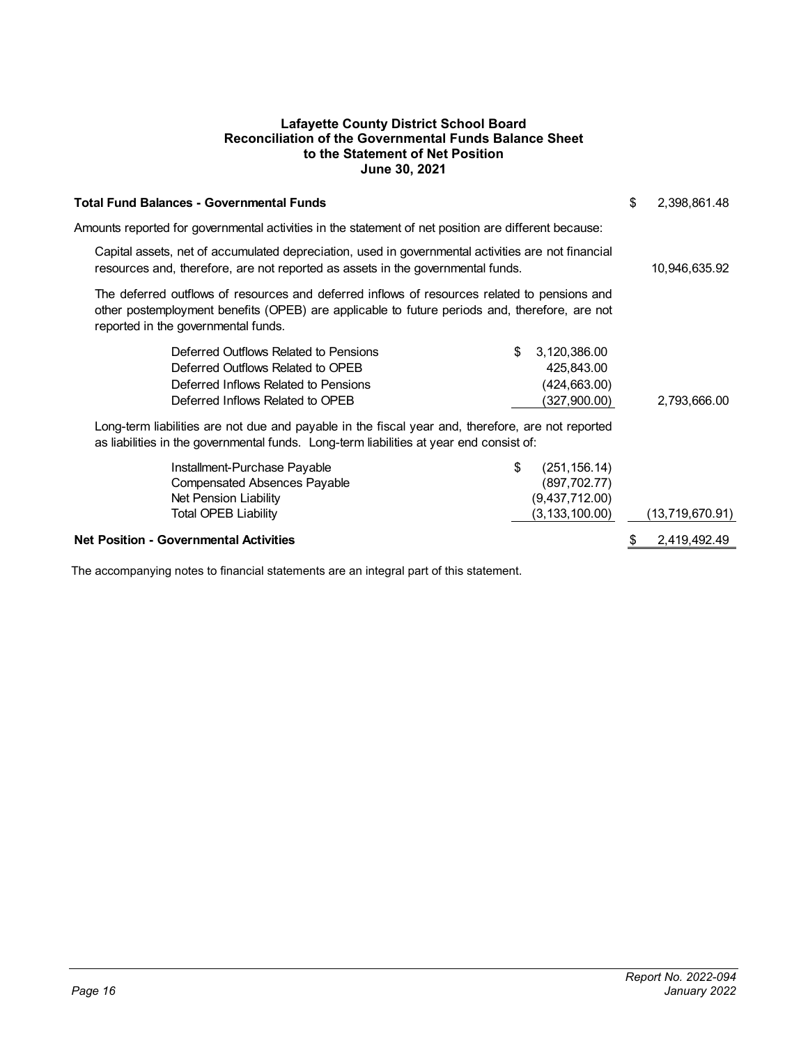# Lafayette County District School Board
## Reconciliation of the Governmental Funds Balance Sheet to the Statement of Net Position
### June 30, 2021

| | | |
|---|---|---|
| **Total Fund Balances - Governmental Funds** | | $ 2,398,861.48 |
| Amounts reported for governmental activities in the statement of net position are different because: | | |
| Capital assets, net of accumulated depreciation, used in governmental activities are not financial resources and, therefore, are not reported as assets in the governmental funds. | | 10,946,635.92 |
| The deferred outflows of resources and deferred inflows of resources related to pensions and other postemployment benefits (OPEB) are applicable to future periods and, therefore, are not reported in the governmental funds. | | |
| Deferred Outflows Related to Pensions | $ 3,120,386.00 | |
| Deferred Outflows Related to OPEB | 425,843.00 | |
| Deferred Inflows Related to Pensions | (424,663.00) | |
| Deferred Inflows Related to OPEB | (327,900.00) | 2,793,666.00 |
| Long-term liabilities are not due and payable in the fiscal year and, therefore, are not reported as liabilities in the governmental funds. Long-term liabilities at year end consist of: | | |
| Installment-Purchase Payable | $ (251,156.14) | |
| Compensated Absences Payable | (897,702.77) | |
| Net Pension Liability | (9,437,712.00) | |
| Total OPEB Liability | (3,133,100.00) | (13,719,670.91) |
| **Net Position - Governmental Activities** | | $ 2,419,492.49 |

The accompanying notes to financial statements are an integral part of this statement.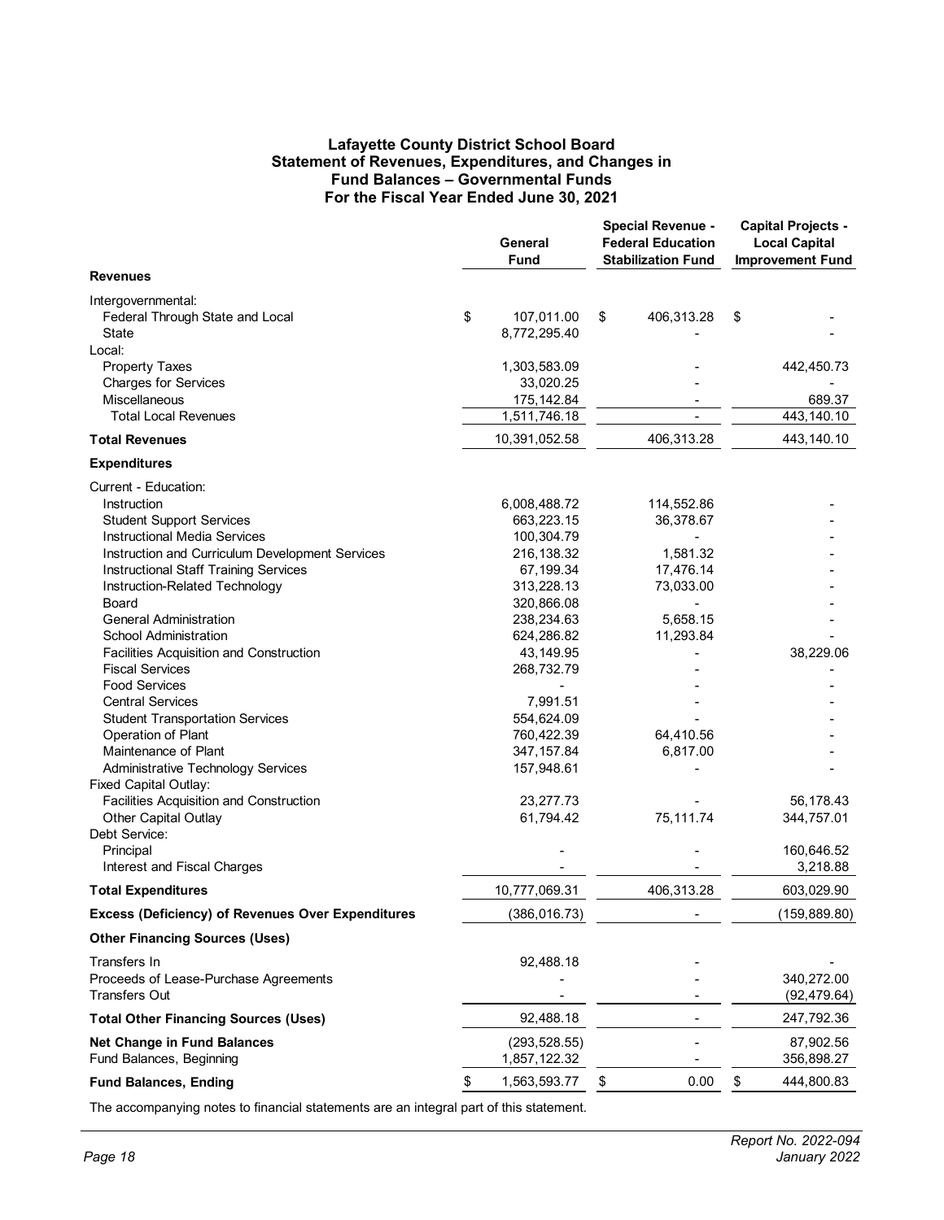# Lafayette County District School Board
## Statement of Revenues, Expenditures, and Changes in Fund Balances – Governmental Funds
## For the Fiscal Year Ended June 30, 2021

| | General Fund | Special Revenue - Federal Education Stabilization Fund | Capital Projects - Local Capital Improvement Fund |
|---|---|---|---|
| **Revenues** | | | |
| Intergovernmental: | | | |
| Federal Through State and Local | $ 107,011.00 | $ 406,313.28 | $ - |
| State | 8,772,295.40 | - | - |
| Local: | | | |
| Property Taxes | 1,303,583.09 | - | 442,450.73 |
| Charges for Services | 33,020.25 | - | - |
| Miscellaneous | 175,142.84 | - | 689.37 |
| Total Local Revenues | 1,511,746.18 | - | 443,140.10 |
| **Total Revenues** | 10,391,052.58 | 406,313.28 | 443,140.10 |
| **Expenditures** | | | |
| Current - Education: | | | |
| Instruction | 6,008,488.72 | 114,552.86 | - |
| Student Support Services | 663,223.15 | 36,378.67 | - |
| Instructional Media Services | 100,304.79 | - | - |
| Instruction and Curriculum Development Services | 216,138.32 | 1,581.32 | - |
| Instructional Staff Training Services | 67,199.34 | 17,476.14 | - |
| Instruction-Related Technology | 313,228.13 | 73,033.00 | - |
| Board | 320,866.08 | - | - |
| General Administration | 238,234.63 | 5,658.15 | - |
| School Administration | 624,286.82 | 11,293.84 | - |
| Facilities Acquisition and Construction | 43,149.95 | - | 38,229.06 |
| Fiscal Services | 268,732.79 | - | - |
| Food Services | - | - | - |
| Central Services | 7,991.51 | - | - |
| Student Transportation Services | 554,624.09 | - | - |
| Operation of Plant | 760,422.39 | 64,410.56 | - |
| Maintenance of Plant | 347,157.84 | 6,817.00 | - |
| Administrative Technology Services | 157,948.61 | - | - |
| Fixed Capital Outlay: | | | |
| Facilities Acquisition and Construction | 23,277.73 | - | 56,178.43 |
| Other Capital Outlay | 61,794.42 | 75,111.74 | 344,757.01 |
| Debt Service: | | | |
| Principal | - | - | 160,646.52 |
| Interest and Fiscal Charges | - | - | 3,218.88 |
| **Total Expenditures** | 10,777,069.31 | 406,313.28 | 603,029.90 |
| **Excess (Deficiency) of Revenues Over Expenditures** | (386,016.73) | - | (159,889.80) |
| **Other Financing Sources (Uses)** | | | |
| Transfers In | 92,488.18 | - | - |
| Proceeds of Lease-Purchase Agreements | - | - | 340,272.00 |
| Transfers Out | - | - | (92,479.64) |
| **Total Other Financing Sources (Uses)** | 92,488.18 | - | 247,792.36 |
| **Net Change in Fund Balances** | (293,528.55) | - | 87,902.56 |
| Fund Balances, Beginning | 1,857,122.32 | - | 356,898.27 |
| **Fund Balances, Ending** | $ 1,563,593.77 | $ 0.00 | $ 444,800.83 |

The accompanying notes to financial statements are an integral part of this statement.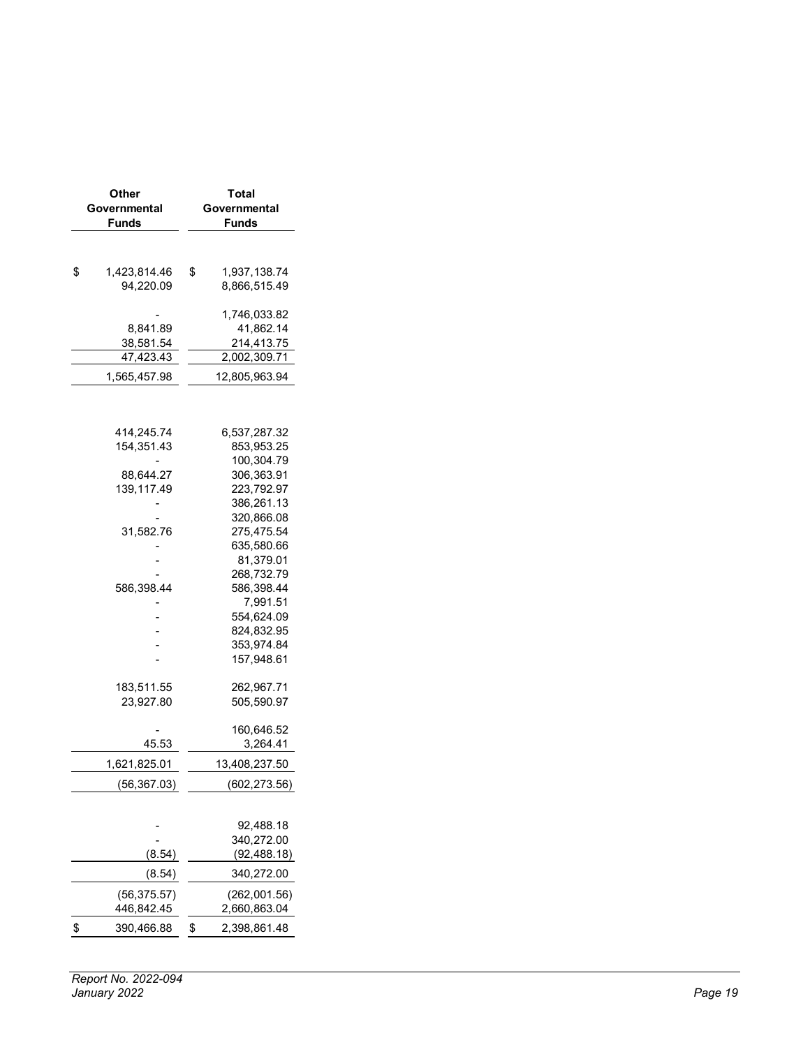| Other Governmental Funds | Total Governmental Funds |
|---|---|
| | |
| $ 1,423,814.46 | $ 1,937,138.74 |
| 94,220.09 | 8,866,515.49 |
| | |
| - | 1,746,033.82 |
| 8,841.89 | 41,862.14 |
| 38,581.54 | 214,413.75 |
| 47,423.43 | 2,002,309.71 |
| 1,565,457.98 | 12,805,963.94 |
| | |
| 414,245.74 | 6,537,287.32 |
| 154,351.43 | 853,953.25 |
| - | 100,304.79 |
| 88,644.27 | 306,363.91 |
| 139,117.49 | 223,792.97 |
| - | 386,261.13 |
| - | 320,866.08 |
| 31,582.76 | 275,475.54 |
| - | 635,580.66 |
| - | 81,379.01 |
| - | 268,732.79 |
| 586,398.44 | 586,398.44 |
| - | 7,991.51 |
| - | 554,624.09 |
| - | 824,832.95 |
| - | 353,974.84 |
| - | 157,948.61 |
| | |
| 183,511.55 | 262,967.71 |
| 23,927.80 | 505,590.97 |
| | |
| - | 160,646.52 |
| 45.53 | 3,264.41 |
| 1,621,825.01 | 13,408,237.50 |
| (56,367.03) | (602,273.56) |
| | |
| - | 92,488.18 |
| - | 340,272.00 |
| (8.54) | (92,488.18) |
| (8.54) | 340,272.00 |
| (56,375.57) | (262,001.56) |
| 446,842.45 | 2,660,863.04 |
| $ 390,466.88 | $ 2,398,861.48 |

*Report No. 2022-094*
*January 2022*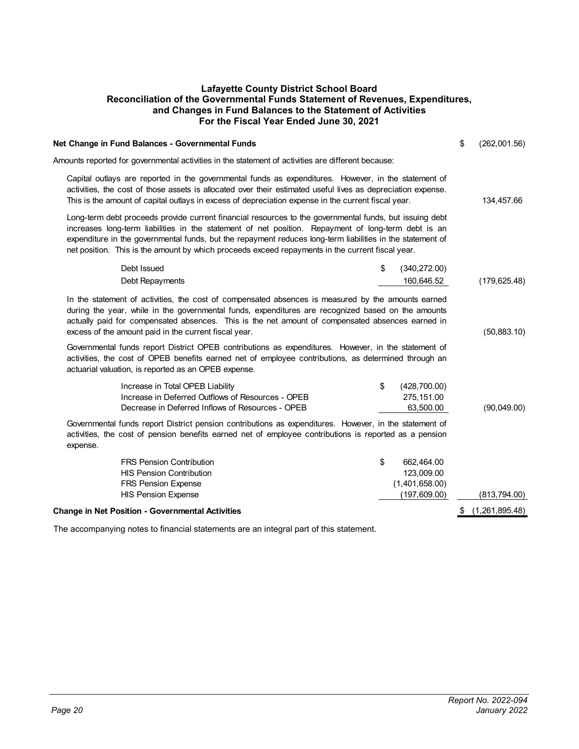# Lafayette County District School Board
## Reconciliation of the Governmental Funds Statement of Revenues, Expenditures, and Changes in Fund Balances to the Statement of Activities
### For the Fiscal Year Ended June 30, 2021

| | | |
|---|---|---|
| **Net Change in Fund Balances - Governmental Funds** | | $ (262,001.56) |
| Amounts reported for governmental activities in the statement of activities are different because: | | |
| Capital outlays are reported in the governmental funds as expenditures. However, in the statement of activities, the cost of those assets is allocated over their estimated useful lives as depreciation expense. This is the amount of capital outlays in excess of depreciation expense in the current fiscal year. | | 134,457.66 |
| Long-term debt proceeds provide current financial resources to the governmental funds, but issuing debt increases long-term liabilities in the statement of net position. Repayment of long-term debt is an expenditure in the governmental funds, but the repayment reduces long-term liabilities in the statement of net position. This is the amount by which proceeds exceed repayments in the current fiscal year. | | |
| Debt Issued | $ (340,272.00) | |
| Debt Repayments | 160,646.52 | (179,625.48) |
| In the statement of activities, the cost of compensated absences is measured by the amounts earned during the year, while in the governmental funds, expenditures are recognized based on the amounts actually paid for compensated absences. This is the net amount of compensated absences earned in excess of the amount paid in the current fiscal year. | | (50,883.10) |
| Governmental funds report District OPEB contributions as expenditures. However, in the statement of activities, the cost of OPEB benefits earned net of employee contributions, as determined through an actuarial valuation, is reported as an OPEB expense. | | |
| Increase in Total OPEB Liability | $ (428,700.00) | |
| Increase in Deferred Outflows of Resources - OPEB | 275,151.00 | |
| Decrease in Deferred Inflows of Resources - OPEB | 63,500.00 | (90,049.00) |
| Governmental funds report District pension contributions as expenditures. However, in the statement of activities, the cost of pension benefits earned net of employee contributions is reported as a pension expense. | | |
| FRS Pension Contribution | $ 662,464.00 | |
| HIS Pension Contribution | 123,009.00 | |
| FRS Pension Expense | (1,401,658.00) | |
| HIS Pension Expense | (197,609.00) | (813,794.00) |
| **Change in Net Position - Governmental Activities** | | $ (1,261,895.48) |

The accompanying notes to financial statements are an integral part of this statement.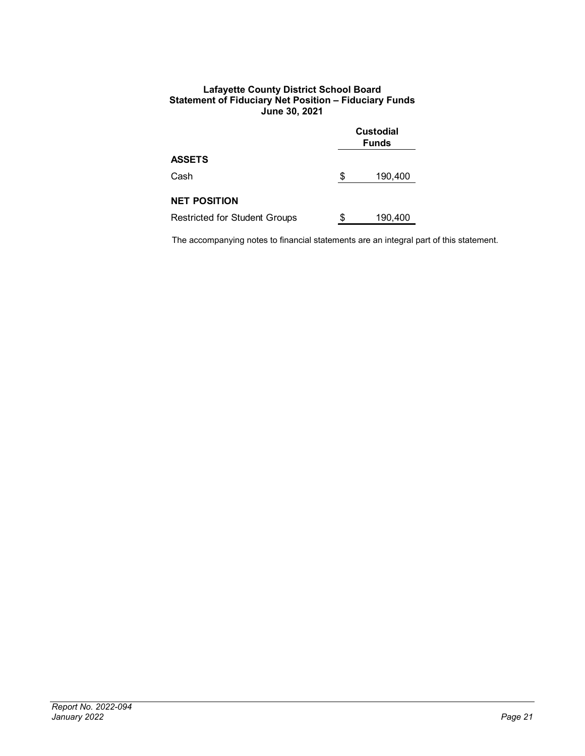**Lafayette County District School Board**
**Statement of Fiduciary Net Position – Fiduciary Funds**
**June 30, 2021**

| | Custodial Funds |
|---|---|
| **ASSETS** | |
| Cash | $ 190,400 |
| **NET POSITION** | |
| Restricted for Student Groups | $ 190,400 |

The accompanying notes to financial statements are an integral part of this statement.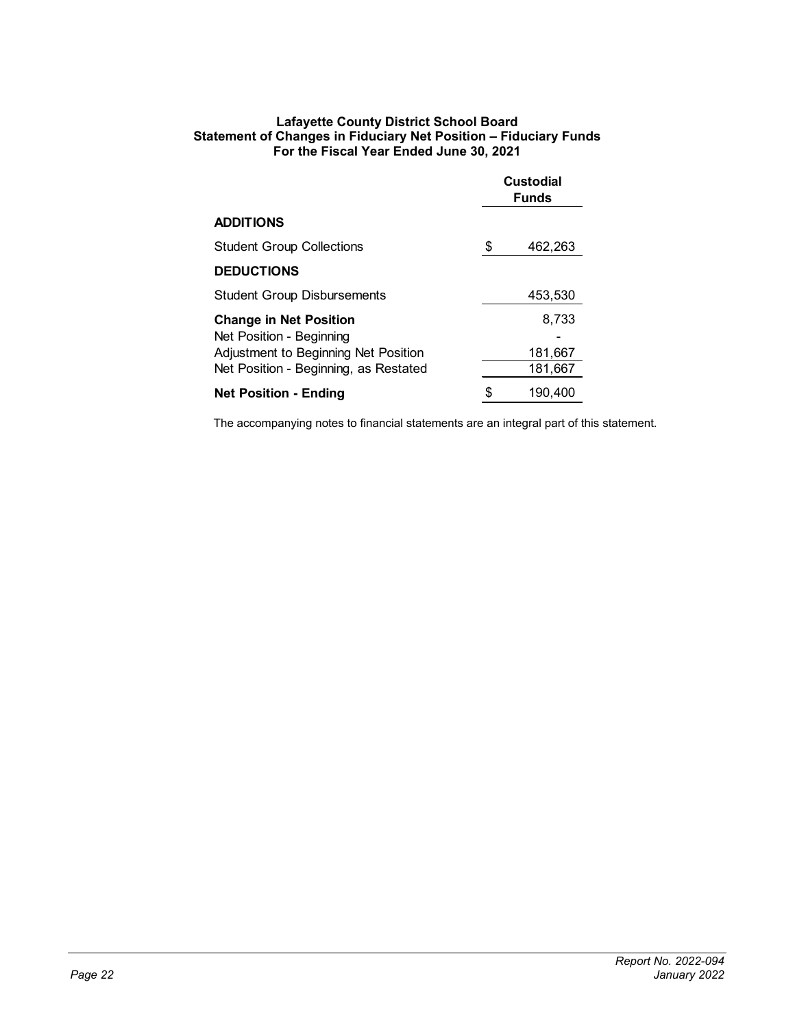**Lafayette County District School Board**
**Statement of Changes in Fiduciary Net Position – Fiduciary Funds**
**For the Fiscal Year Ended June 30, 2021**

| | Custodial Funds |
|---|---|
| **ADDITIONS** | |
| Student Group Collections | $ 462,263 |
| **DEDUCTIONS** | |
| Student Group Disbursements | 453,530 |
| **Change in Net Position** | 8,733 |
| Net Position - Beginning | - |
| Adjustment to Beginning Net Position | 181,667 |
| Net Position - Beginning, as Restated | 181,667 |
| **Net Position - Ending** | $ 190,400 |

The accompanying notes to financial statements are an integral part of this statement.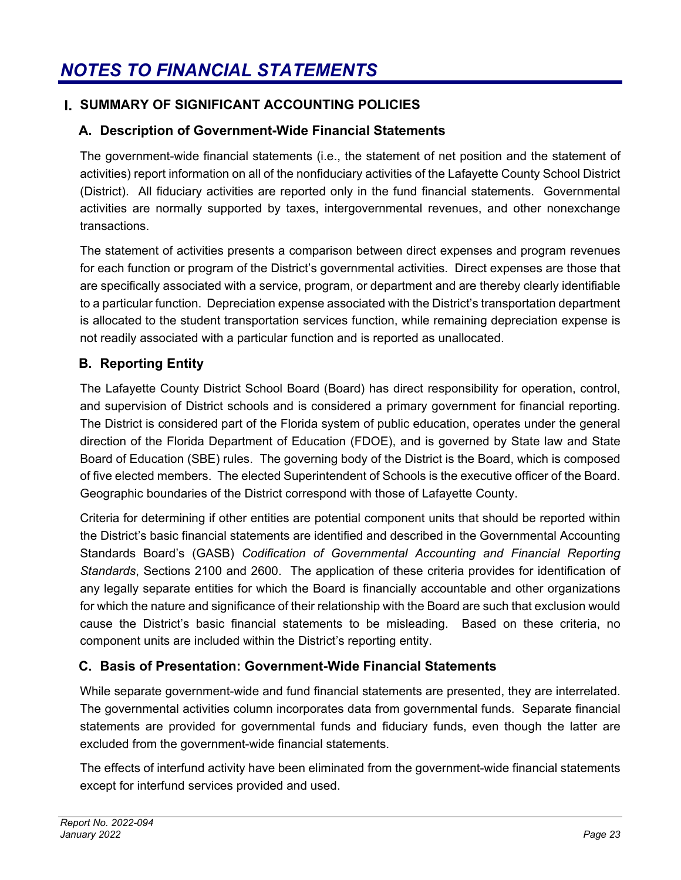# NOTES TO FINANCIAL STATEMENTS

## I. SUMMARY OF SIGNIFICANT ACCOUNTING POLICIES

### A. Description of Government-Wide Financial Statements

The government-wide financial statements (i.e., the statement of net position and the statement of activities) report information on all of the nonfiduciary activities of the Lafayette County School District (District). All fiduciary activities are reported only in the fund financial statements. Governmental activities are normally supported by taxes, intergovernmental revenues, and other nonexchange transactions.

The statement of activities presents a comparison between direct expenses and program revenues for each function or program of the District's governmental activities. Direct expenses are those that are specifically associated with a service, program, or department and are thereby clearly identifiable to a particular function. Depreciation expense associated with the District's transportation department is allocated to the student transportation services function, while remaining depreciation expense is not readily associated with a particular function and is reported as unallocated.

### B. Reporting Entity

The Lafayette County District School Board (Board) has direct responsibility for operation, control, and supervision of District schools and is considered a primary government for financial reporting. The District is considered part of the Florida system of public education, operates under the general direction of the Florida Department of Education (FDOE), and is governed by State law and State Board of Education (SBE) rules. The governing body of the District is the Board, which is composed of five elected members. The elected Superintendent of Schools is the executive officer of the Board. Geographic boundaries of the District correspond with those of Lafayette County.

Criteria for determining if other entities are potential component units that should be reported within the District's basic financial statements are identified and described in the Governmental Accounting Standards Board's (GASB) *Codification of Governmental Accounting and Financial Reporting Standards*, Sections 2100 and 2600. The application of these criteria provides for identification of any legally separate entities for which the Board is financially accountable and other organizations for which the nature and significance of their relationship with the Board are such that exclusion would cause the District's basic financial statements to be misleading. Based on these criteria, no component units are included within the District's reporting entity.

### C. Basis of Presentation: Government-Wide Financial Statements

While separate government-wide and fund financial statements are presented, they are interrelated. The governmental activities column incorporates data from governmental funds. Separate financial statements are provided for governmental funds and fiduciary funds, even though the latter are excluded from the government-wide financial statements.

The effects of interfund activity have been eliminated from the government-wide financial statements except for interfund services provided and used.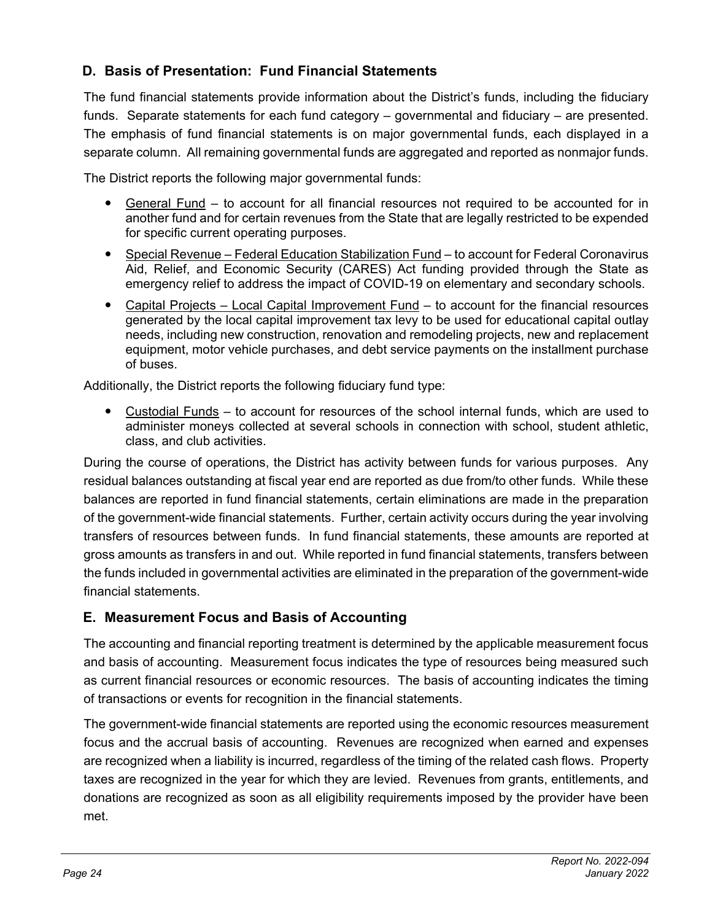## D. Basis of Presentation: Fund Financial Statements

The fund financial statements provide information about the District's funds, including the fiduciary funds. Separate statements for each fund category – governmental and fiduciary – are presented. The emphasis of fund financial statements is on major governmental funds, each displayed in a separate column. All remaining governmental funds are aggregated and reported as nonmajor funds.

The District reports the following major governmental funds:

- General Fund – to account for all financial resources not required to be accounted for in another fund and for certain revenues from the State that are legally restricted to be expended for specific current operating purposes.
- Special Revenue – Federal Education Stabilization Fund – to account for Federal Coronavirus Aid, Relief, and Economic Security (CARES) Act funding provided through the State as emergency relief to address the impact of COVID-19 on elementary and secondary schools.
- Capital Projects – Local Capital Improvement Fund – to account for the financial resources generated by the local capital improvement tax levy to be used for educational capital outlay needs, including new construction, renovation and remodeling projects, new and replacement equipment, motor vehicle purchases, and debt service payments on the installment purchase of buses.

Additionally, the District reports the following fiduciary fund type:

- Custodial Funds – to account for resources of the school internal funds, which are used to administer moneys collected at several schools in connection with school, student athletic, class, and club activities.

During the course of operations, the District has activity between funds for various purposes. Any residual balances outstanding at fiscal year end are reported as due from/to other funds. While these balances are reported in fund financial statements, certain eliminations are made in the preparation of the government-wide financial statements. Further, certain activity occurs during the year involving transfers of resources between funds. In fund financial statements, these amounts are reported at gross amounts as transfers in and out. While reported in fund financial statements, transfers between the funds included in governmental activities are eliminated in the preparation of the government-wide financial statements.

## E. Measurement Focus and Basis of Accounting

The accounting and financial reporting treatment is determined by the applicable measurement focus and basis of accounting. Measurement focus indicates the type of resources being measured such as current financial resources or economic resources. The basis of accounting indicates the timing of transactions or events for recognition in the financial statements.

The government-wide financial statements are reported using the economic resources measurement focus and the accrual basis of accounting. Revenues are recognized when earned and expenses are recognized when a liability is incurred, regardless of the timing of the related cash flows. Property taxes are recognized in the year for which they are levied. Revenues from grants, entitlements, and donations are recognized as soon as all eligibility requirements imposed by the provider have been met.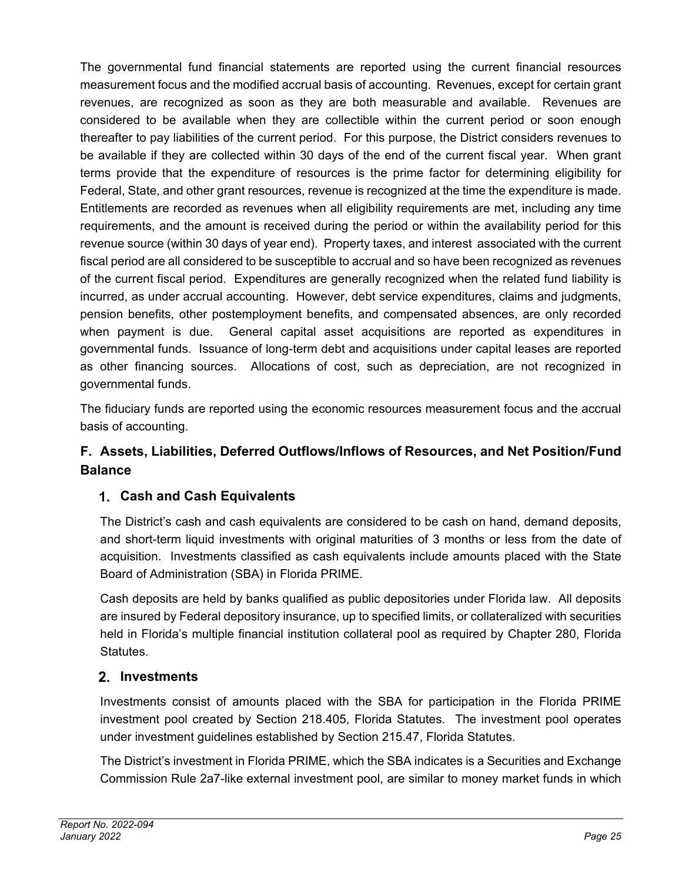The governmental fund financial statements are reported using the current financial resources measurement focus and the modified accrual basis of accounting. Revenues, except for certain grant revenues, are recognized as soon as they are both measurable and available. Revenues are considered to be available when they are collectible within the current period or soon enough thereafter to pay liabilities of the current period. For this purpose, the District considers revenues to be available if they are collected within 30 days of the end of the current fiscal year. When grant terms provide that the expenditure of resources is the prime factor for determining eligibility for Federal, State, and other grant resources, revenue is recognized at the time the expenditure is made. Entitlements are recorded as revenues when all eligibility requirements are met, including any time requirements, and the amount is received during the period or within the availability period for this revenue source (within 30 days of year end). Property taxes, and interest associated with the current fiscal period are all considered to be susceptible to accrual and so have been recognized as revenues of the current fiscal period. Expenditures are generally recognized when the related fund liability is incurred, as under accrual accounting. However, debt service expenditures, claims and judgments, pension benefits, other postemployment benefits, and compensated absences, are only recorded when payment is due. General capital asset acquisitions are reported as expenditures in governmental funds. Issuance of long-term debt and acquisitions under capital leases are reported as other financing sources. Allocations of cost, such as depreciation, are not recognized in governmental funds.

The fiduciary funds are reported using the economic resources measurement focus and the accrual basis of accounting.

## F. Assets, Liabilities, Deferred Outflows/Inflows of Resources, and Net Position/Fund Balance

### 1. Cash and Cash Equivalents

The District's cash and cash equivalents are considered to be cash on hand, demand deposits, and short-term liquid investments with original maturities of 3 months or less from the date of acquisition. Investments classified as cash equivalents include amounts placed with the State Board of Administration (SBA) in Florida PRIME.

Cash deposits are held by banks qualified as public depositories under Florida law. All deposits are insured by Federal depository insurance, up to specified limits, or collateralized with securities held in Florida's multiple financial institution collateral pool as required by Chapter 280, Florida Statutes.

### 2. Investments

Investments consist of amounts placed with the SBA for participation in the Florida PRIME investment pool created by Section 218.405, Florida Statutes. The investment pool operates under investment guidelines established by Section 215.47, Florida Statutes.

The District's investment in Florida PRIME, which the SBA indicates is a Securities and Exchange Commission Rule 2a7-like external investment pool, are similar to money market funds in which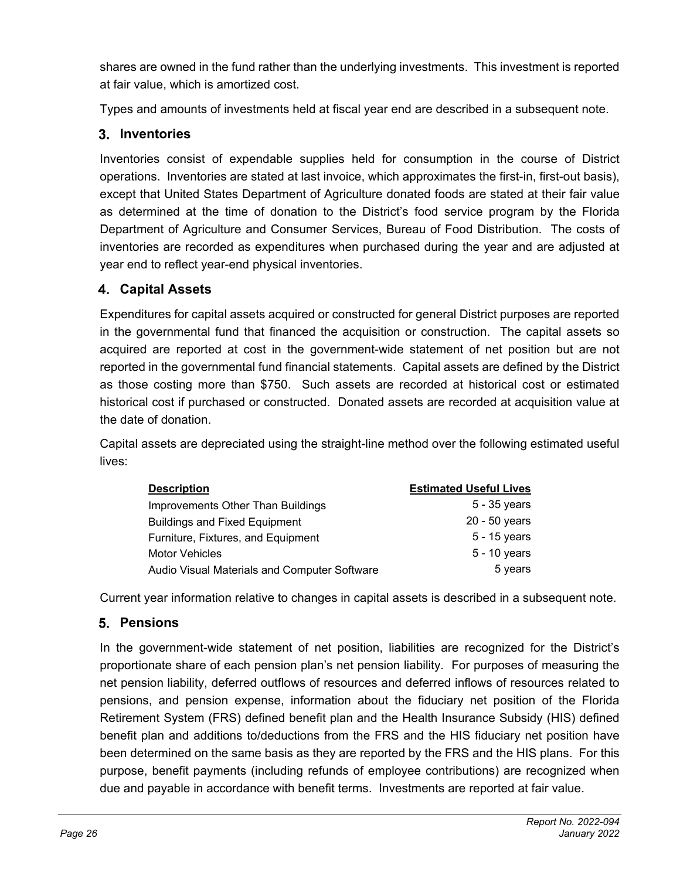shares are owned in the fund rather than the underlying investments. This investment is reported at fair value, which is amortized cost.

Types and amounts of investments held at fiscal year end are described in a subsequent note.

### 3. Inventories

Inventories consist of expendable supplies held for consumption in the course of District operations. Inventories are stated at last invoice, which approximates the first-in, first-out basis), except that United States Department of Agriculture donated foods are stated at their fair value as determined at the time of donation to the District's food service program by the Florida Department of Agriculture and Consumer Services, Bureau of Food Distribution. The costs of inventories are recorded as expenditures when purchased during the year and are adjusted at year end to reflect year-end physical inventories.

### 4. Capital Assets

Expenditures for capital assets acquired or constructed for general District purposes are reported in the governmental fund that financed the acquisition or construction. The capital assets so acquired are reported at cost in the government-wide statement of net position but are not reported in the governmental fund financial statements. Capital assets are defined by the District as those costing more than $750. Such assets are recorded at historical cost or estimated historical cost if purchased or constructed. Donated assets are recorded at acquisition value at the date of donation.

Capital assets are depreciated using the straight-line method over the following estimated useful lives:

| Description | Estimated Useful Lives |
|---|---|
| Improvements Other Than Buildings | 5 - 35 years |
| Buildings and Fixed Equipment | 20 - 50 years |
| Furniture, Fixtures, and Equipment | 5 - 15 years |
| Motor Vehicles | 5 - 10 years |
| Audio Visual Materials and Computer Software | 5 years |

Current year information relative to changes in capital assets is described in a subsequent note.

### 5. Pensions

In the government-wide statement of net position, liabilities are recognized for the District's proportionate share of each pension plan's net pension liability. For purposes of measuring the net pension liability, deferred outflows of resources and deferred inflows of resources related to pensions, and pension expense, information about the fiduciary net position of the Florida Retirement System (FRS) defined benefit plan and the Health Insurance Subsidy (HIS) defined benefit plan and additions to/deductions from the FRS and the HIS fiduciary net position have been determined on the same basis as they are reported by the FRS and the HIS plans. For this purpose, benefit payments (including refunds of employee contributions) are recognized when due and payable in accordance with benefit terms. Investments are reported at fair value.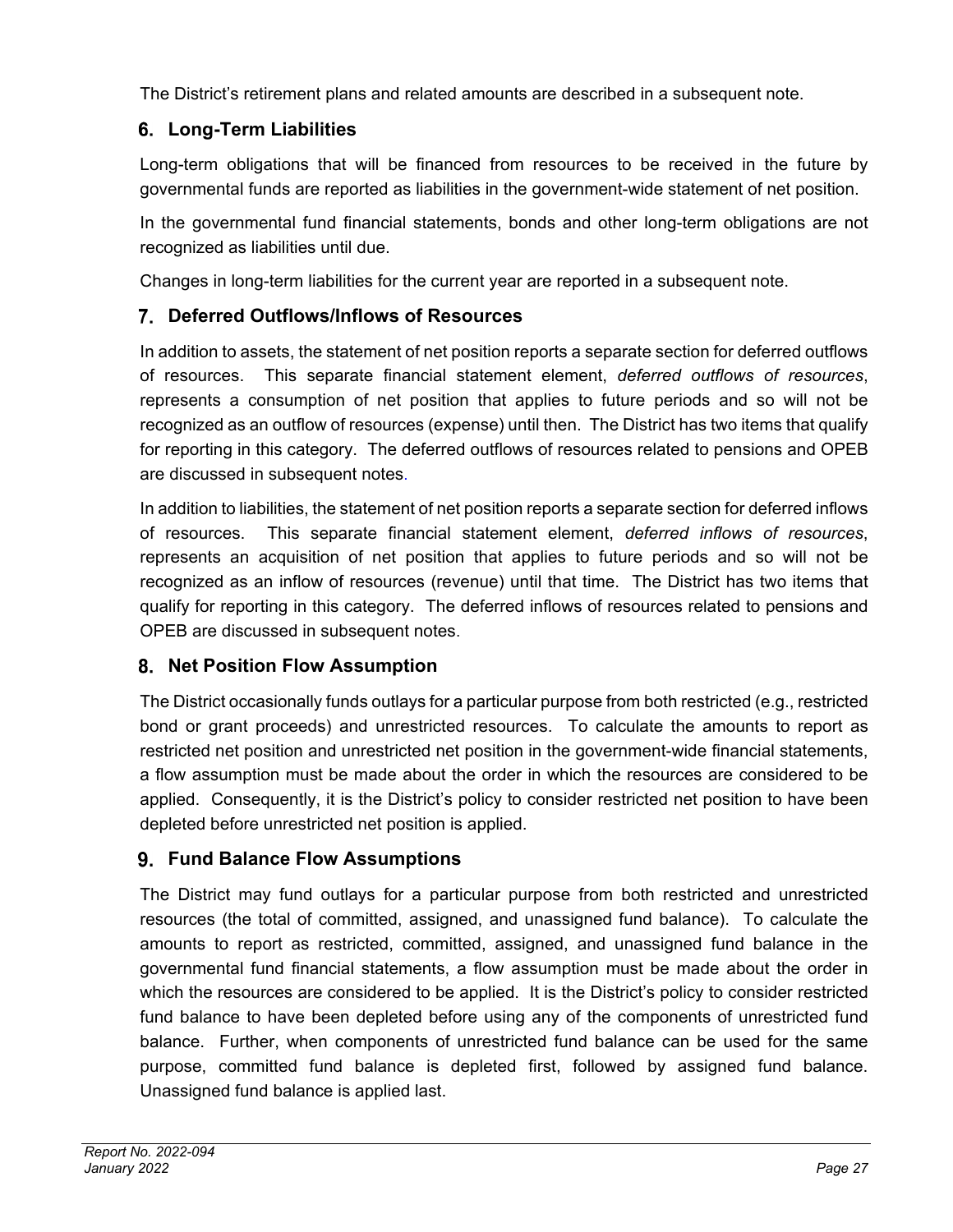The District's retirement plans and related amounts are described in a subsequent note.

### 6. Long-Term Liabilities

Long-term obligations that will be financed from resources to be received in the future by governmental funds are reported as liabilities in the government-wide statement of net position.

In the governmental fund financial statements, bonds and other long-term obligations are not recognized as liabilities until due.

Changes in long-term liabilities for the current year are reported in a subsequent note.

### 7. Deferred Outflows/Inflows of Resources

In addition to assets, the statement of net position reports a separate section for deferred outflows of resources. This separate financial statement element, *deferred outflows of resources*, represents a consumption of net position that applies to future periods and so will not be recognized as an outflow of resources (expense) until then. The District has two items that qualify for reporting in this category. The deferred outflows of resources related to pensions and OPEB are discussed in subsequent notes.

In addition to liabilities, the statement of net position reports a separate section for deferred inflows of resources. This separate financial statement element, *deferred inflows of resources*, represents an acquisition of net position that applies to future periods and so will not be recognized as an inflow of resources (revenue) until that time. The District has two items that qualify for reporting in this category. The deferred inflows of resources related to pensions and OPEB are discussed in subsequent notes.

### 8. Net Position Flow Assumption

The District occasionally funds outlays for a particular purpose from both restricted (e.g., restricted bond or grant proceeds) and unrestricted resources. To calculate the amounts to report as restricted net position and unrestricted net position in the government-wide financial statements, a flow assumption must be made about the order in which the resources are considered to be applied. Consequently, it is the District's policy to consider restricted net position to have been depleted before unrestricted net position is applied.

### 9. Fund Balance Flow Assumptions

The District may fund outlays for a particular purpose from both restricted and unrestricted resources (the total of committed, assigned, and unassigned fund balance). To calculate the amounts to report as restricted, committed, assigned, and unassigned fund balance in the governmental fund financial statements, a flow assumption must be made about the order in which the resources are considered to be applied. It is the District's policy to consider restricted fund balance to have been depleted before using any of the components of unrestricted fund balance. Further, when components of unrestricted fund balance can be used for the same purpose, committed fund balance is depleted first, followed by assigned fund balance. Unassigned fund balance is applied last.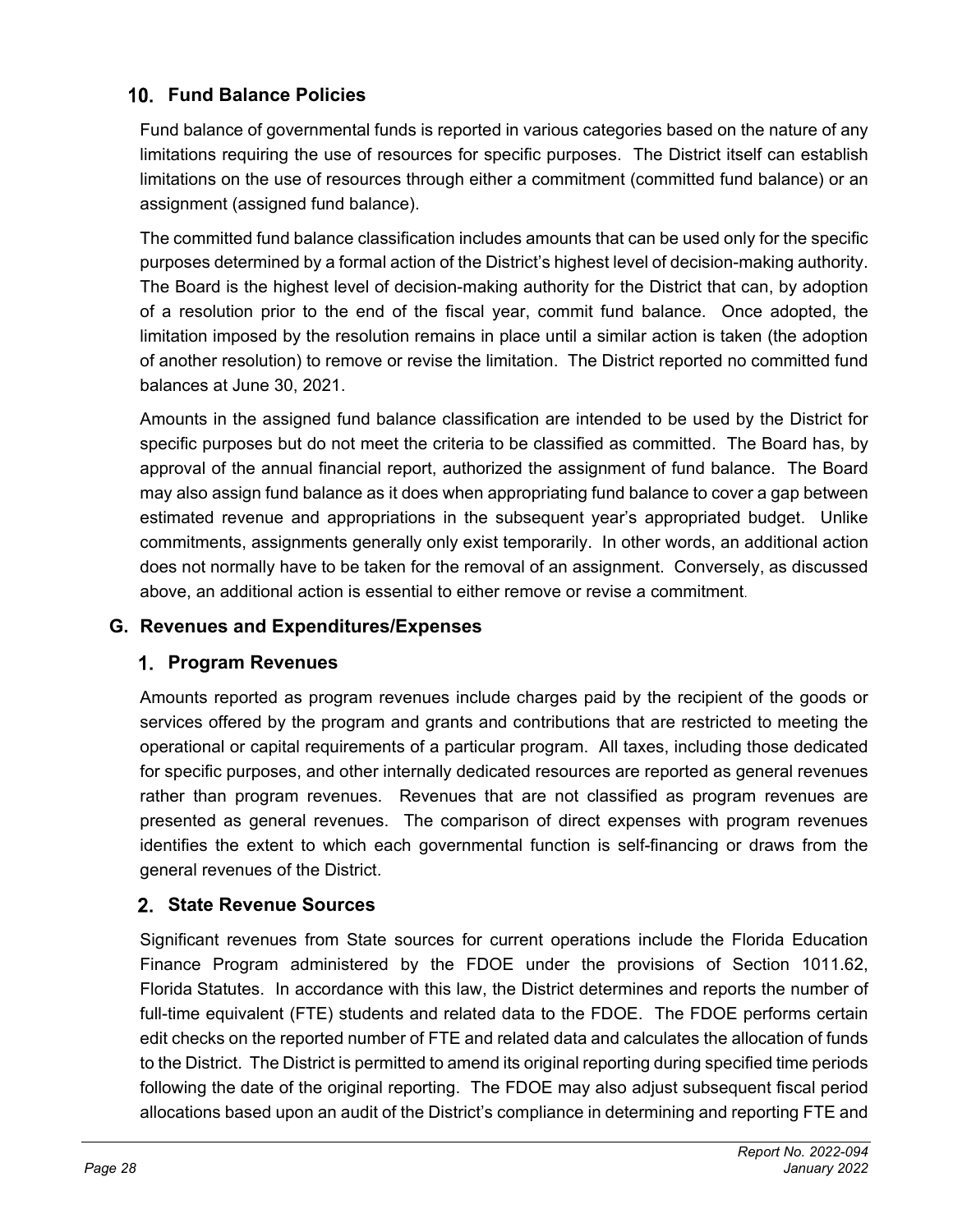### 10. Fund Balance Policies

Fund balance of governmental funds is reported in various categories based on the nature of any limitations requiring the use of resources for specific purposes. The District itself can establish limitations on the use of resources through either a commitment (committed fund balance) or an assignment (assigned fund balance).

The committed fund balance classification includes amounts that can be used only for the specific purposes determined by a formal action of the District's highest level of decision-making authority. The Board is the highest level of decision-making authority for the District that can, by adoption of a resolution prior to the end of the fiscal year, commit fund balance. Once adopted, the limitation imposed by the resolution remains in place until a similar action is taken (the adoption of another resolution) to remove or revise the limitation. The District reported no committed fund balances at June 30, 2021.

Amounts in the assigned fund balance classification are intended to be used by the District for specific purposes but do not meet the criteria to be classified as committed. The Board has, by approval of the annual financial report, authorized the assignment of fund balance. The Board may also assign fund balance as it does when appropriating fund balance to cover a gap between estimated revenue and appropriations in the subsequent year's appropriated budget. Unlike commitments, assignments generally only exist temporarily. In other words, an additional action does not normally have to be taken for the removal of an assignment. Conversely, as discussed above, an additional action is essential to either remove or revise a commitment.

## G. Revenues and Expenditures/Expenses

### 1. Program Revenues

Amounts reported as program revenues include charges paid by the recipient of the goods or services offered by the program and grants and contributions that are restricted to meeting the operational or capital requirements of a particular program. All taxes, including those dedicated for specific purposes, and other internally dedicated resources are reported as general revenues rather than program revenues. Revenues that are not classified as program revenues are presented as general revenues. The comparison of direct expenses with program revenues identifies the extent to which each governmental function is self-financing or draws from the general revenues of the District.

### 2. State Revenue Sources

Significant revenues from State sources for current operations include the Florida Education Finance Program administered by the FDOE under the provisions of Section 1011.62, Florida Statutes. In accordance with this law, the District determines and reports the number of full-time equivalent (FTE) students and related data to the FDOE. The FDOE performs certain edit checks on the reported number of FTE and related data and calculates the allocation of funds to the District. The District is permitted to amend its original reporting during specified time periods following the date of the original reporting. The FDOE may also adjust subsequent fiscal period allocations based upon an audit of the District's compliance in determining and reporting FTE and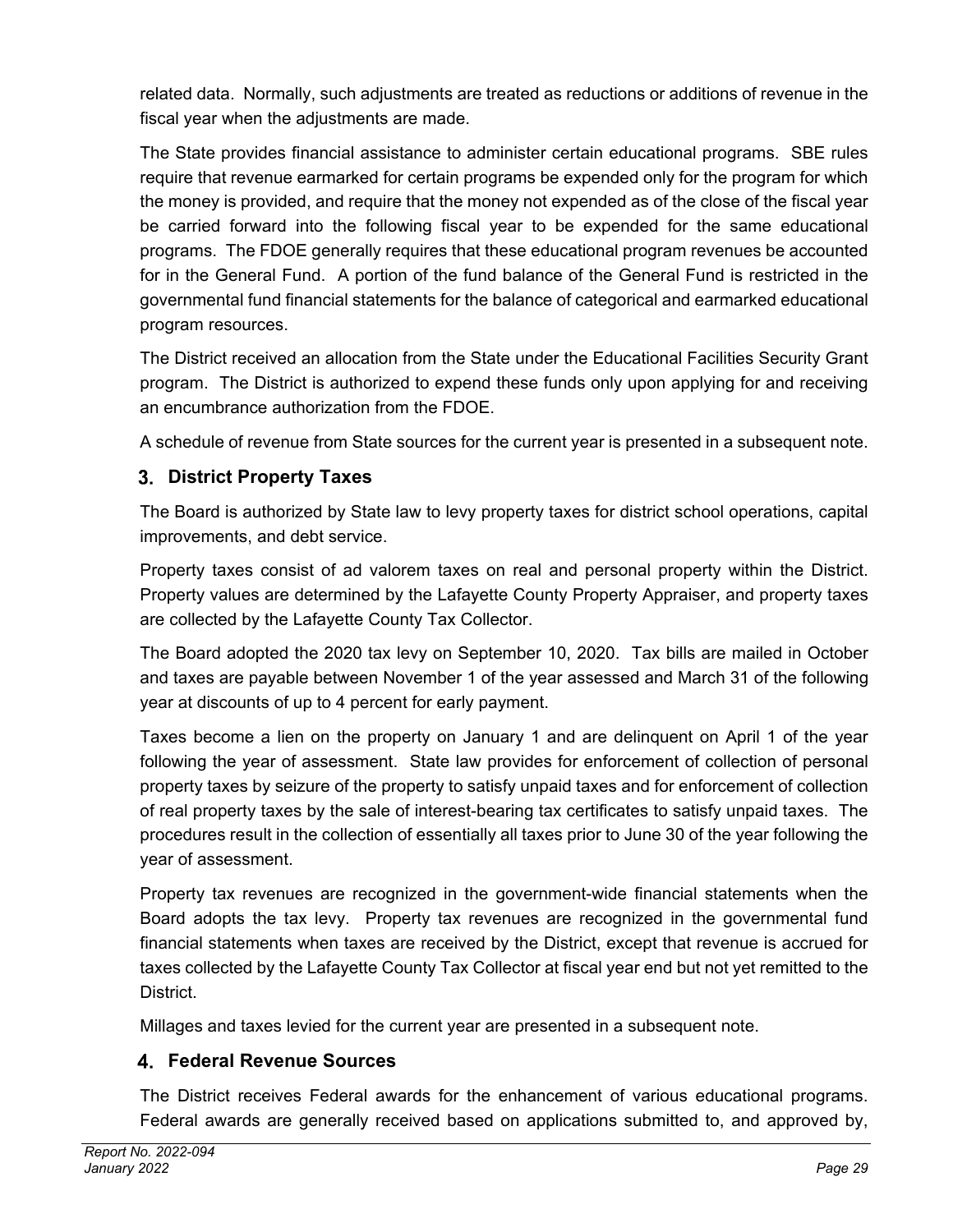related data. Normally, such adjustments are treated as reductions or additions of revenue in the fiscal year when the adjustments are made.

The State provides financial assistance to administer certain educational programs. SBE rules require that revenue earmarked for certain programs be expended only for the program for which the money is provided, and require that the money not expended as of the close of the fiscal year be carried forward into the following fiscal year to be expended for the same educational programs. The FDOE generally requires that these educational program revenues be accounted for in the General Fund. A portion of the fund balance of the General Fund is restricted in the governmental fund financial statements for the balance of categorical and earmarked educational program resources.

The District received an allocation from the State under the Educational Facilities Security Grant program. The District is authorized to expend these funds only upon applying for and receiving an encumbrance authorization from the FDOE.

A schedule of revenue from State sources for the current year is presented in a subsequent note.

## 3. District Property Taxes

The Board is authorized by State law to levy property taxes for district school operations, capital improvements, and debt service.

Property taxes consist of ad valorem taxes on real and personal property within the District. Property values are determined by the Lafayette County Property Appraiser, and property taxes are collected by the Lafayette County Tax Collector.

The Board adopted the 2020 tax levy on September 10, 2020. Tax bills are mailed in October and taxes are payable between November 1 of the year assessed and March 31 of the following year at discounts of up to 4 percent for early payment.

Taxes become a lien on the property on January 1 and are delinquent on April 1 of the year following the year of assessment. State law provides for enforcement of collection of personal property taxes by seizure of the property to satisfy unpaid taxes and for enforcement of collection of real property taxes by the sale of interest-bearing tax certificates to satisfy unpaid taxes. The procedures result in the collection of essentially all taxes prior to June 30 of the year following the year of assessment.

Property tax revenues are recognized in the government-wide financial statements when the Board adopts the tax levy. Property tax revenues are recognized in the governmental fund financial statements when taxes are received by the District, except that revenue is accrued for taxes collected by the Lafayette County Tax Collector at fiscal year end but not yet remitted to the District.

Millages and taxes levied for the current year are presented in a subsequent note.

## 4. Federal Revenue Sources

The District receives Federal awards for the enhancement of various educational programs. Federal awards are generally received based on applications submitted to, and approved by,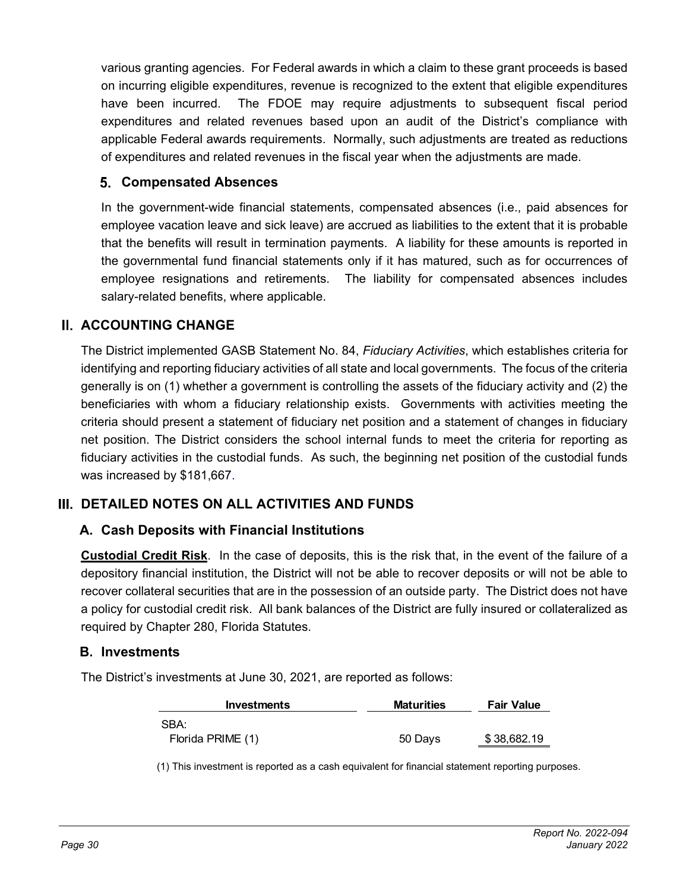various granting agencies. For Federal awards in which a claim to these grant proceeds is based on incurring eligible expenditures, revenue is recognized to the extent that eligible expenditures have been incurred. The FDOE may require adjustments to subsequent fiscal period expenditures and related revenues based upon an audit of the District's compliance with applicable Federal awards requirements. Normally, such adjustments are treated as reductions of expenditures and related revenues in the fiscal year when the adjustments are made.

### 5. Compensated Absences

In the government-wide financial statements, compensated absences (i.e., paid absences for employee vacation leave and sick leave) are accrued as liabilities to the extent that it is probable that the benefits will result in termination payments. A liability for these amounts is reported in the governmental fund financial statements only if it has matured, such as for occurrences of employee resignations and retirements. The liability for compensated absences includes salary-related benefits, where applicable.

## II. ACCOUNTING CHANGE

The District implemented GASB Statement No. 84, *Fiduciary Activities*, which establishes criteria for identifying and reporting fiduciary activities of all state and local governments. The focus of the criteria generally is on (1) whether a government is controlling the assets of the fiduciary activity and (2) the beneficiaries with whom a fiduciary relationship exists. Governments with activities meeting the criteria should present a statement of fiduciary net position and a statement of changes in fiduciary net position. The District considers the school internal funds to meet the criteria for reporting as fiduciary activities in the custodial funds. As such, the beginning net position of the custodial funds was increased by $181,667.

## III. DETAILED NOTES ON ALL ACTIVITIES AND FUNDS

### A. Cash Deposits with Financial Institutions

**Custodial Credit Risk**. In the case of deposits, this is the risk that, in the event of the failure of a depository financial institution, the District will not be able to recover deposits or will not be able to recover collateral securities that are in the possession of an outside party. The District does not have a policy for custodial credit risk. All bank balances of the District are fully insured or collateralized as required by Chapter 280, Florida Statutes.

### B. Investments

The District's investments at June 30, 2021, are reported as follows:

| Investments | Maturities | Fair Value |
|---|---|---|
| SBA: | | |
| Florida PRIME (1) | 50 Days | $ 38,682.19 |

(1) This investment is reported as a cash equivalent for financial statement reporting purposes.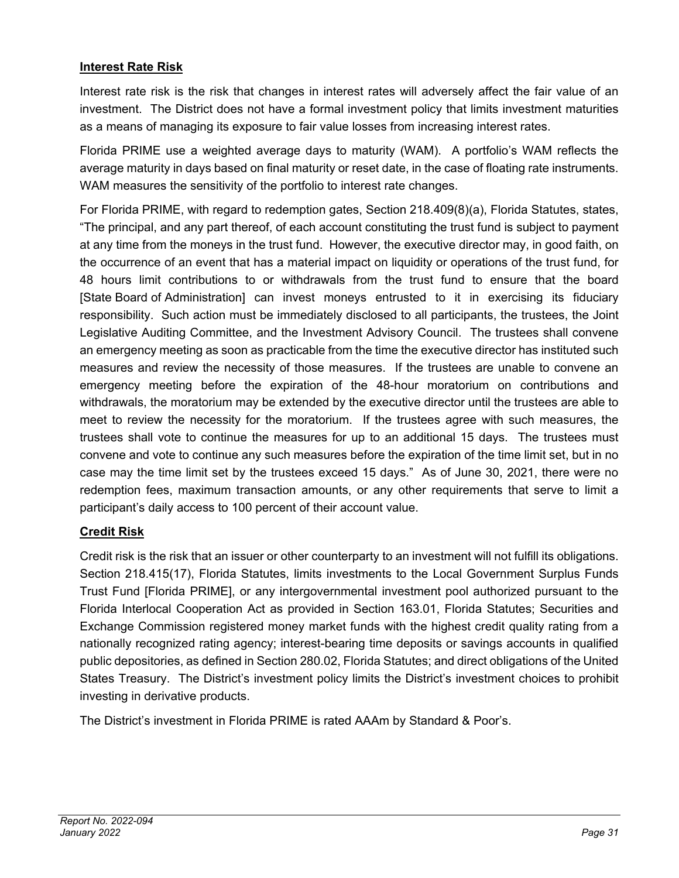**Interest Rate Risk**

Interest rate risk is the risk that changes in interest rates will adversely affect the fair value of an investment. The District does not have a formal investment policy that limits investment maturities as a means of managing its exposure to fair value losses from increasing interest rates.

Florida PRIME use a weighted average days to maturity (WAM). A portfolio's WAM reflects the average maturity in days based on final maturity or reset date, in the case of floating rate instruments. WAM measures the sensitivity of the portfolio to interest rate changes.

For Florida PRIME, with regard to redemption gates, Section 218.409(8)(a), Florida Statutes, states, "The principal, and any part thereof, of each account constituting the trust fund is subject to payment at any time from the moneys in the trust fund. However, the executive director may, in good faith, on the occurrence of an event that has a material impact on liquidity or operations of the trust fund, for 48 hours limit contributions to or withdrawals from the trust fund to ensure that the board [State Board of Administration] can invest moneys entrusted to it in exercising its fiduciary responsibility. Such action must be immediately disclosed to all participants, the trustees, the Joint Legislative Auditing Committee, and the Investment Advisory Council. The trustees shall convene an emergency meeting as soon as practicable from the time the executive director has instituted such measures and review the necessity of those measures. If the trustees are unable to convene an emergency meeting before the expiration of the 48-hour moratorium on contributions and withdrawals, the moratorium may be extended by the executive director until the trustees are able to meet to review the necessity for the moratorium. If the trustees agree with such measures, the trustees shall vote to continue the measures for up to an additional 15 days. The trustees must convene and vote to continue any such measures before the expiration of the time limit set, but in no case may the time limit set by the trustees exceed 15 days." As of June 30, 2021, there were no redemption fees, maximum transaction amounts, or any other requirements that serve to limit a participant's daily access to 100 percent of their account value.

**Credit Risk**

Credit risk is the risk that an issuer or other counterparty to an investment will not fulfill its obligations. Section 218.415(17), Florida Statutes, limits investments to the Local Government Surplus Funds Trust Fund [Florida PRIME], or any intergovernmental investment pool authorized pursuant to the Florida Interlocal Cooperation Act as provided in Section 163.01, Florida Statutes; Securities and Exchange Commission registered money market funds with the highest credit quality rating from a nationally recognized rating agency; interest-bearing time deposits or savings accounts in qualified public depositories, as defined in Section 280.02, Florida Statutes; and direct obligations of the United States Treasury. The District's investment policy limits the District's investment choices to prohibit investing in derivative products.

The District's investment in Florida PRIME is rated AAAm by Standard & Poor's.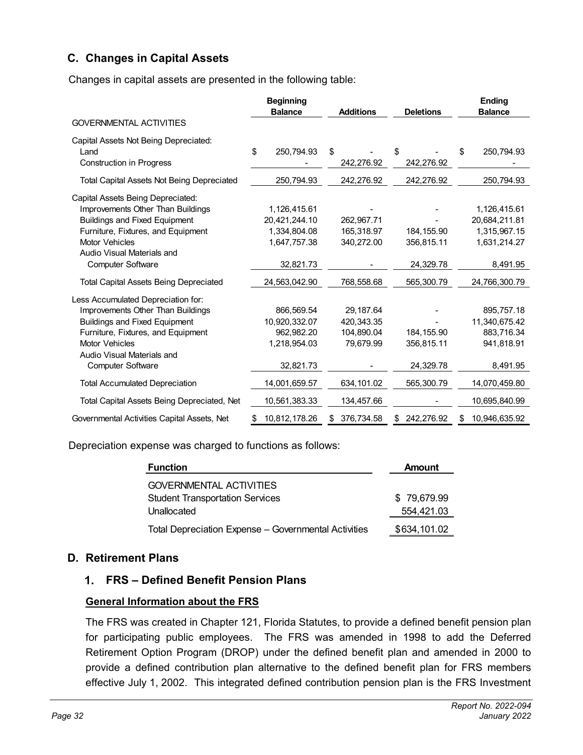## C. Changes in Capital Assets

Changes in capital assets are presented in the following table:

| | Beginning Balance | Additions | Deletions | Ending Balance |
|---|---|---|---|---|
| GOVERNMENTAL ACTIVITIES | | | | |
| Capital Assets Not Being Depreciated: | | | | |
| Land | $ 250,794.93 | $ - | $ - | $ 250,794.93 |
| Construction in Progress | - | 242,276.92 | 242,276.92 | - |
| Total Capital Assets Not Being Depreciated | 250,794.93 | 242,276.92 | 242,276.92 | 250,794.93 |
| Capital Assets Being Depreciated: | | | | |
| Improvements Other Than Buildings | 1,126,415.61 | - | - | 1,126,415.61 |
| Buildings and Fixed Equipment | 20,421,244.10 | 262,967.71 | - | 20,684,211.81 |
| Furniture, Fixtures, and Equipment | 1,334,804.08 | 165,318.97 | 184,155.90 | 1,315,967.15 |
| Motor Vehicles | 1,647,757.38 | 340,272.00 | 356,815.11 | 1,631,214.27 |
| Audio Visual Materials and Computer Software | 32,821.73 | - | 24,329.78 | 8,491.95 |
| Total Capital Assets Being Depreciated | 24,563,042.90 | 768,558.68 | 565,300.79 | 24,766,300.79 |
| Less Accumulated Depreciation for: | | | | |
| Improvements Other Than Buildings | 866,569.54 | 29,187.64 | - | 895,757.18 |
| Buildings and Fixed Equipment | 10,920,332.07 | 420,343.35 | - | 11,340,675.42 |
| Furniture, Fixtures, and Equipment | 962,982.20 | 104,890.04 | 184,155.90 | 883,716.34 |
| Motor Vehicles | 1,218,954.03 | 79,679.99 | 356,815.11 | 941,818.91 |
| Audio Visual Materials and Computer Software | 32,821.73 | - | 24,329.78 | 8,491.95 |
| Total Accumulated Depreciation | 14,001,659.57 | 634,101.02 | 565,300.79 | 14,070,459.80 |
| Total Capital Assets Being Depreciated, Net | 10,561,383.33 | 134,457.66 | - | 10,695,840.99 |
| Governmental Activities Capital Assets, Net | $ 10,812,178.26 | $ 376,734.58 | $ 242,276.92 | $ 10,946,635.92 |

Depreciation expense was charged to functions as follows:

| Function | Amount |
|---|---|
| GOVERNMENTAL ACTIVITIES | |
| Student Transportation Services | $ 79,679.99 |
| Unallocated | 554,421.03 |
| Total Depreciation Expense – Governmental Activities | $634,101.02 |

## D. Retirement Plans

### 1. FRS – Defined Benefit Pension Plans

**General Information about the FRS**

The FRS was created in Chapter 121, Florida Statutes, to provide a defined benefit pension plan for participating public employees. The FRS was amended in 1998 to add the Deferred Retirement Option Program (DROP) under the defined benefit plan and amended in 2000 to provide a defined contribution plan alternative to the defined benefit plan for FRS members effective July 1, 2002. This integrated defined contribution pension plan is the FRS Investment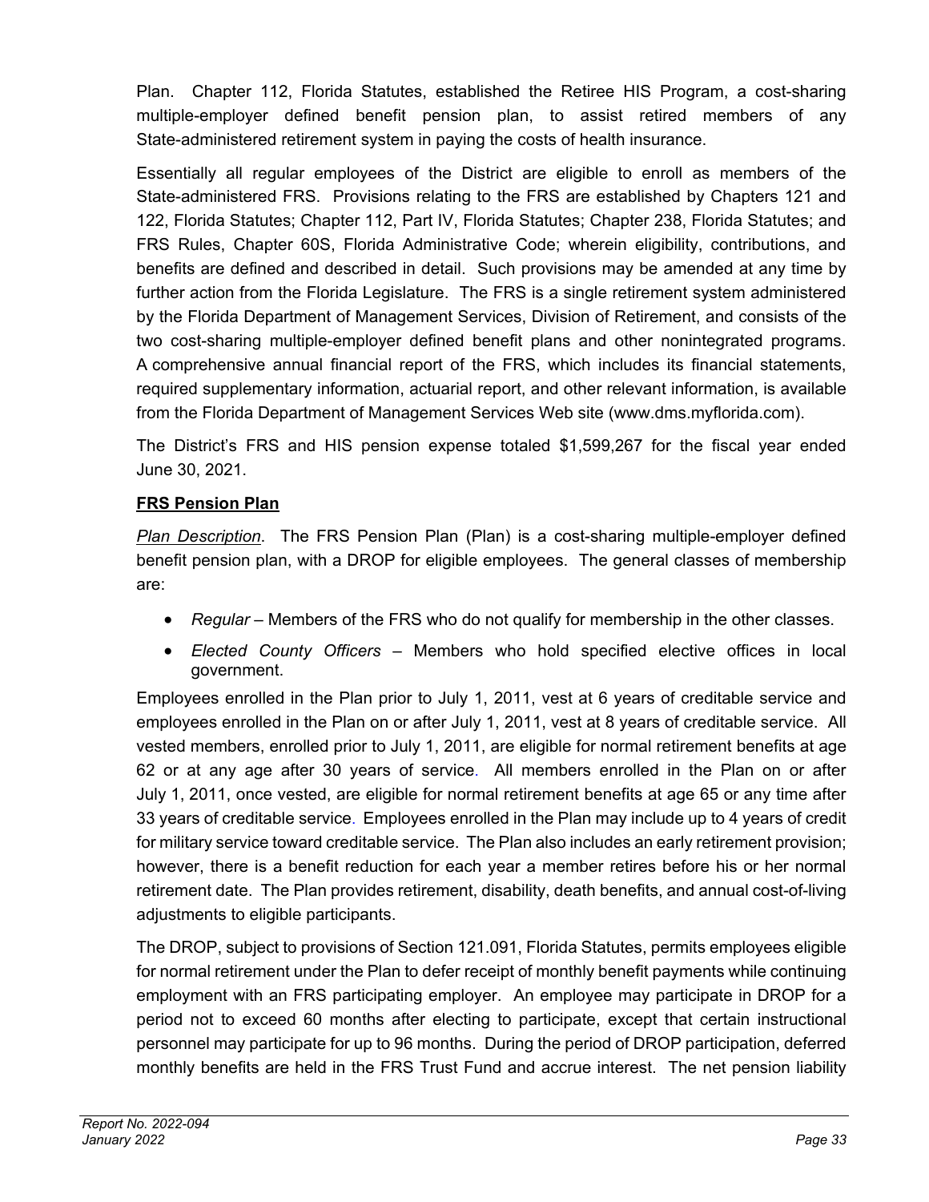Plan. Chapter 112, Florida Statutes, established the Retiree HIS Program, a cost-sharing multiple-employer defined benefit pension plan, to assist retired members of any State-administered retirement system in paying the costs of health insurance.

Essentially all regular employees of the District are eligible to enroll as members of the State-administered FRS. Provisions relating to the FRS are established by Chapters 121 and 122, Florida Statutes; Chapter 112, Part IV, Florida Statutes; Chapter 238, Florida Statutes; and FRS Rules, Chapter 60S, Florida Administrative Code; wherein eligibility, contributions, and benefits are defined and described in detail. Such provisions may be amended at any time by further action from the Florida Legislature. The FRS is a single retirement system administered by the Florida Department of Management Services, Division of Retirement, and consists of the two cost-sharing multiple-employer defined benefit plans and other nonintegrated programs. A comprehensive annual financial report of the FRS, which includes its financial statements, required supplementary information, actuarial report, and other relevant information, is available from the Florida Department of Management Services Web site (www.dms.myflorida.com).

The District's FRS and HIS pension expense totaled $1,599,267 for the fiscal year ended June 30, 2021.

**FRS Pension Plan**

*Plan Description*. The FRS Pension Plan (Plan) is a cost-sharing multiple-employer defined benefit pension plan, with a DROP for eligible employees. The general classes of membership are:

- *Regular* – Members of the FRS who do not qualify for membership in the other classes.
- *Elected County Officers* – Members who hold specified elective offices in local government.

Employees enrolled in the Plan prior to July 1, 2011, vest at 6 years of creditable service and employees enrolled in the Plan on or after July 1, 2011, vest at 8 years of creditable service. All vested members, enrolled prior to July 1, 2011, are eligible for normal retirement benefits at age 62 or at any age after 30 years of service. All members enrolled in the Plan on or after July 1, 2011, once vested, are eligible for normal retirement benefits at age 65 or any time after 33 years of creditable service. Employees enrolled in the Plan may include up to 4 years of credit for military service toward creditable service. The Plan also includes an early retirement provision; however, there is a benefit reduction for each year a member retires before his or her normal retirement date. The Plan provides retirement, disability, death benefits, and annual cost-of-living adjustments to eligible participants.

The DROP, subject to provisions of Section 121.091, Florida Statutes, permits employees eligible for normal retirement under the Plan to defer receipt of monthly benefit payments while continuing employment with an FRS participating employer. An employee may participate in DROP for a period not to exceed 60 months after electing to participate, except that certain instructional personnel may participate for up to 96 months. During the period of DROP participation, deferred monthly benefits are held in the FRS Trust Fund and accrue interest. The net pension liability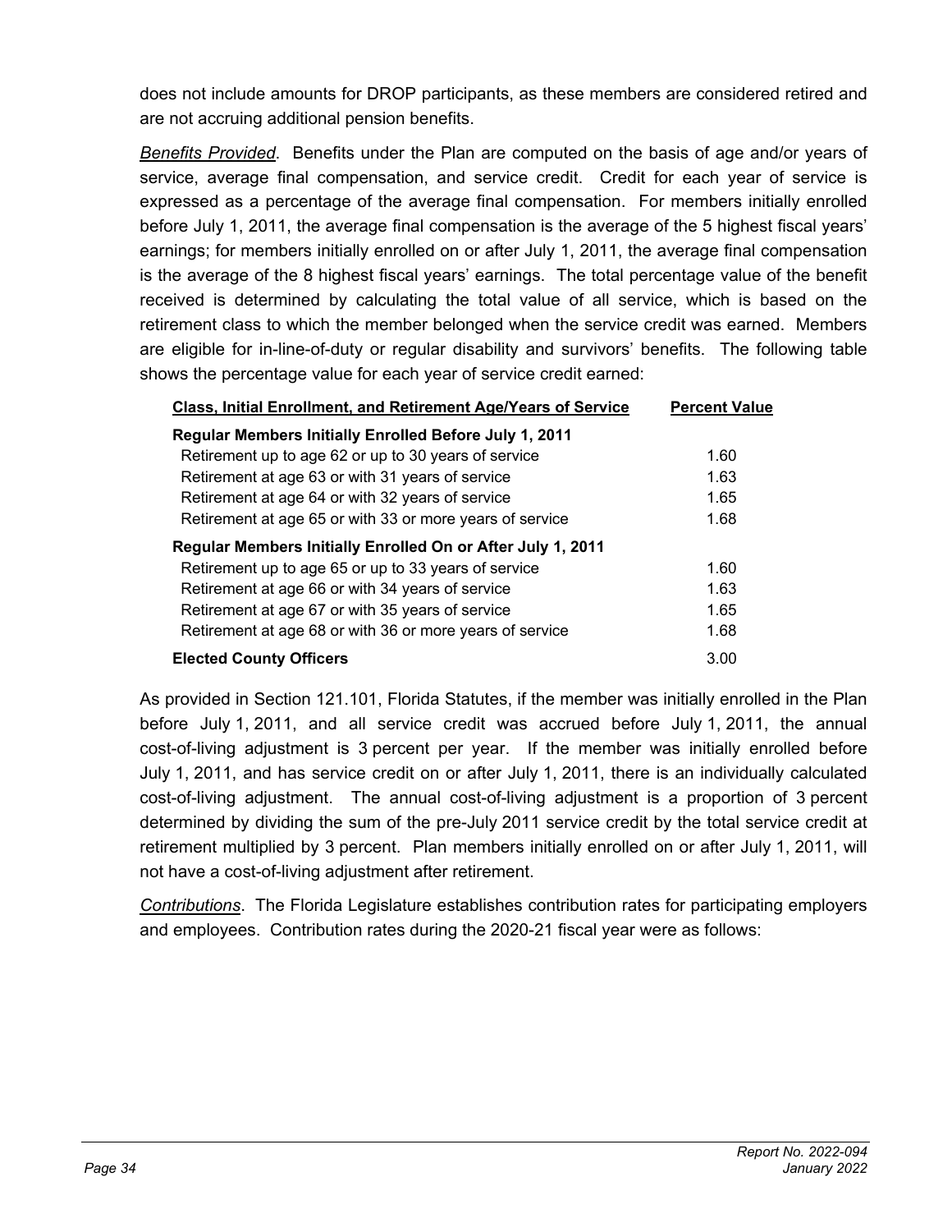does not include amounts for DROP participants, as these members are considered retired and are not accruing additional pension benefits.

*Benefits Provided*. Benefits under the Plan are computed on the basis of age and/or years of service, average final compensation, and service credit. Credit for each year of service is expressed as a percentage of the average final compensation. For members initially enrolled before July 1, 2011, the average final compensation is the average of the 5 highest fiscal years' earnings; for members initially enrolled on or after July 1, 2011, the average final compensation is the average of the 8 highest fiscal years' earnings. The total percentage value of the benefit received is determined by calculating the total value of all service, which is based on the retirement class to which the member belonged when the service credit was earned. Members are eligible for in-line-of-duty or regular disability and survivors' benefits. The following table shows the percentage value for each year of service credit earned:

| Class, Initial Enrollment, and Retirement Age/Years of Service | Percent Value |
|---|---|
| **Regular Members Initially Enrolled Before July 1, 2011** | |
| Retirement up to age 62 or up to 30 years of service | 1.60 |
| Retirement at age 63 or with 31 years of service | 1.63 |
| Retirement at age 64 or with 32 years of service | 1.65 |
| Retirement at age 65 or with 33 or more years of service | 1.68 |
| **Regular Members Initially Enrolled On or After July 1, 2011** | |
| Retirement up to age 65 or up to 33 years of service | 1.60 |
| Retirement at age 66 or with 34 years of service | 1.63 |
| Retirement at age 67 or with 35 years of service | 1.65 |
| Retirement at age 68 or with 36 or more years of service | 1.68 |
| **Elected County Officers** | 3.00 |

As provided in Section 121.101, Florida Statutes, if the member was initially enrolled in the Plan before July 1, 2011, and all service credit was accrued before July 1, 2011, the annual cost-of-living adjustment is 3 percent per year. If the member was initially enrolled before July 1, 2011, and has service credit on or after July 1, 2011, there is an individually calculated cost-of-living adjustment. The annual cost-of-living adjustment is a proportion of 3 percent determined by dividing the sum of the pre-July 2011 service credit by the total service credit at retirement multiplied by 3 percent. Plan members initially enrolled on or after July 1, 2011, will not have a cost-of-living adjustment after retirement.

*Contributions*. The Florida Legislature establishes contribution rates for participating employers and employees. Contribution rates during the 2020-21 fiscal year were as follows: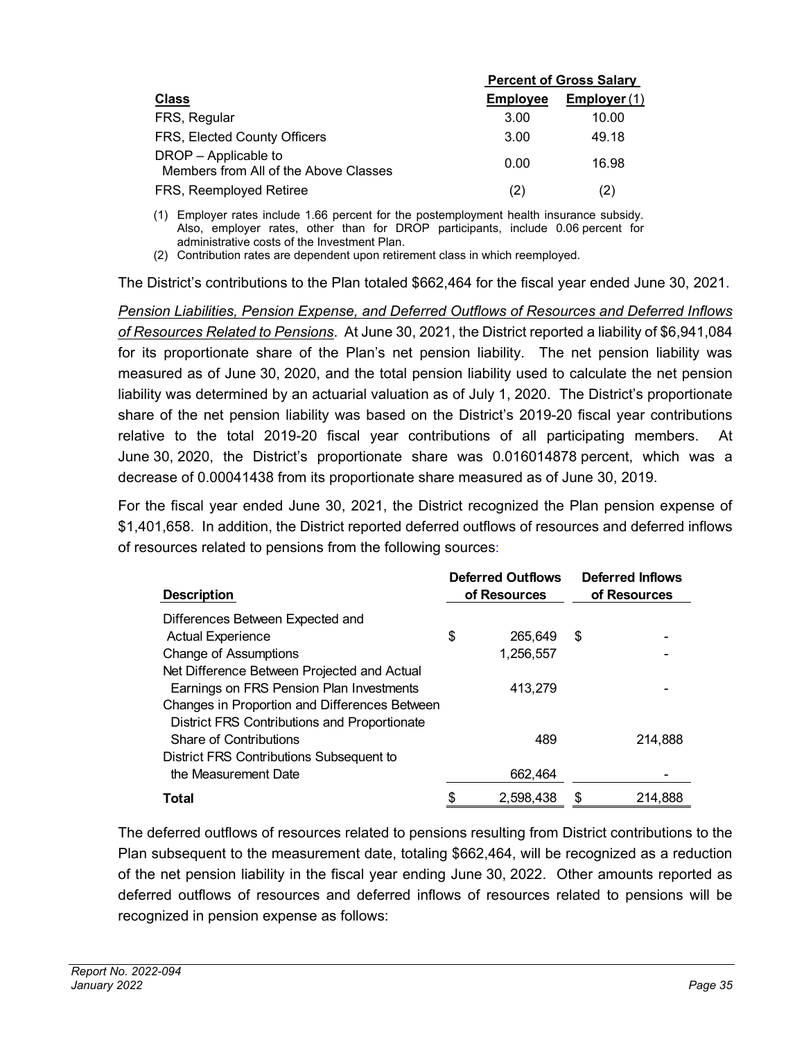| Class | Percent of Gross Salary | |
|---|---|---|
| | Employee | Employer (1) |
| FRS, Regular | 3.00 | 10.00 |
| FRS, Elected County Officers | 3.00 | 49.18 |
| DROP – Applicable to Members from All of the Above Classes | 0.00 | 16.98 |
| FRS, Reemployed Retiree | (2) | (2) |

(1) Employer rates include 1.66 percent for the postemployment health insurance subsidy. Also, employer rates, other than for DROP participants, include 0.06 percent for administrative costs of the Investment Plan.

(2) Contribution rates are dependent upon retirement class in which reemployed.

The District's contributions to the Plan totaled $662,464 for the fiscal year ended June 30, 2021.

*Pension Liabilities, Pension Expense, and Deferred Outflows of Resources and Deferred Inflows of Resources Related to Pensions*. At June 30, 2021, the District reported a liability of $6,941,084 for its proportionate share of the Plan's net pension liability. The net pension liability was measured as of June 30, 2020, and the total pension liability used to calculate the net pension liability was determined by an actuarial valuation as of July 1, 2020. The District's proportionate share of the net pension liability was based on the District's 2019-20 fiscal year contributions relative to the total 2019-20 fiscal year contributions of all participating members. At June 30, 2020, the District's proportionate share was 0.016014878 percent, which was a decrease of 0.00041438 from its proportionate share measured as of June 30, 2019.

For the fiscal year ended June 30, 2021, the District recognized the Plan pension expense of $1,401,658. In addition, the District reported deferred outflows of resources and deferred inflows of resources related to pensions from the following sources:

| Description | Deferred Outflows of Resources | Deferred Inflows of Resources |
|---|---|---|
| Differences Between Expected and Actual Experience | $ 265,649 | $ - |
| Change of Assumptions | 1,256,557 | - |
| Net Difference Between Projected and Actual Earnings on FRS Pension Plan Investments | 413,279 | - |
| Changes in Proportion and Differences Between District FRS Contributions and Proportionate Share of Contributions | 489 | 214,888 |
| District FRS Contributions Subsequent to the Measurement Date | 662,464 | - |
| **Total** | $ 2,598,438 | $ 214,888 |

The deferred outflows of resources related to pensions resulting from District contributions to the Plan subsequent to the measurement date, totaling $662,464, will be recognized as a reduction of the net pension liability in the fiscal year ending June 30, 2022. Other amounts reported as deferred outflows of resources and deferred inflows of resources related to pensions will be recognized in pension expense as follows: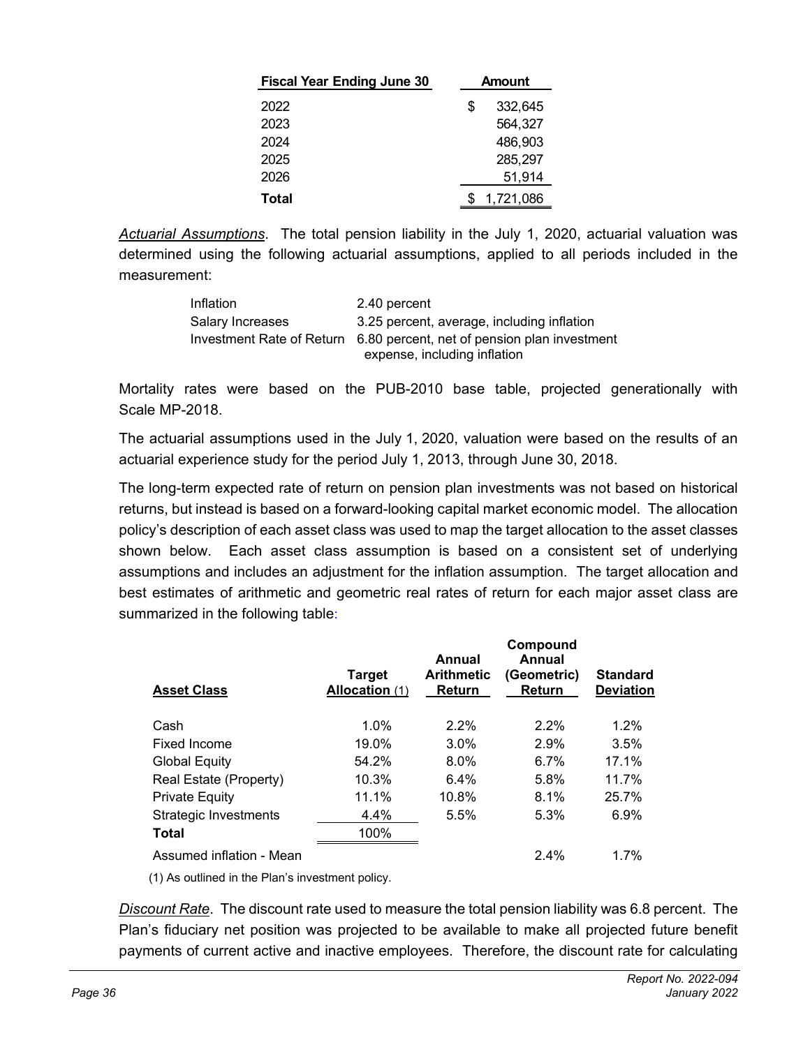| Fiscal Year Ending June 30 | Amount |
|---|---|
| 2022 | $ 332,645 |
| 2023 | 564,327 |
| 2024 | 486,903 |
| 2025 | 285,297 |
| 2026 | 51,914 |
| **Total** | $ 1,721,086 |

*Actuarial Assumptions*. The total pension liability in the July 1, 2020, actuarial valuation was determined using the following actuarial assumptions, applied to all periods included in the measurement:

| | |
|---|---|
| Inflation | 2.40 percent |
| Salary Increases | 3.25 percent, average, including inflation |
| Investment Rate of Return | 6.80 percent, net of pension plan investment expense, including inflation |

Mortality rates were based on the PUB-2010 base table, projected generationally with Scale MP-2018.

The actuarial assumptions used in the July 1, 2020, valuation were based on the results of an actuarial experience study for the period July 1, 2013, through June 30, 2018.

The long-term expected rate of return on pension plan investments was not based on historical returns, but instead is based on a forward-looking capital market economic model. The allocation policy's description of each asset class was used to map the target allocation to the asset classes shown below. Each asset class assumption is based on a consistent set of underlying assumptions and includes an adjustment for the inflation assumption. The target allocation and best estimates of arithmetic and geometric real rates of return for each major asset class are summarized in the following table:

| Asset Class | Target Allocation (1) | Annual Arithmetic Return | Compound Annual (Geometric) Return | Standard Deviation |
|---|---|---|---|---|
| Cash | 1.0% | 2.2% | 2.2% | 1.2% |
| Fixed Income | 19.0% | 3.0% | 2.9% | 3.5% |
| Global Equity | 54.2% | 8.0% | 6.7% | 17.1% |
| Real Estate (Property) | 10.3% | 6.4% | 5.8% | 11.7% |
| Private Equity | 11.1% | 10.8% | 8.1% | 25.7% |
| Strategic Investments | 4.4% | 5.5% | 5.3% | 6.9% |
| **Total** | 100% | | | |
| Assumed inflation - Mean | | | 2.4% | 1.7% |

(1) As outlined in the Plan's investment policy.

*Discount Rate*. The discount rate used to measure the total pension liability was 6.8 percent. The Plan's fiduciary net position was projected to be available to make all projected future benefit payments of current active and inactive employees. Therefore, the discount rate for calculating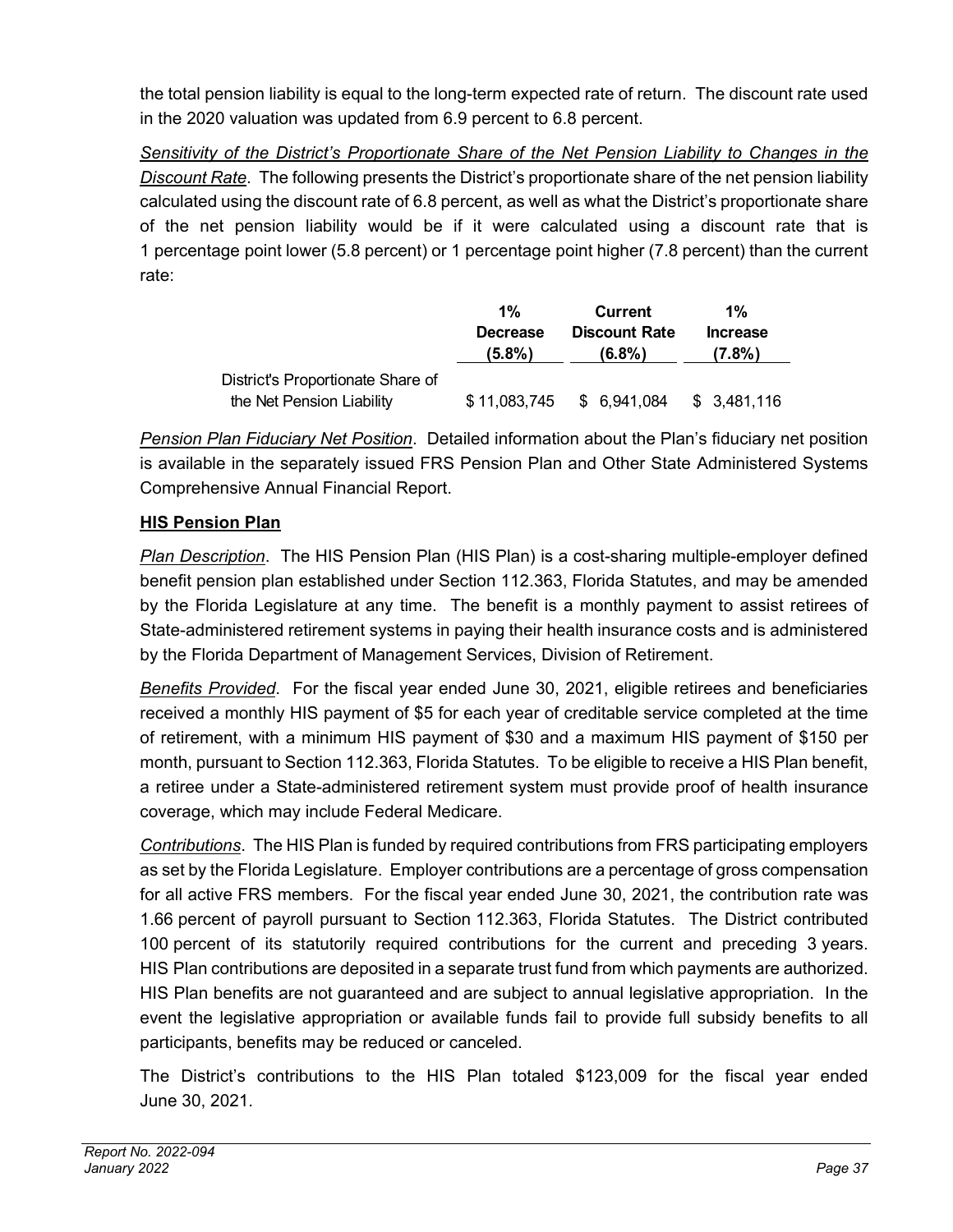the total pension liability is equal to the long-term expected rate of return. The discount rate used in the 2020 valuation was updated from 6.9 percent to 6.8 percent.

*Sensitivity of the District's Proportionate Share of the Net Pension Liability to Changes in the Discount Rate*. The following presents the District's proportionate share of the net pension liability calculated using the discount rate of 6.8 percent, as well as what the District's proportionate share of the net pension liability would be if it were calculated using a discount rate that is 1 percentage point lower (5.8 percent) or 1 percentage point higher (7.8 percent) than the current rate:

| | 1% Decrease (5.8%) | Current Discount Rate (6.8%) | 1% Increase (7.8%) |
|---|---|---|---|
| District's Proportionate Share of the Net Pension Liability | $ 11,083,745 | $ 6,941,084 | $ 3,481,116 |

*Pension Plan Fiduciary Net Position*. Detailed information about the Plan's fiduciary net position is available in the separately issued FRS Pension Plan and Other State Administered Systems Comprehensive Annual Financial Report.

**HIS Pension Plan**

*Plan Description*. The HIS Pension Plan (HIS Plan) is a cost-sharing multiple-employer defined benefit pension plan established under Section 112.363, Florida Statutes, and may be amended by the Florida Legislature at any time. The benefit is a monthly payment to assist retirees of State-administered retirement systems in paying their health insurance costs and is administered by the Florida Department of Management Services, Division of Retirement.

*Benefits Provided*. For the fiscal year ended June 30, 2021, eligible retirees and beneficiaries received a monthly HIS payment of $5 for each year of creditable service completed at the time of retirement, with a minimum HIS payment of $30 and a maximum HIS payment of $150 per month, pursuant to Section 112.363, Florida Statutes. To be eligible to receive a HIS Plan benefit, a retiree under a State-administered retirement system must provide proof of health insurance coverage, which may include Federal Medicare.

*Contributions*. The HIS Plan is funded by required contributions from FRS participating employers as set by the Florida Legislature. Employer contributions are a percentage of gross compensation for all active FRS members. For the fiscal year ended June 30, 2021, the contribution rate was 1.66 percent of payroll pursuant to Section 112.363, Florida Statutes. The District contributed 100 percent of its statutorily required contributions for the current and preceding 3 years. HIS Plan contributions are deposited in a separate trust fund from which payments are authorized. HIS Plan benefits are not guaranteed and are subject to annual legislative appropriation. In the event the legislative appropriation or available funds fail to provide full subsidy benefits to all participants, benefits may be reduced or canceled.

The District's contributions to the HIS Plan totaled $123,009 for the fiscal year ended June 30, 2021.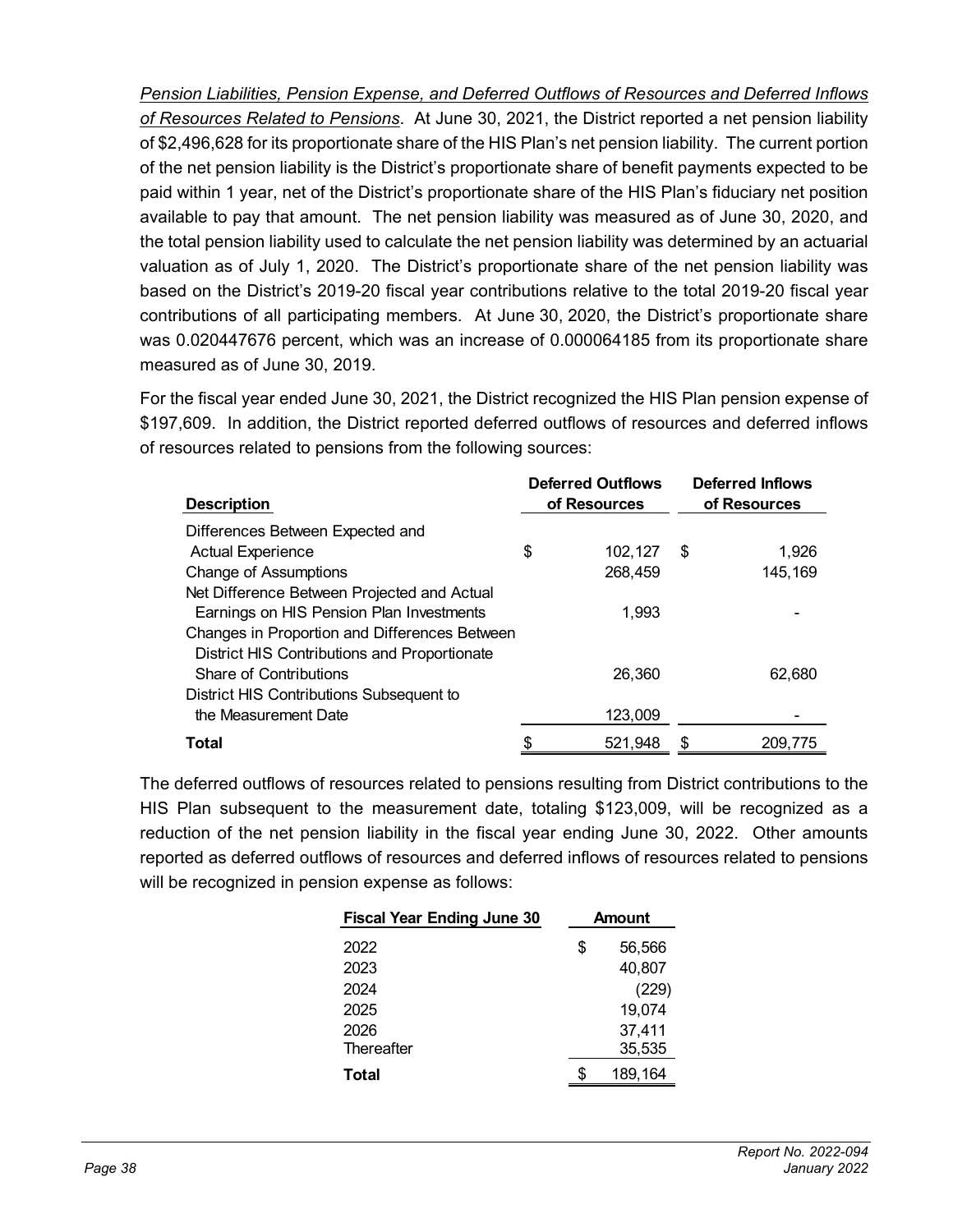*Pension Liabilities, Pension Expense, and Deferred Outflows of Resources and Deferred Inflows of Resources Related to Pensions*. At June 30, 2021, the District reported a net pension liability of $2,496,628 for its proportionate share of the HIS Plan's net pension liability. The current portion of the net pension liability is the District's proportionate share of benefit payments expected to be paid within 1 year, net of the District's proportionate share of the HIS Plan's fiduciary net position available to pay that amount. The net pension liability was measured as of June 30, 2020, and the total pension liability used to calculate the net pension liability was determined by an actuarial valuation as of July 1, 2020. The District's proportionate share of the net pension liability was based on the District's 2019-20 fiscal year contributions relative to the total 2019-20 fiscal year contributions of all participating members. At June 30, 2020, the District's proportionate share was 0.020447676 percent, which was an increase of 0.000064185 from its proportionate share measured as of June 30, 2019.

For the fiscal year ended June 30, 2021, the District recognized the HIS Plan pension expense of $197,609. In addition, the District reported deferred outflows of resources and deferred inflows of resources related to pensions from the following sources:

| Description | Deferred Outflows of Resources | Deferred Inflows of Resources |
|---|---|---|
| Differences Between Expected and Actual Experience | $ 102,127 | $ 1,926 |
| Change of Assumptions | 268,459 | 145,169 |
| Net Difference Between Projected and Actual Earnings on HIS Pension Plan Investments | 1,993 | - |
| Changes in Proportion and Differences Between District HIS Contributions and Proportionate Share of Contributions | 26,360 | 62,680 |
| District HIS Contributions Subsequent to the Measurement Date | 123,009 | - |
| **Total** | $ 521,948 | $ 209,775 |

The deferred outflows of resources related to pensions resulting from District contributions to the HIS Plan subsequent to the measurement date, totaling $123,009, will be recognized as a reduction of the net pension liability in the fiscal year ending June 30, 2022. Other amounts reported as deferred outflows of resources and deferred inflows of resources related to pensions will be recognized in pension expense as follows:

| Fiscal Year Ending June 30 | Amount |
|---|---|
| 2022 | $ 56,566 |
| 2023 | 40,807 |
| 2024 | (229) |
| 2025 | 19,074 |
| 2026 | 37,411 |
| Thereafter | 35,535 |
| **Total** | $ 189,164 |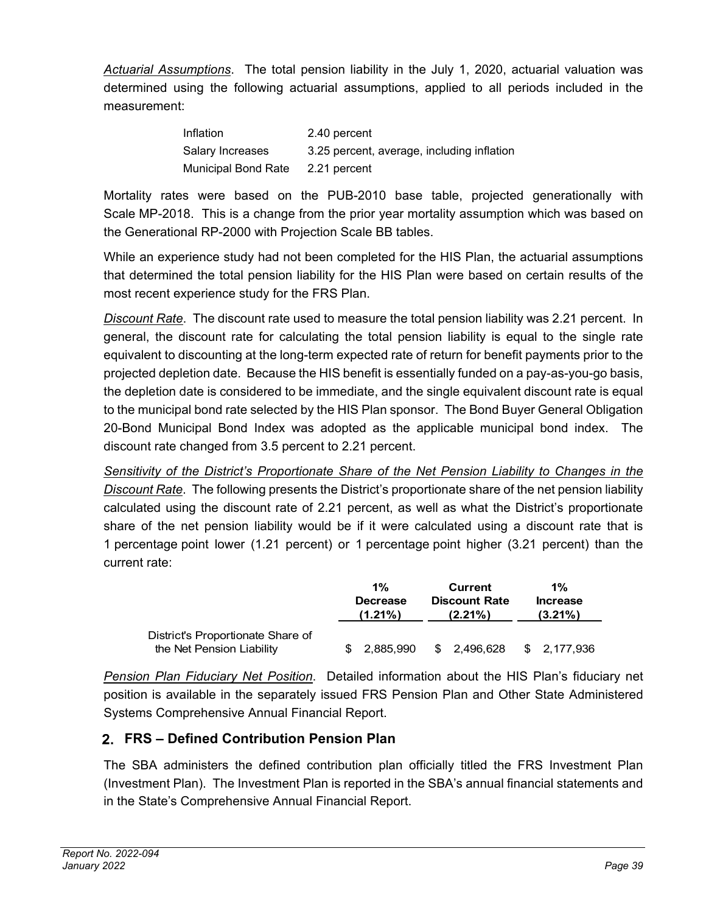*Actuarial Assumptions*. The total pension liability in the July 1, 2020, actuarial valuation was determined using the following actuarial assumptions, applied to all periods included in the measurement:

| | |
|---|---|
| Inflation | 2.40 percent |
| Salary Increases | 3.25 percent, average, including inflation |
| Municipal Bond Rate | 2.21 percent |

Mortality rates were based on the PUB-2010 base table, projected generationally with Scale MP-2018. This is a change from the prior year mortality assumption which was based on the Generational RP-2000 with Projection Scale BB tables.

While an experience study had not been completed for the HIS Plan, the actuarial assumptions that determined the total pension liability for the HIS Plan were based on certain results of the most recent experience study for the FRS Plan.

*Discount Rate*. The discount rate used to measure the total pension liability was 2.21 percent. In general, the discount rate for calculating the total pension liability is equal to the single rate equivalent to discounting at the long-term expected rate of return for benefit payments prior to the projected depletion date. Because the HIS benefit is essentially funded on a pay-as-you-go basis, the depletion date is considered to be immediate, and the single equivalent discount rate is equal to the municipal bond rate selected by the HIS Plan sponsor. The Bond Buyer General Obligation 20-Bond Municipal Bond Index was adopted as the applicable municipal bond index. The discount rate changed from 3.5 percent to 2.21 percent.

*Sensitivity of the District's Proportionate Share of the Net Pension Liability to Changes in the Discount Rate*. The following presents the District's proportionate share of the net pension liability calculated using the discount rate of 2.21 percent, as well as what the District's proportionate share of the net pension liability would be if it were calculated using a discount rate that is 1 percentage point lower (1.21 percent) or 1 percentage point higher (3.21 percent) than the current rate:

| | 1% Decrease (1.21%) | Current Discount Rate (2.21%) | 1% Increase (3.21%) |
|---|---|---|---|
| District's Proportionate Share of the Net Pension Liability | $ 2,885,990 | $ 2,496,628 | $ 2,177,936 |

*Pension Plan Fiduciary Net Position*. Detailed information about the HIS Plan's fiduciary net position is available in the separately issued FRS Pension Plan and Other State Administered Systems Comprehensive Annual Financial Report.

## 2. FRS – Defined Contribution Pension Plan

The SBA administers the defined contribution plan officially titled the FRS Investment Plan (Investment Plan). The Investment Plan is reported in the SBA's annual financial statements and in the State's Comprehensive Annual Financial Report.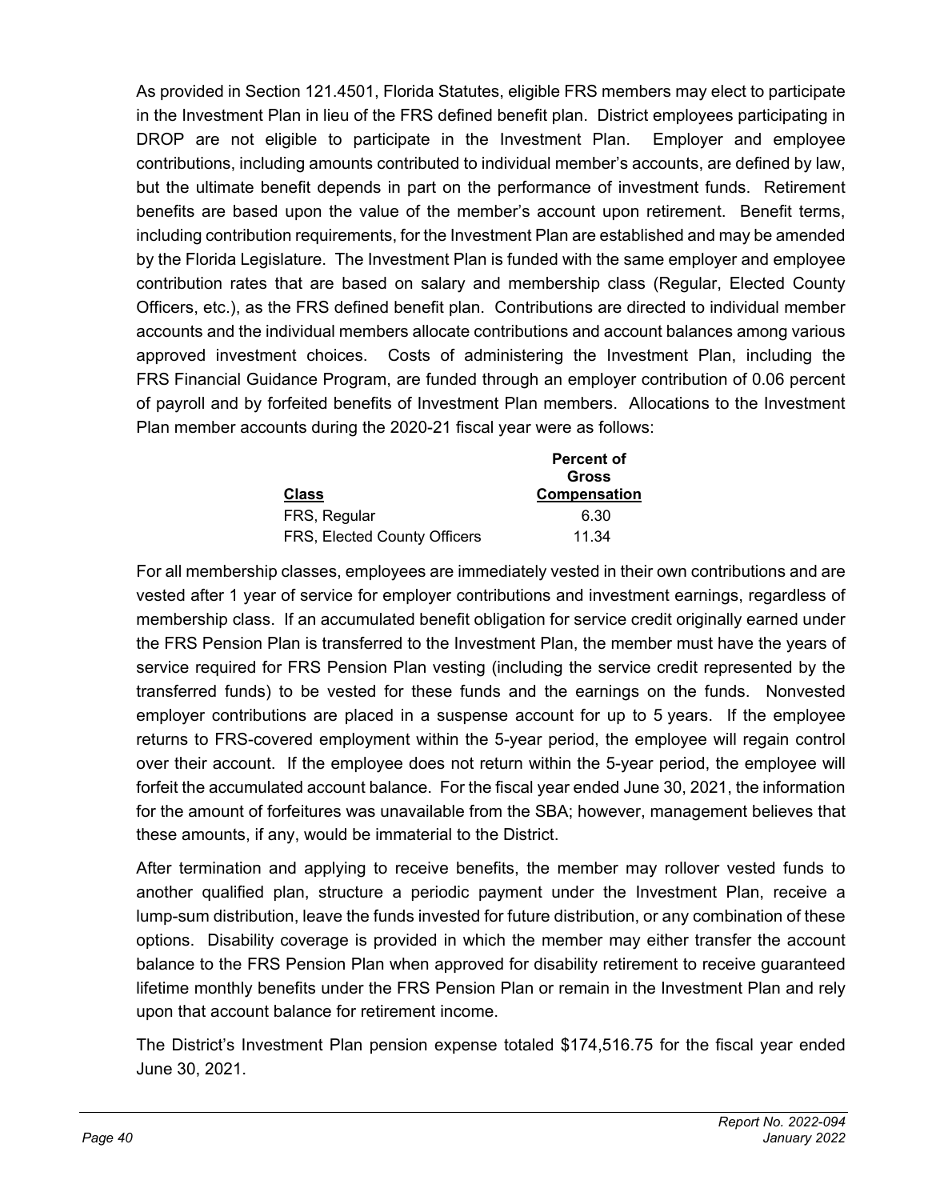As provided in Section 121.4501, Florida Statutes, eligible FRS members may elect to participate in the Investment Plan in lieu of the FRS defined benefit plan. District employees participating in DROP are not eligible to participate in the Investment Plan. Employer and employee contributions, including amounts contributed to individual member's accounts, are defined by law, but the ultimate benefit depends in part on the performance of investment funds. Retirement benefits are based upon the value of the member's account upon retirement. Benefit terms, including contribution requirements, for the Investment Plan are established and may be amended by the Florida Legislature. The Investment Plan is funded with the same employer and employee contribution rates that are based on salary and membership class (Regular, Elected County Officers, etc.), as the FRS defined benefit plan. Contributions are directed to individual member accounts and the individual members allocate contributions and account balances among various approved investment choices. Costs of administering the Investment Plan, including the FRS Financial Guidance Program, are funded through an employer contribution of 0.06 percent of payroll and by forfeited benefits of Investment Plan members. Allocations to the Investment Plan member accounts during the 2020-21 fiscal year were as follows:

| Class | Percent of Gross Compensation |
|---|---|
| FRS, Regular | 6.30 |
| FRS, Elected County Officers | 11.34 |

For all membership classes, employees are immediately vested in their own contributions and are vested after 1 year of service for employer contributions and investment earnings, regardless of membership class. If an accumulated benefit obligation for service credit originally earned under the FRS Pension Plan is transferred to the Investment Plan, the member must have the years of service required for FRS Pension Plan vesting (including the service credit represented by the transferred funds) to be vested for these funds and the earnings on the funds. Nonvested employer contributions are placed in a suspense account for up to 5 years. If the employee returns to FRS-covered employment within the 5-year period, the employee will regain control over their account. If the employee does not return within the 5-year period, the employee will forfeit the accumulated account balance. For the fiscal year ended June 30, 2021, the information for the amount of forfeitures was unavailable from the SBA; however, management believes that these amounts, if any, would be immaterial to the District.

After termination and applying to receive benefits, the member may rollover vested funds to another qualified plan, structure a periodic payment under the Investment Plan, receive a lump-sum distribution, leave the funds invested for future distribution, or any combination of these options. Disability coverage is provided in which the member may either transfer the account balance to the FRS Pension Plan when approved for disability retirement to receive guaranteed lifetime monthly benefits under the FRS Pension Plan or remain in the Investment Plan and rely upon that account balance for retirement income.

The District's Investment Plan pension expense totaled $174,516.75 for the fiscal year ended June 30, 2021.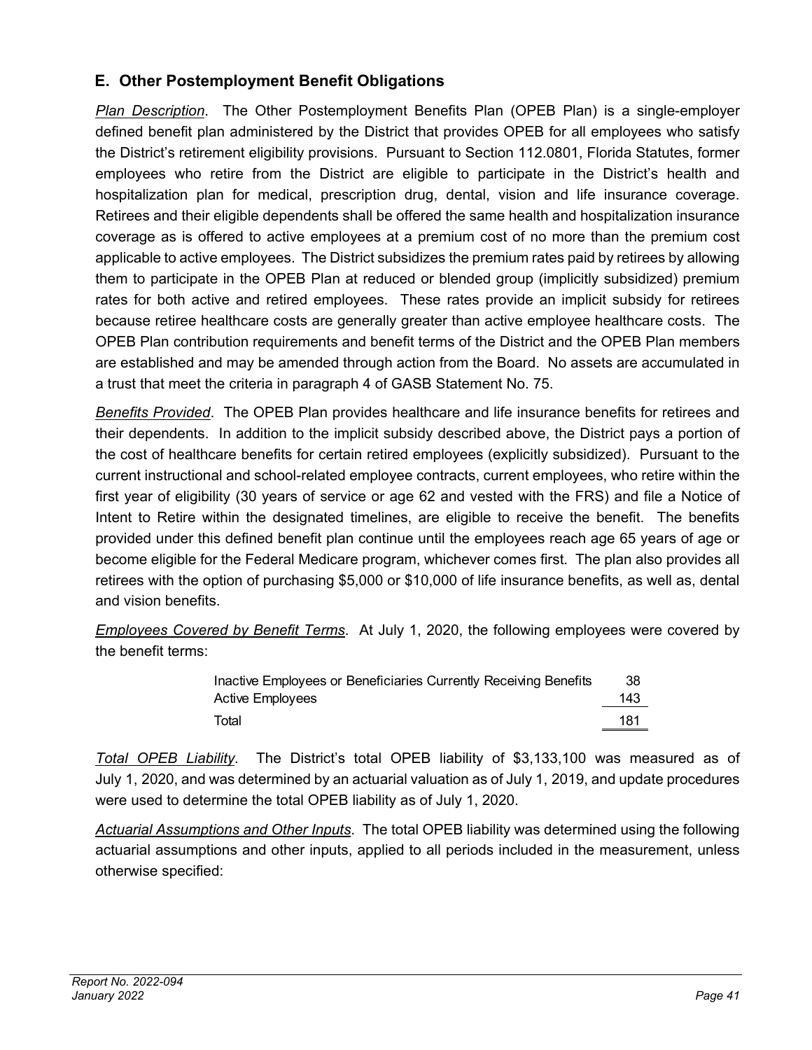## E. Other Postemployment Benefit Obligations

*Plan Description*. The Other Postemployment Benefits Plan (OPEB Plan) is a single-employer defined benefit plan administered by the District that provides OPEB for all employees who satisfy the District's retirement eligibility provisions. Pursuant to Section 112.0801, Florida Statutes, former employees who retire from the District are eligible to participate in the District's health and hospitalization plan for medical, prescription drug, dental, vision and life insurance coverage. Retirees and their eligible dependents shall be offered the same health and hospitalization insurance coverage as is offered to active employees at a premium cost of no more than the premium cost applicable to active employees. The District subsidizes the premium rates paid by retirees by allowing them to participate in the OPEB Plan at reduced or blended group (implicitly subsidized) premium rates for both active and retired employees. These rates provide an implicit subsidy for retirees because retiree healthcare costs are generally greater than active employee healthcare costs. The OPEB Plan contribution requirements and benefit terms of the District and the OPEB Plan members are established and may be amended through action from the Board. No assets are accumulated in a trust that meet the criteria in paragraph 4 of GASB Statement No. 75.

*Benefits Provided*. The OPEB Plan provides healthcare and life insurance benefits for retirees and their dependents. In addition to the implicit subsidy described above, the District pays a portion of the cost of healthcare benefits for certain retired employees (explicitly subsidized). Pursuant to the current instructional and school-related employee contracts, current employees, who retire within the first year of eligibility (30 years of service or age 62 and vested with the FRS) and file a Notice of Intent to Retire within the designated timelines, are eligible to receive the benefit. The benefits provided under this defined benefit plan continue until the employees reach age 65 years of age or become eligible for the Federal Medicare program, whichever comes first. The plan also provides all retirees with the option of purchasing $5,000 or $10,000 of life insurance benefits, as well as, dental and vision benefits.

*Employees Covered by Benefit Terms*. At July 1, 2020, the following employees were covered by the benefit terms:

| | |
|---|---|
| Inactive Employees or Beneficiaries Currently Receiving Benefits | 38 |
| Active Employees | 143 |
| Total | 181 |

*Total OPEB Liability*. The District's total OPEB liability of $3,133,100 was measured as of July 1, 2020, and was determined by an actuarial valuation as of July 1, 2019, and update procedures were used to determine the total OPEB liability as of July 1, 2020.

*Actuarial Assumptions and Other Inputs*. The total OPEB liability was determined using the following actuarial assumptions and other inputs, applied to all periods included in the measurement, unless otherwise specified: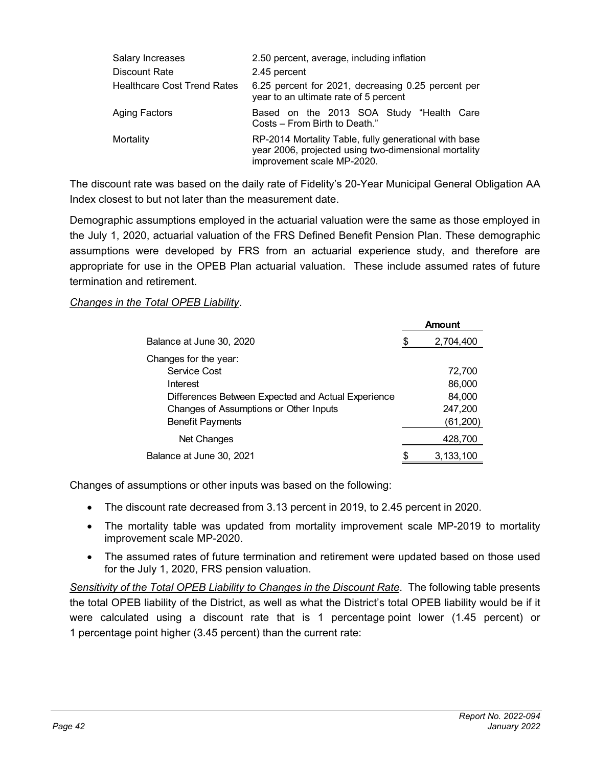| | |
|---|---|
| Salary Increases | 2.50 percent, average, including inflation |
| Discount Rate | 2.45 percent |
| Healthcare Cost Trend Rates | 6.25 percent for 2021, decreasing 0.25 percent per year to an ultimate rate of 5 percent |
| Aging Factors | Based on the 2013 SOA Study "Health Care Costs – From Birth to Death." |
| Mortality | RP-2014 Mortality Table, fully generational with base year 2006, projected using two-dimensional mortality improvement scale MP-2020. |

The discount rate was based on the daily rate of Fidelity's 20-Year Municipal General Obligation AA Index closest to but not later than the measurement date.

Demographic assumptions employed in the actuarial valuation were the same as those employed in the July 1, 2020, actuarial valuation of the FRS Defined Benefit Pension Plan. These demographic assumptions were developed by FRS from an actuarial experience study, and therefore are appropriate for use in the OPEB Plan actuarial valuation. These include assumed rates of future termination and retirement.

*Changes in the Total OPEB Liability*.

| | Amount |
|---|---|
| Balance at June 30, 2020 | $ 2,704,400 |
| Changes for the year: | |
| Service Cost | 72,700 |
| Interest | 86,000 |
| Differences Between Expected and Actual Experience | 84,000 |
| Changes of Assumptions or Other Inputs | 247,200 |
| Benefit Payments | (61,200) |
| Net Changes | 428,700 |
| Balance at June 30, 2021 | $ 3,133,100 |

Changes of assumptions or other inputs was based on the following:

- The discount rate decreased from 3.13 percent in 2019, to 2.45 percent in 2020.
- The mortality table was updated from mortality improvement scale MP-2019 to mortality improvement scale MP-2020.
- The assumed rates of future termination and retirement were updated based on those used for the July 1, 2020, FRS pension valuation.

*Sensitivity of the Total OPEB Liability to Changes in the Discount Rate*. The following table presents the total OPEB liability of the District, as well as what the District's total OPEB liability would be if it were calculated using a discount rate that is 1 percentage point lower (1.45 percent) or 1 percentage point higher (3.45 percent) than the current rate: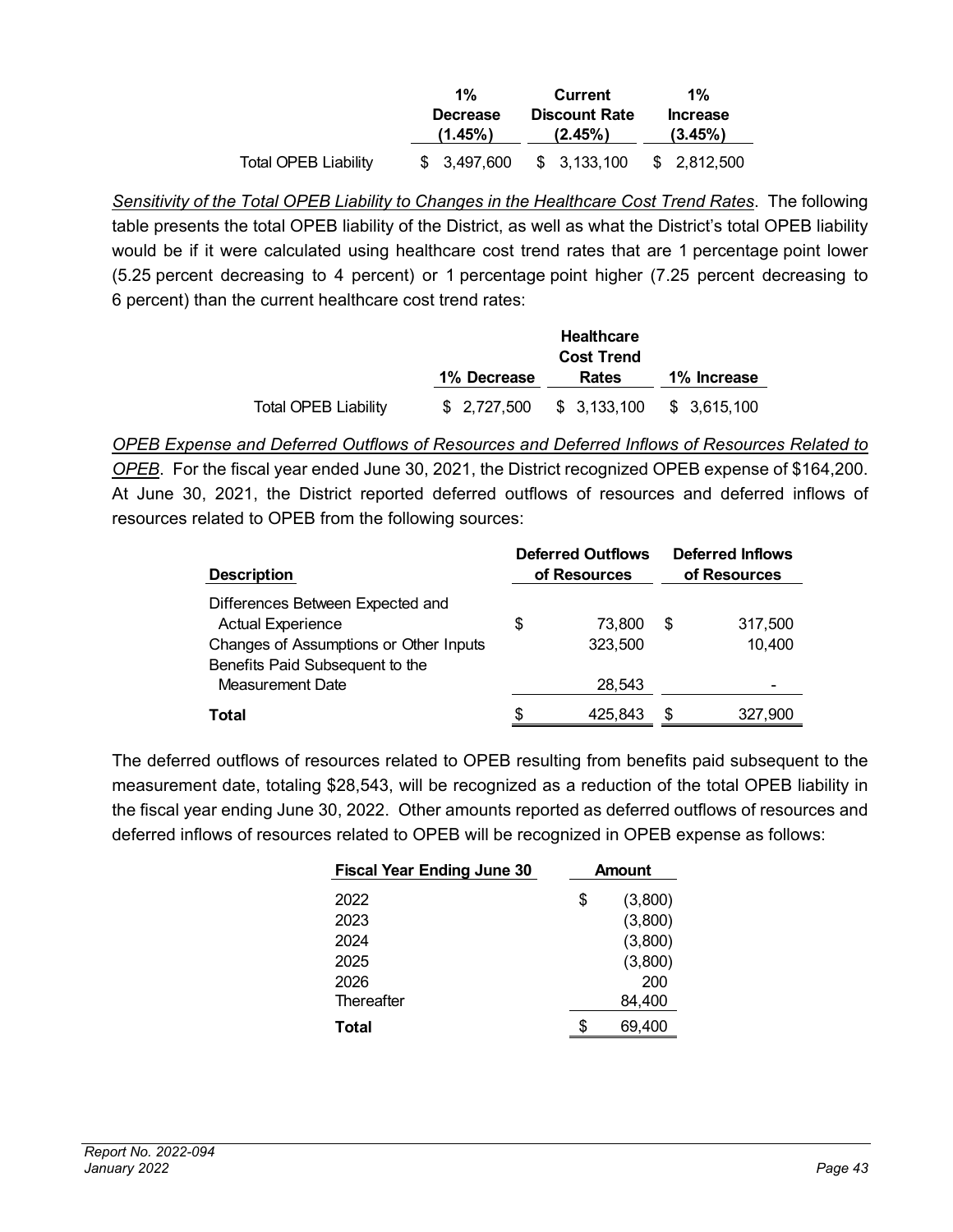| | 1% Decrease (1.45%) | Current Discount Rate (2.45%) | 1% Increase (3.45%) |
|---|---|---|---|
| Total OPEB Liability | $ 3,497,600 | $ 3,133,100 | $ 2,812,500 |

*Sensitivity of the Total OPEB Liability to Changes in the Healthcare Cost Trend Rates*. The following table presents the total OPEB liability of the District, as well as what the District's total OPEB liability would be if it were calculated using healthcare cost trend rates that are 1 percentage point lower (5.25 percent decreasing to 4 percent) or 1 percentage point higher (7.25 percent decreasing to 6 percent) than the current healthcare cost trend rates:

| | 1% Decrease | Healthcare Cost Trend Rates | 1% Increase |
|---|---|---|---|
| Total OPEB Liability | $ 2,727,500 | $ 3,133,100 | $ 3,615,100 |

*OPEB Expense and Deferred Outflows of Resources and Deferred Inflows of Resources Related to OPEB*. For the fiscal year ended June 30, 2021, the District recognized OPEB expense of $164,200. At June 30, 2021, the District reported deferred outflows of resources and deferred inflows of resources related to OPEB from the following sources:

| Description | Deferred Outflows of Resources | Deferred Inflows of Resources |
|---|---|---|
| Differences Between Expected and Actual Experience | $ 73,800 | $ 317,500 |
| Changes of Assumptions or Other Inputs | 323,500 | 10,400 |
| Benefits Paid Subsequent to the Measurement Date | 28,543 | - |
| **Total** | $ 425,843 | $ 327,900 |

The deferred outflows of resources related to OPEB resulting from benefits paid subsequent to the measurement date, totaling $28,543, will be recognized as a reduction of the total OPEB liability in the fiscal year ending June 30, 2022. Other amounts reported as deferred outflows of resources and deferred inflows of resources related to OPEB will be recognized in OPEB expense as follows:

| Fiscal Year Ending June 30 | Amount |
|---|---|
| 2022 | $ (3,800) |
| 2023 | (3,800) |
| 2024 | (3,800) |
| 2025 | (3,800) |
| 2026 | 200 |
| Thereafter | 84,400 |
| **Total** | $ 69,400 |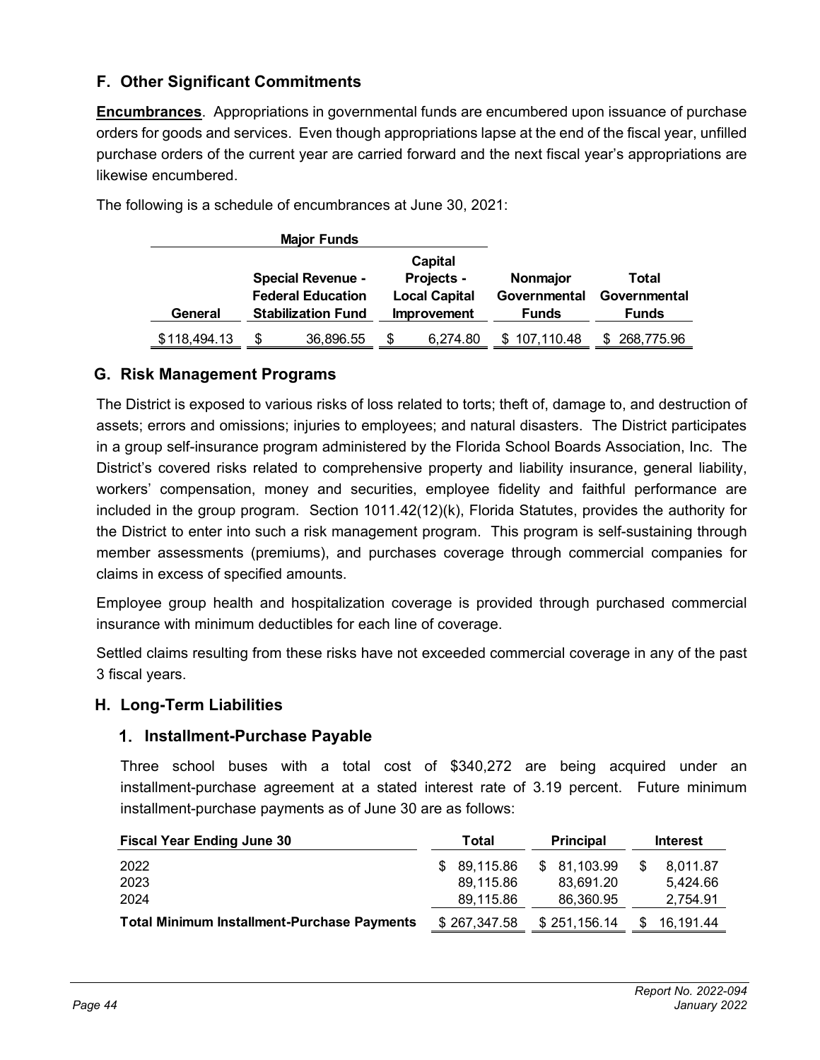## F. Other Significant Commitments

**Encumbrances**. Appropriations in governmental funds are encumbered upon issuance of purchase orders for goods and services. Even though appropriations lapse at the end of the fiscal year, unfilled purchase orders of the current year are carried forward and the next fiscal year's appropriations are likewise encumbered.

The following is a schedule of encumbrances at June 30, 2021:

| Major Funds | | | | |
|---|---|---|---|---|
| General | Special Revenue - Federal Education Stabilization Fund | Capital Projects - Local Capital Improvement | Nonmajor Governmental Funds | Total Governmental Funds |
| $118,494.13 | $ 36,896.55 | $ 6,274.80 | $ 107,110.48 | $ 268,775.96 |

## G. Risk Management Programs

The District is exposed to various risks of loss related to torts; theft of, damage to, and destruction of assets; errors and omissions; injuries to employees; and natural disasters. The District participates in a group self-insurance program administered by the Florida School Boards Association, Inc. The District's covered risks related to comprehensive property and liability insurance, general liability, workers' compensation, money and securities, employee fidelity and faithful performance are included in the group program. Section 1011.42(12)(k), Florida Statutes, provides the authority for the District to enter into such a risk management program. This program is self-sustaining through member assessments (premiums), and purchases coverage through commercial companies for claims in excess of specified amounts.

Employee group health and hospitalization coverage is provided through purchased commercial insurance with minimum deductibles for each line of coverage.

Settled claims resulting from these risks have not exceeded commercial coverage in any of the past 3 fiscal years.

## H. Long-Term Liabilities

### 1. Installment-Purchase Payable

Three school buses with a total cost of $340,272 are being acquired under an installment-purchase agreement at a stated interest rate of 3.19 percent. Future minimum installment-purchase payments as of June 30 are as follows:

| Fiscal Year Ending June 30 | Total | Principal | Interest |
|---|---|---|---|
| 2022 | $ 89,115.86 | $ 81,103.99 | $ 8,011.87 |
| 2023 | 89,115.86 | 83,691.20 | 5,424.66 |
| 2024 | 89,115.86 | 86,360.95 | 2,754.91 |
| **Total Minimum Installment-Purchase Payments** | $ 267,347.58 | $ 251,156.14 | $ 16,191.44 |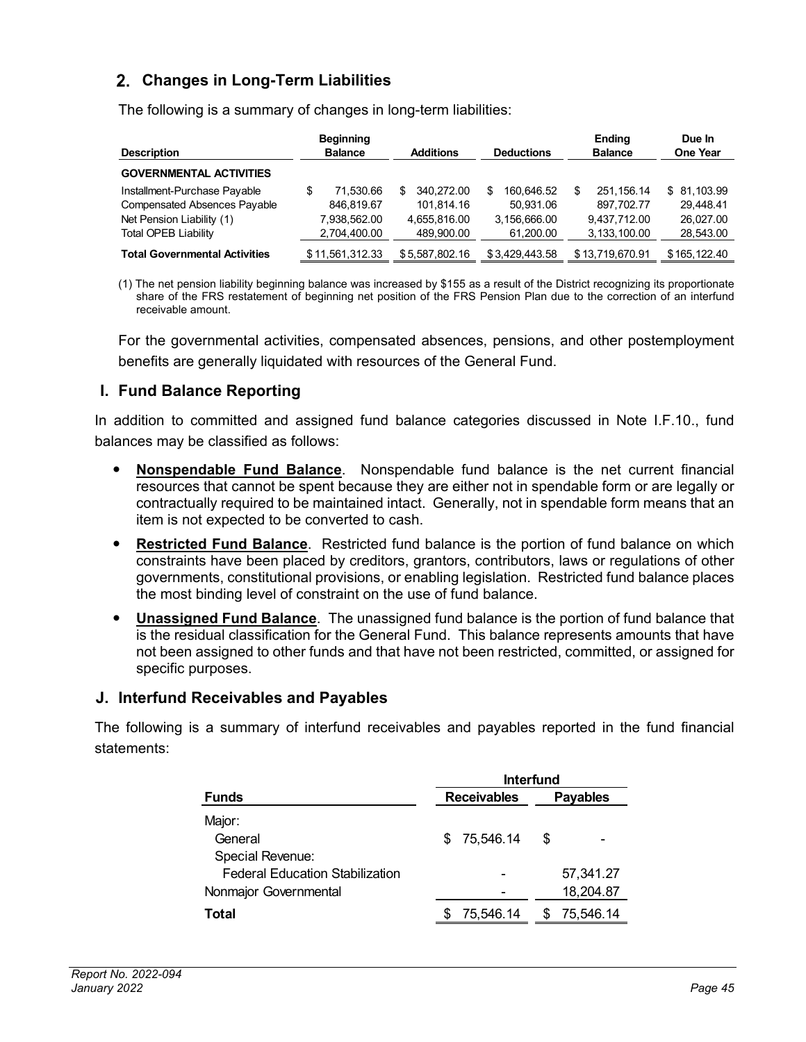## 2. Changes in Long-Term Liabilities

The following is a summary of changes in long-term liabilities:

| Description | Beginning Balance | Additions | Deductions | Ending Balance | Due In One Year |
|---|---|---|---|---|---|
| **GOVERNMENTAL ACTIVITIES** | | | | | |
| Installment-Purchase Payable | $ 71,530.66 | $ 340,272.00 | $ 160,646.52 | $ 251,156.14 | $ 81,103.99 |
| Compensated Absences Payable | 846,819.67 | 101,814.16 | 50,931.06 | 897,702.77 | 29,448.41 |
| Net Pension Liability (1) | 7,938,562.00 | 4,655,816.00 | 3,156,666.00 | 9,437,712.00 | 26,027.00 |
| Total OPEB Liability | 2,704,400.00 | 489,900.00 | 61,200.00 | 3,133,100.00 | 28,543.00 |
| **Total Governmental Activities** | $ 11,561,312.33 | $ 5,587,802.16 | $ 3,429,443.58 | $ 13,719,670.91 | $ 165,122.40 |

(1) The net pension liability beginning balance was increased by $155 as a result of the District recognizing its proportionate share of the FRS restatement of beginning net position of the FRS Pension Plan due to the correction of an interfund receivable amount.

For the governmental activities, compensated absences, pensions, and other postemployment benefits are generally liquidated with resources of the General Fund.

## I. Fund Balance Reporting

In addition to committed and assigned fund balance categories discussed in Note I.F.10., fund balances may be classified as follows:

- **Nonspendable Fund Balance**. Nonspendable fund balance is the net current financial resources that cannot be spent because they are either not in spendable form or are legally or contractually required to be maintained intact. Generally, not in spendable form means that an item is not expected to be converted to cash.
- **Restricted Fund Balance**. Restricted fund balance is the portion of fund balance on which constraints have been placed by creditors, grantors, contributors, laws or regulations of other governments, constitutional provisions, or enabling legislation. Restricted fund balance places the most binding level of constraint on the use of fund balance.
- **Unassigned Fund Balance**. The unassigned fund balance is the portion of fund balance that is the residual classification for the General Fund. This balance represents amounts that have not been assigned to other funds and that have not been restricted, committed, or assigned for specific purposes.

## J. Interfund Receivables and Payables

The following is a summary of interfund receivables and payables reported in the fund financial statements:

| Funds | Interfund Receivables | Interfund Payables |
|---|---|---|
| Major: | | |
| General | $ 75,546.14 | $ - |
| Special Revenue: | | |
| Federal Education Stabilization | - | 57,341.27 |
| Nonmajor Governmental | - | 18,204.87 |
| **Total** | $ 75,546.14 | $ 75,546.14 |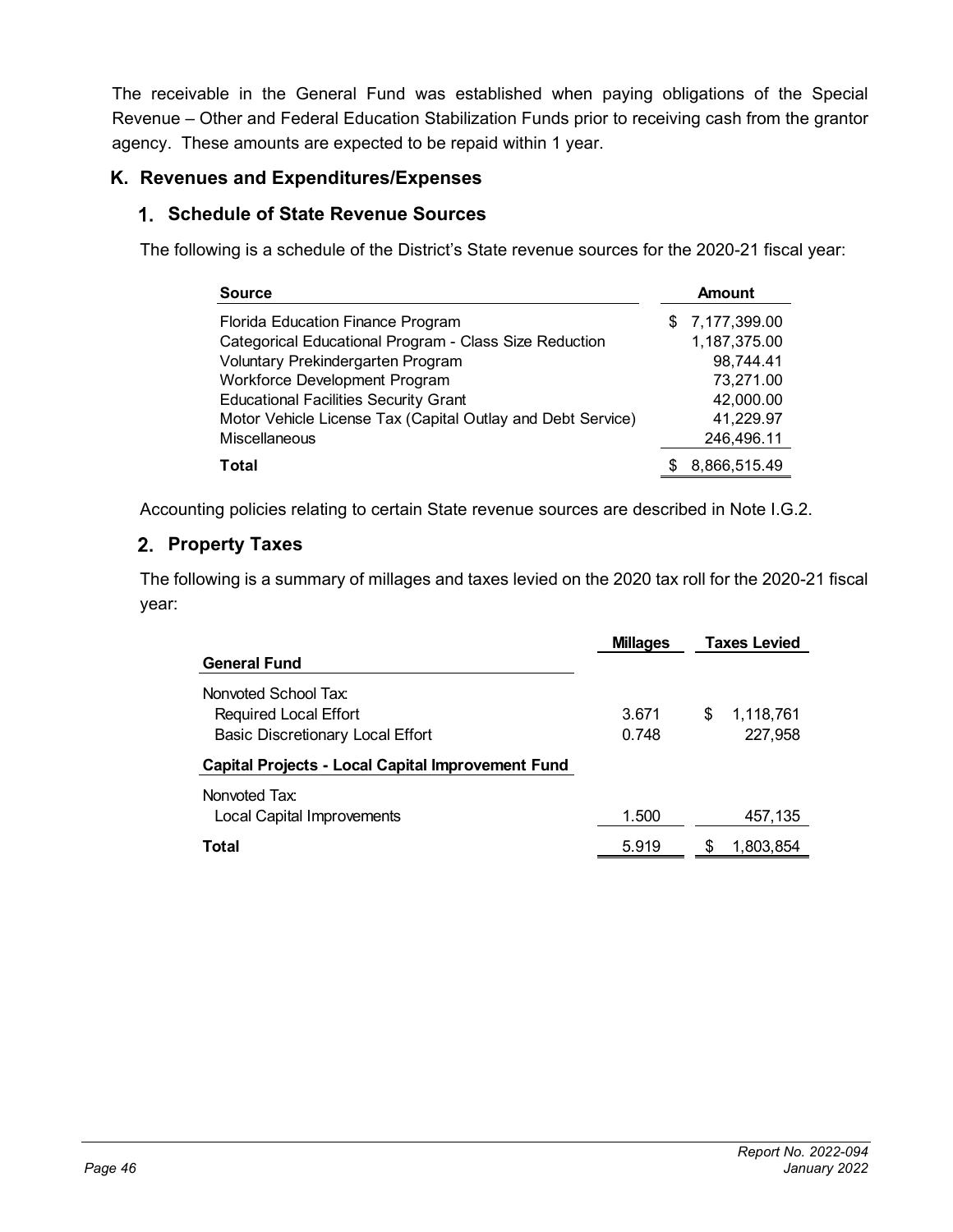The receivable in the General Fund was established when paying obligations of the Special Revenue – Other and Federal Education Stabilization Funds prior to receiving cash from the grantor agency. These amounts are expected to be repaid within 1 year.

## K. Revenues and Expenditures/Expenses

### 1. Schedule of State Revenue Sources

The following is a schedule of the District's State revenue sources for the 2020-21 fiscal year:

| Source | Amount |
|---|---|
| Florida Education Finance Program | $ 7,177,399.00 |
| Categorical Educational Program - Class Size Reduction | 1,187,375.00 |
| Voluntary Prekindergarten Program | 98,744.41 |
| Workforce Development Program | 73,271.00 |
| Educational Facilities Security Grant | 42,000.00 |
| Motor Vehicle License Tax (Capital Outlay and Debt Service) | 41,229.97 |
| Miscellaneous | 246,496.11 |
| **Total** | $ 8,866,515.49 |

Accounting policies relating to certain State revenue sources are described in Note I.G.2.

### 2. Property Taxes

The following is a summary of millages and taxes levied on the 2020 tax roll for the 2020-21 fiscal year:

| | Millages | Taxes Levied |
|---|---|---|
| **General Fund** | | |
| Nonvoted School Tax: | | |
| Required Local Effort | 3.671 | $ 1,118,761 |
| Basic Discretionary Local Effort | 0.748 | 227,958 |
| **Capital Projects - Local Capital Improvement Fund** | | |
| Nonvoted Tax: | | |
| Local Capital Improvements | 1.500 | 457,135 |
| **Total** | 5.919 | $ 1,803,854 |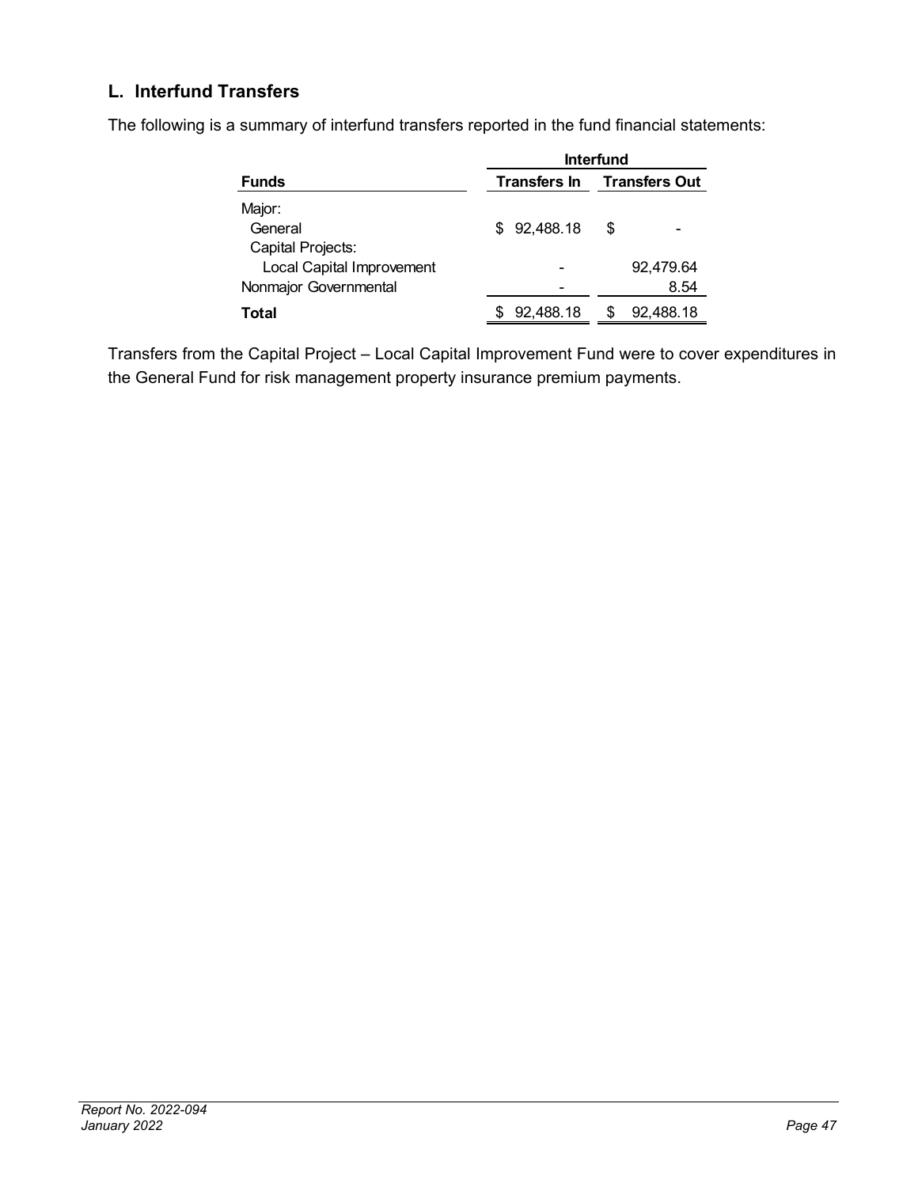## L. Interfund Transfers

The following is a summary of interfund transfers reported in the fund financial statements:

| Funds | Interfund Transfers In | Interfund Transfers Out |
|---|---|---|
| Major: | | |
| General | $ 92,488.18 | $ - |
| Capital Projects: | | |
| Local Capital Improvement | - | 92,479.64 |
| Nonmajor Governmental | - | 8.54 |
| **Total** | $ 92,488.18 | $ 92,488.18 |

Transfers from the Capital Project – Local Capital Improvement Fund were to cover expenditures in the General Fund for risk management property insurance premium payments.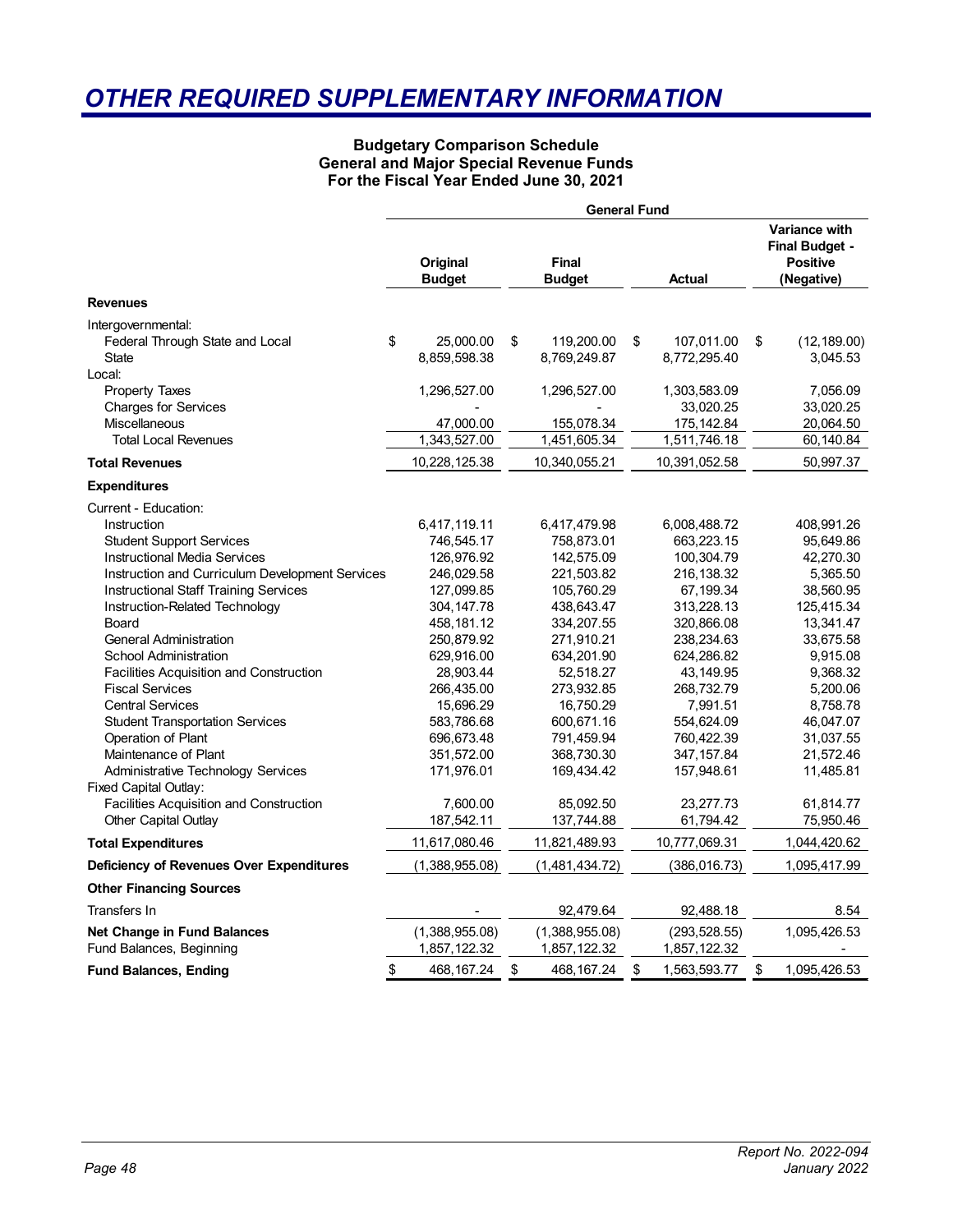# OTHER REQUIRED SUPPLEMENTARY INFORMATION

**Budgetary Comparison Schedule**
**General and Major Special Revenue Funds**
**For the Fiscal Year Ended June 30, 2021**

| | General Fund | | | |
|---|---|---|---|---|
| | **Original Budget** | **Final Budget** | **Actual** | **Variance with Final Budget - Positive (Negative)** |
| **Revenues** | | | | |
| Intergovernmental: | | | | |
| Federal Through State and Local | $ 25,000.00 | $ 119,200.00 | $ 107,011.00 | $ (12,189.00) |
| State | 8,859,598.38 | 8,769,249.87 | 8,772,295.40 | 3,045.53 |
| Local: | | | | |
| Property Taxes | 1,296,527.00 | 1,296,527.00 | 1,303,583.09 | 7,056.09 |
| Charges for Services | - | - | 33,020.25 | 33,020.25 |
| Miscellaneous | 47,000.00 | 155,078.34 | 175,142.84 | 20,064.50 |
| Total Local Revenues | 1,343,527.00 | 1,451,605.34 | 1,511,746.18 | 60,140.84 |
| **Total Revenues** | 10,228,125.38 | 10,340,055.21 | 10,391,052.58 | 50,997.37 |
| **Expenditures** | | | | |
| Current - Education: | | | | |
| Instruction | 6,417,119.11 | 6,417,479.98 | 6,008,488.72 | 408,991.26 |
| Student Support Services | 746,545.17 | 758,873.01 | 663,223.15 | 95,649.86 |
| Instructional Media Services | 126,976.92 | 142,575.09 | 100,304.79 | 42,270.30 |
| Instruction and Curriculum Development Services | 246,029.58 | 221,503.82 | 216,138.32 | 5,365.50 |
| Instructional Staff Training Services | 127,099.85 | 105,760.29 | 67,199.34 | 38,560.95 |
| Instruction-Related Technology | 304,147.78 | 438,643.47 | 313,228.13 | 125,415.34 |
| Board | 458,181.12 | 334,207.55 | 320,866.08 | 13,341.47 |
| General Administration | 250,879.92 | 271,910.21 | 238,234.63 | 33,675.58 |
| School Administration | 629,916.00 | 634,201.90 | 624,286.82 | 9,915.08 |
| Facilities Acquisition and Construction | 28,903.44 | 52,518.27 | 43,149.95 | 9,368.32 |
| Fiscal Services | 266,435.00 | 273,932.85 | 268,732.79 | 5,200.06 |
| Central Services | 15,696.29 | 16,750.29 | 7,991.51 | 8,758.78 |
| Student Transportation Services | 583,786.68 | 600,671.16 | 554,624.09 | 46,047.07 |
| Operation of Plant | 696,673.48 | 791,459.94 | 760,422.39 | 31,037.55 |
| Maintenance of Plant | 351,572.00 | 368,730.30 | 347,157.84 | 21,572.46 |
| Administrative Technology Services | 171,976.01 | 169,434.42 | 157,948.61 | 11,485.81 |
| Fixed Capital Outlay: | | | | |
| Facilities Acquisition and Construction | 7,600.00 | 85,092.50 | 23,277.73 | 61,814.77 |
| Other Capital Outlay | 187,542.11 | 137,744.88 | 61,794.42 | 75,950.46 |
| **Total Expenditures** | 11,617,080.46 | 11,821,489.93 | 10,777,069.31 | 1,044,420.62 |
| **Deficiency of Revenues Over Expenditures** | (1,388,955.08) | (1,481,434.72) | (386,016.73) | 1,095,417.99 |
| **Other Financing Sources** | | | | |
| Transfers In | - | 92,479.64 | 92,488.18 | 8.54 |
| **Net Change in Fund Balances** | (1,388,955.08) | (1,388,955.08) | (293,528.55) | 1,095,426.53 |
| Fund Balances, Beginning | 1,857,122.32 | 1,857,122.32 | 1,857,122.32 | - |
| **Fund Balances, Ending** | $ 468,167.24 | $ 468,167.24 | $ 1,563,593.77 | $ 1,095,426.53 |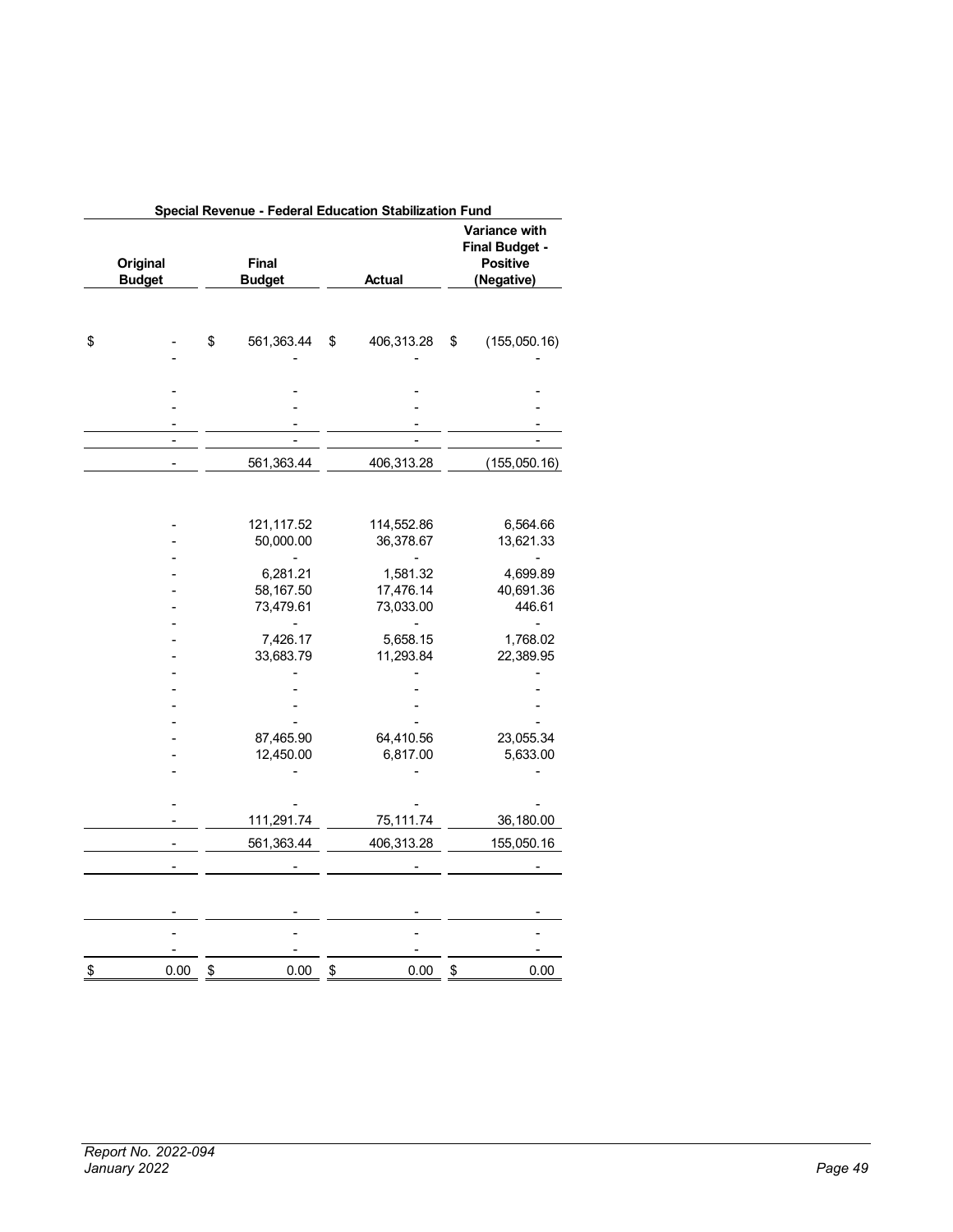| Special Revenue - Federal Education Stabilization Fund | | | |
|---|---|---|---|
| Original Budget | Final Budget | Actual | Variance with Final Budget - Positive (Negative) |
| | | | |
| $ - | $ 561,363.44 | $ 406,313.28 | $ (155,050.16) |
| - | - | - | - |
| | | | |
| - | - | - | - |
| - | - | - | - |
| - | - | - | - |
| - | - | - | - |
| - | 561,363.44 | 406,313.28 | (155,050.16) |
| | | | |
| - | 121,117.52 | 114,552.86 | 6,564.66 |
| - | 50,000.00 | 36,378.67 | 13,621.33 |
| - | - | - | - |
| - | 6,281.21 | 1,581.32 | 4,699.89 |
| - | 58,167.50 | 17,476.14 | 40,691.36 |
| - | 73,479.61 | 73,033.00 | 446.61 |
| - | - | - | - |
| - | 7,426.17 | 5,658.15 | 1,768.02 |
| - | 33,683.79 | 11,293.84 | 22,389.95 |
| - | - | - | - |
| - | - | - | - |
| - | - | - | - |
| - | - | - | - |
| - | 87,465.90 | 64,410.56 | 23,055.34 |
| - | 12,450.00 | 6,817.00 | 5,633.00 |
| - | - | - | - |
| | | | |
| - | - | - | - |
| - | 111,291.74 | 75,111.74 | 36,180.00 |
| - | 561,363.44 | 406,313.28 | 155,050.16 |
| - | - | - | - |
| | | | |
| - | - | - | - |
| - | - | - | - |
| - | - | - | - |
| $ 0.00 | $ 0.00 | $ 0.00 | $ 0.00 |

*Report No. 2022-094*
*January 2022*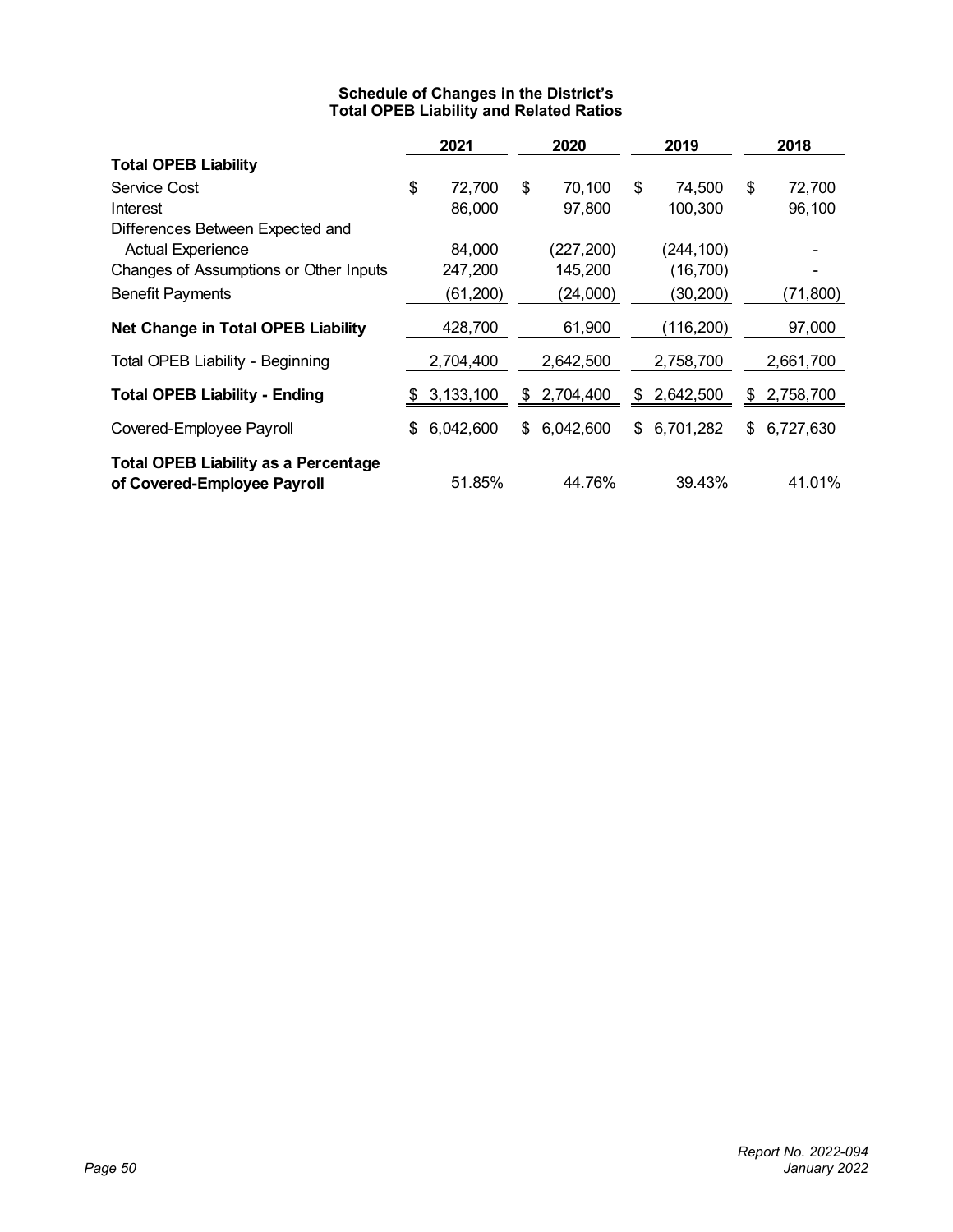### Schedule of Changes in the District's Total OPEB Liability and Related Ratios

| | 2021 | 2020 | 2019 | 2018 |
|---|---|---|---|---|
| **Total OPEB Liability** | | | | |
| Service Cost | $ 72,700 | $ 70,100 | $ 74,500 | $ 72,700 |
| Interest | 86,000 | 97,800 | 100,300 | 96,100 |
| Differences Between Expected and Actual Experience | 84,000 | (227,200) | (244,100) | - |
| Changes of Assumptions or Other Inputs | 247,200 | 145,200 | (16,700) | - |
| Benefit Payments | (61,200) | (24,000) | (30,200) | (71,800) |
| **Net Change in Total OPEB Liability** | 428,700 | 61,900 | (116,200) | 97,000 |
| Total OPEB Liability - Beginning | 2,704,400 | 2,642,500 | 2,758,700 | 2,661,700 |
| **Total OPEB Liability - Ending** | $ 3,133,100 | $ 2,704,400 | $ 2,642,500 | $ 2,758,700 |
| Covered-Employee Payroll | $ 6,042,600 | $ 6,042,600 | $ 6,701,282 | $ 6,727,630 |
| **Total OPEB Liability as a Percentage of Covered-Employee Payroll** | 51.85% | 44.76% | 39.43% | 41.01% |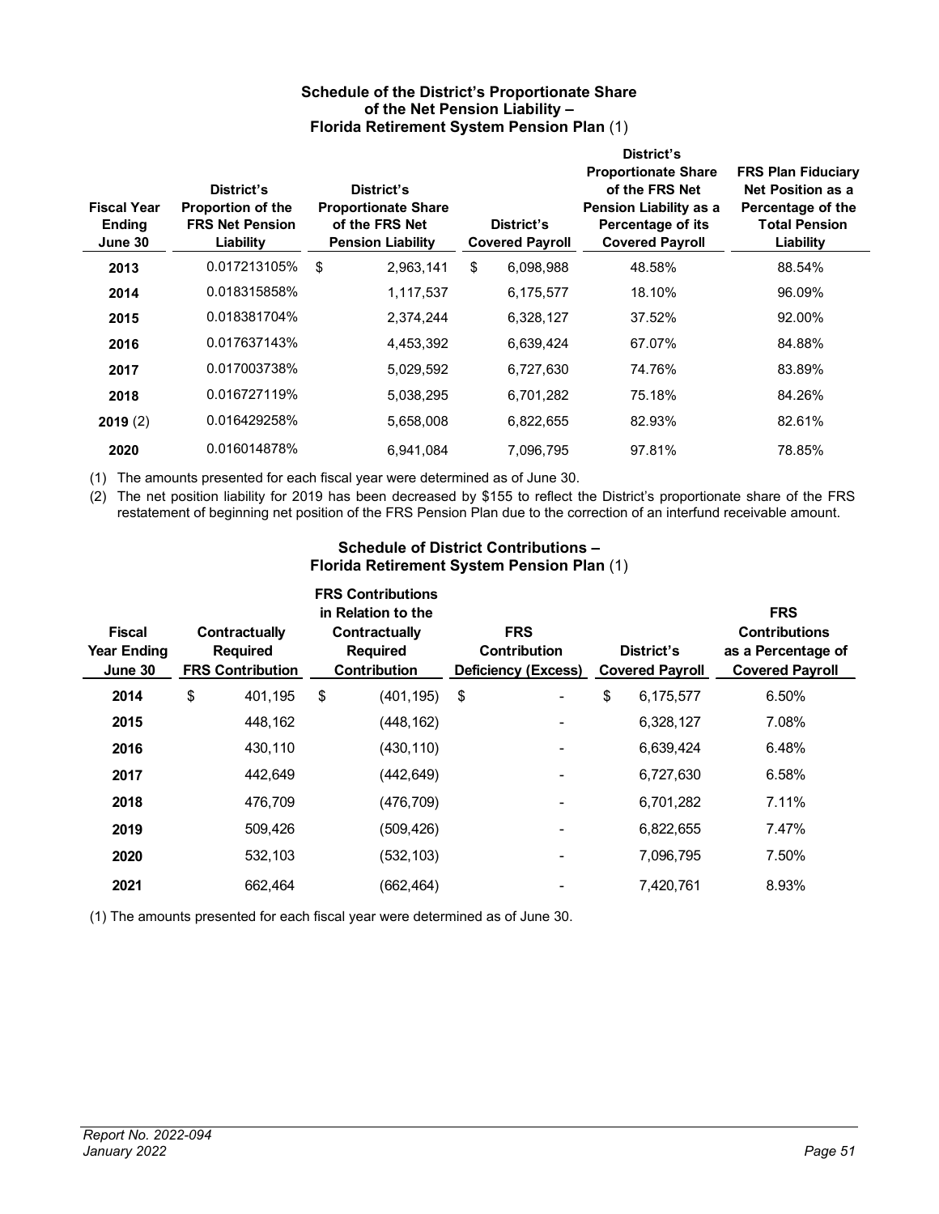### Schedule of the District's Proportionate Share of the Net Pension Liability – Florida Retirement System Pension Plan (1)

| Fiscal Year Ending June 30 | District's Proportion of the FRS Net Pension Liability | District's Proportionate Share of the FRS Net Pension Liability | District's Covered Payroll | District's Proportionate Share of the FRS Net Pension Liability as a Percentage of its Covered Payroll | FRS Plan Fiduciary Net Position as a Percentage of the Total Pension Liability |
|---|---|---|---|---|---|
| **2013** | 0.017213105% | $ 2,963,141 | $ 6,098,988 | 48.58% | 88.54% |
| **2014** | 0.018315858% | 1,117,537 | 6,175,577 | 18.10% | 96.09% |
| **2015** | 0.018381704% | 2,374,244 | 6,328,127 | 37.52% | 92.00% |
| **2016** | 0.017637143% | 4,453,392 | 6,639,424 | 67.07% | 84.88% |
| **2017** | 0.017003738% | 5,029,592 | 6,727,630 | 74.76% | 83.89% |
| **2018** | 0.016727119% | 5,038,295 | 6,701,282 | 75.18% | 84.26% |
| **2019** (2) | 0.016429258% | 5,658,008 | 6,822,655 | 82.93% | 82.61% |
| **2020** | 0.016014878% | 6,941,084 | 7,096,795 | 97.81% | 78.85% |

(1) The amounts presented for each fiscal year were determined as of June 30.

(2) The net position liability for 2019 has been decreased by $155 to reflect the District's proportionate share of the FRS restatement of beginning net position of the FRS Pension Plan due to the correction of an interfund receivable amount.

### Schedule of District Contributions – Florida Retirement System Pension Plan (1)

| Fiscal Year Ending June 30 | Contractually Required FRS Contribution | FRS Contributions in Relation to the Contractually Required Contribution | FRS Contribution Deficiency (Excess) | District's Covered Payroll | FRS Contributions as a Percentage of Covered Payroll |
|---|---|---|---|---|---|
| **2014** | $ 401,195 | $ (401,195) | $ - | $ 6,175,577 | 6.50% |
| **2015** | 448,162 | (448,162) | - | 6,328,127 | 7.08% |
| **2016** | 430,110 | (430,110) | - | 6,639,424 | 6.48% |
| **2017** | 442,649 | (442,649) | - | 6,727,630 | 6.58% |
| **2018** | 476,709 | (476,709) | - | 6,701,282 | 7.11% |
| **2019** | 509,426 | (509,426) | - | 6,822,655 | 7.47% |
| **2020** | 532,103 | (532,103) | - | 7,096,795 | 7.50% |
| **2021** | 662,464 | (662,464) | - | 7,420,761 | 8.93% |

(1) The amounts presented for each fiscal year were determined as of June 30.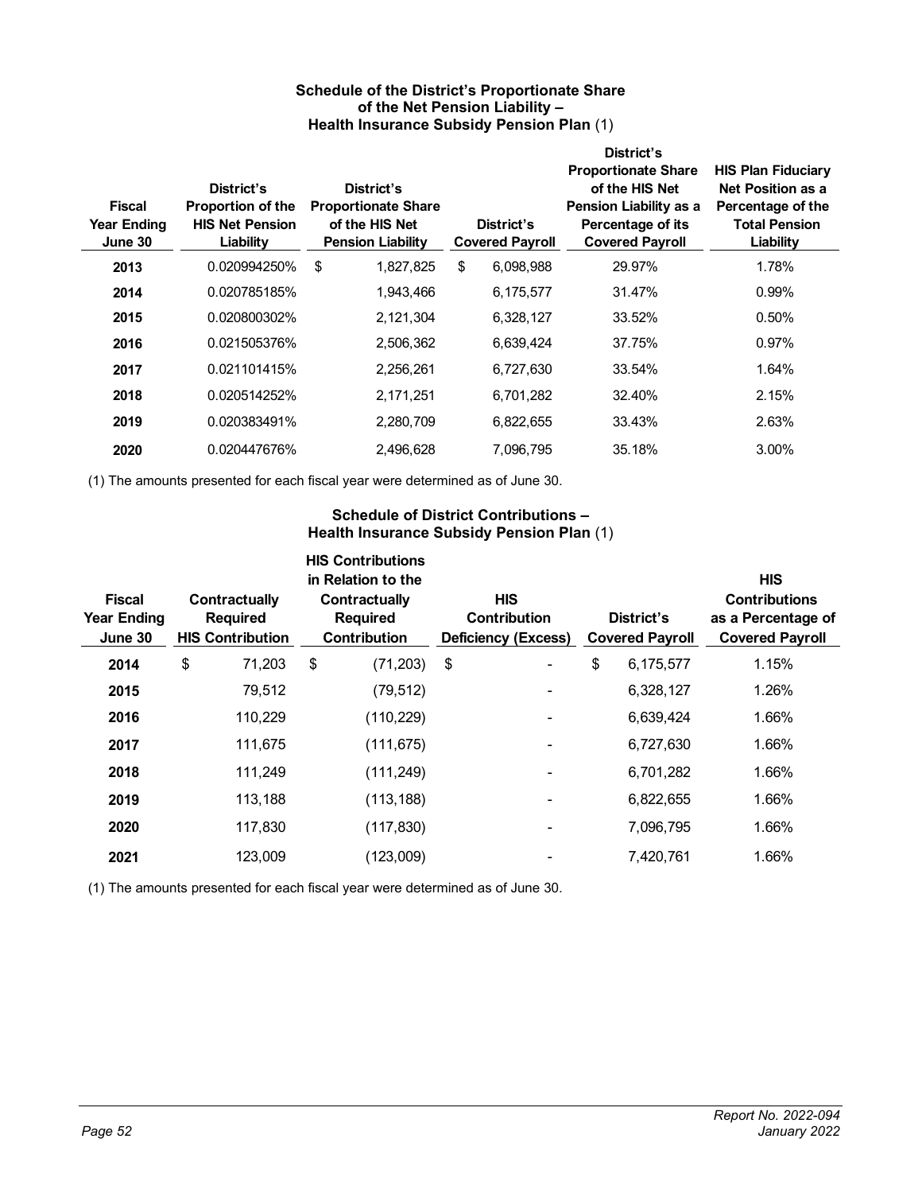### Schedule of the District's Proportionate Share of the Net Pension Liability – Health Insurance Subsidy Pension Plan (1)

| Fiscal Year Ending June 30 | District's Proportion of the HIS Net Pension Liability | District's Proportionate Share of the HIS Net Pension Liability | District's Covered Payroll | District's Proportionate Share of the HIS Net Pension Liability as a Percentage of its Covered Payroll | HIS Plan Fiduciary Net Position as a Percentage of the Total Pension Liability |
|---|---|---|---|---|---|
| **2013** | 0.020994250% | $ 1,827,825 | $ 6,098,988 | 29.97% | 1.78% |
| **2014** | 0.020785185% | 1,943,466 | 6,175,577 | 31.47% | 0.99% |
| **2015** | 0.020800302% | 2,121,304 | 6,328,127 | 33.52% | 0.50% |
| **2016** | 0.021505376% | 2,506,362 | 6,639,424 | 37.75% | 0.97% |
| **2017** | 0.021101415% | 2,256,261 | 6,727,630 | 33.54% | 1.64% |
| **2018** | 0.020514252% | 2,171,251 | 6,701,282 | 32.40% | 2.15% |
| **2019** | 0.020383491% | 2,280,709 | 6,822,655 | 33.43% | 2.63% |
| **2020** | 0.020447676% | 2,496,628 | 7,096,795 | 35.18% | 3.00% |

(1) The amounts presented for each fiscal year were determined as of June 30.

### Schedule of District Contributions – Health Insurance Subsidy Pension Plan (1)

| Fiscal Year Ending June 30 | Contractually Required HIS Contribution | HIS Contributions in Relation to the Contractually Required Contribution | HIS Contribution Deficiency (Excess) | District's Covered Payroll | HIS Contributions as a Percentage of Covered Payroll |
|---|---|---|---|---|---|
| **2014** | $ 71,203 | $ (71,203) | $ - | $ 6,175,577 | 1.15% |
| **2015** | 79,512 | (79,512) | - | 6,328,127 | 1.26% |
| **2016** | 110,229 | (110,229) | - | 6,639,424 | 1.66% |
| **2017** | 111,675 | (111,675) | - | 6,727,630 | 1.66% |
| **2018** | 111,249 | (111,249) | - | 6,701,282 | 1.66% |
| **2019** | 113,188 | (113,188) | - | 6,822,655 | 1.66% |
| **2020** | 117,830 | (117,830) | - | 7,096,795 | 1.66% |
| **2021** | 123,009 | (123,009) | - | 7,420,761 | 1.66% |

(1) The amounts presented for each fiscal year were determined as of June 30.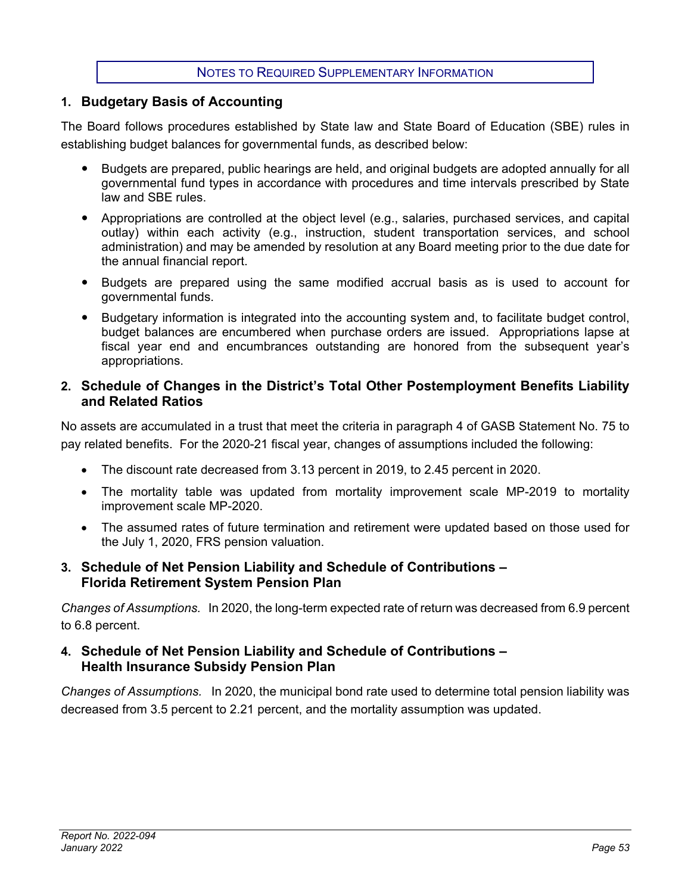# NOTES TO REQUIRED SUPPLEMENTARY INFORMATION

## 1. Budgetary Basis of Accounting

The Board follows procedures established by State law and State Board of Education (SBE) rules in establishing budget balances for governmental funds, as described below:

- Budgets are prepared, public hearings are held, and original budgets are adopted annually for all governmental fund types in accordance with procedures and time intervals prescribed by State law and SBE rules.
- Appropriations are controlled at the object level (e.g., salaries, purchased services, and capital outlay) within each activity (e.g., instruction, student transportation services, and school administration) and may be amended by resolution at any Board meeting prior to the due date for the annual financial report.
- Budgets are prepared using the same modified accrual basis as is used to account for governmental funds.
- Budgetary information is integrated into the accounting system and, to facilitate budget control, budget balances are encumbered when purchase orders are issued. Appropriations lapse at fiscal year end and encumbrances outstanding are honored from the subsequent year's appropriations.

## 2. Schedule of Changes in the District's Total Other Postemployment Benefits Liability and Related Ratios

No assets are accumulated in a trust that meet the criteria in paragraph 4 of GASB Statement No. 75 to pay related benefits. For the 2020-21 fiscal year, changes of assumptions included the following:

- The discount rate decreased from 3.13 percent in 2019, to 2.45 percent in 2020.
- The mortality table was updated from mortality improvement scale MP-2019 to mortality improvement scale MP-2020.
- The assumed rates of future termination and retirement were updated based on those used for the July 1, 2020, FRS pension valuation.

## 3. Schedule of Net Pension Liability and Schedule of Contributions – Florida Retirement System Pension Plan

*Changes of Assumptions.* In 2020, the long-term expected rate of return was decreased from 6.9 percent to 6.8 percent.

## 4. Schedule of Net Pension Liability and Schedule of Contributions – Health Insurance Subsidy Pension Plan

*Changes of Assumptions.* In 2020, the municipal bond rate used to determine total pension liability was decreased from 3.5 percent to 2.21 percent, and the mortality assumption was updated.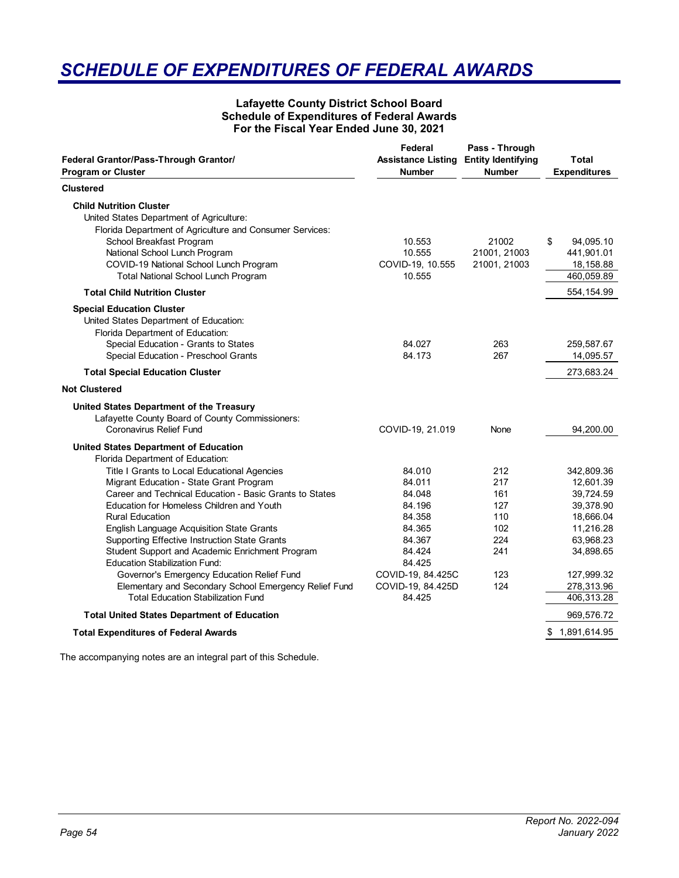# SCHEDULE OF EXPENDITURES OF FEDERAL AWARDS

**Lafayette County District School Board**
**Schedule of Expenditures of Federal Awards**
**For the Fiscal Year Ended June 30, 2021**

| Federal Grantor/Pass-Through Grantor/ Program or Cluster | Federal Assistance Listing Number | Pass - Through Entity Identifying Number | Total Expenditures |
|---|---|---|---|
| **Clustered** | | | |
| **Child Nutrition Cluster** | | | |
| United States Department of Agriculture: | | | |
| Florida Department of Agriculture and Consumer Services: | | | |
| School Breakfast Program | 10.553 | 21002 | $ 94,095.10 |
| National School Lunch Program | 10.555 | 21001, 21003 | 441,901.01 |
| COVID-19 National School Lunch Program | COVID-19, 10.555 | 21001, 21003 | 18,158.88 |
| Total National School Lunch Program | 10.555 | | 460,059.89 |
| **Total Child Nutrition Cluster** | | | 554,154.99 |
| **Special Education Cluster** | | | |
| United States Department of Education: | | | |
| Florida Department of Education: | | | |
| Special Education - Grants to States | 84.027 | 263 | 259,587.67 |
| Special Education - Preschool Grants | 84.173 | 267 | 14,095.57 |
| **Total Special Education Cluster** | | | 273,683.24 |
| **Not Clustered** | | | |
| **United States Department of the Treasury** | | | |
| Lafayette County Board of County Commissioners: | | | |
| Coronavirus Relief Fund | COVID-19, 21.019 | None | 94,200.00 |
| **United States Department of Education** | | | |
| Florida Department of Education: | | | |
| Title I Grants to Local Educational Agencies | 84.010 | 212 | 342,809.36 |
| Migrant Education - State Grant Program | 84.011 | 217 | 12,601.39 |
| Career and Technical Education - Basic Grants to States | 84.048 | 161 | 39,724.59 |
| Education for Homeless Children and Youth | 84.196 | 127 | 39,378.90 |
| Rural Education | 84.358 | 110 | 18,666.04 |
| English Language Acquisition State Grants | 84.365 | 102 | 11,216.28 |
| Supporting Effective Instruction State Grants | 84.367 | 224 | 63,968.23 |
| Student Support and Academic Enrichment Program | 84.424 | 241 | 34,898.65 |
| Education Stabilization Fund: | 84.425 | | |
| Governor's Emergency Education Relief Fund | COVID-19, 84.425C | 123 | 127,999.32 |
| Elementary and Secondary School Emergency Relief Fund | COVID-19, 84.425D | 124 | 278,313.96 |
| Total Education Stabilization Fund | 84.425 | | 406,313.28 |
| **Total United States Department of Education** | | | 969,576.72 |
| **Total Expenditures of Federal Awards** | | | $ 1,891,614.95 |

The accompanying notes are an integral part of this Schedule.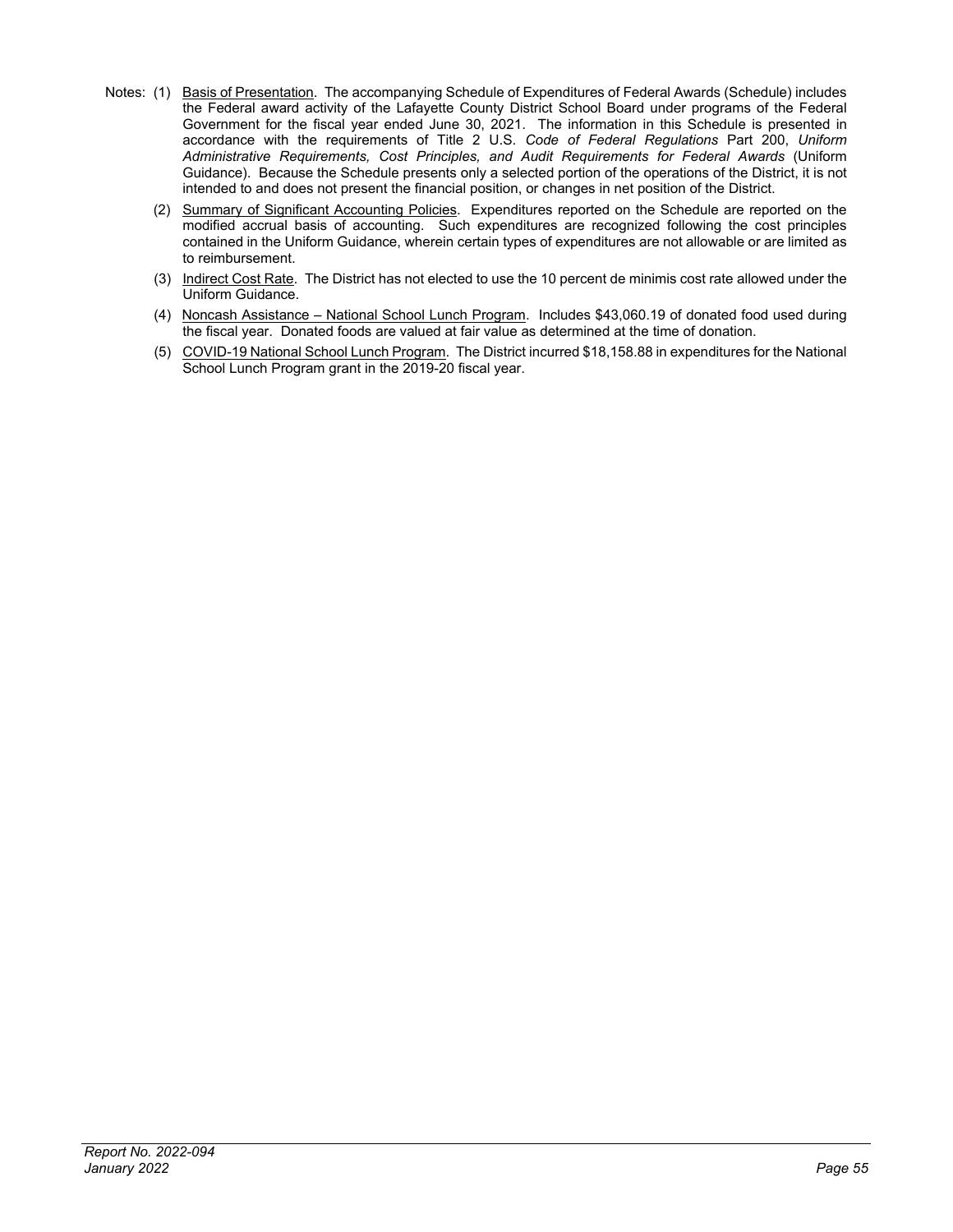Notes: (1) Basis of Presentation. The accompanying Schedule of Expenditures of Federal Awards (Schedule) includes the Federal award activity of the Lafayette County District School Board under programs of the Federal Government for the fiscal year ended June 30, 2021. The information in this Schedule is presented in accordance with the requirements of Title 2 U.S. *Code of Federal Regulations* Part 200, *Uniform Administrative Requirements, Cost Principles, and Audit Requirements for Federal Awards* (Uniform Guidance). Because the Schedule presents only a selected portion of the operations of the District, it is not intended to and does not present the financial position, or changes in net position of the District.

(2) Summary of Significant Accounting Policies. Expenditures reported on the Schedule are reported on the modified accrual basis of accounting. Such expenditures are recognized following the cost principles contained in the Uniform Guidance, wherein certain types of expenditures are not allowable or are limited as to reimbursement.

(3) Indirect Cost Rate. The District has not elected to use the 10 percent de minimis cost rate allowed under the Uniform Guidance.

(4) Noncash Assistance – National School Lunch Program. Includes $43,060.19 of donated food used during the fiscal year. Donated foods are valued at fair value as determined at the time of donation.

(5) COVID-19 National School Lunch Program. The District incurred $18,158.88 in expenditures for the National School Lunch Program grant in the 2019-20 fiscal year.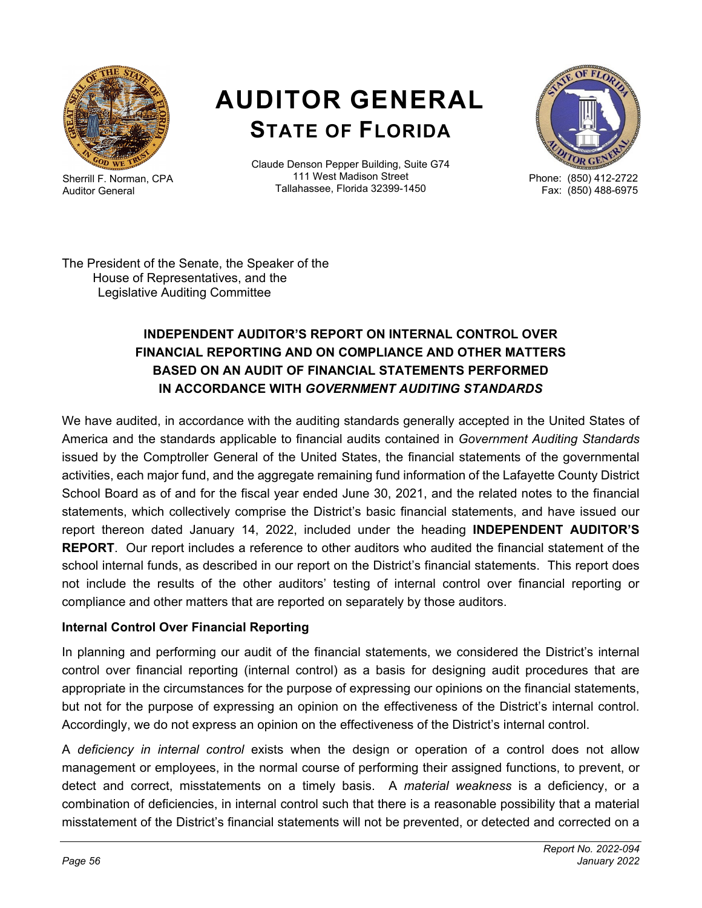# AUDITOR GENERAL
## STATE OF FLORIDA

Sherrill F. Norman, CPA
Auditor General

Claude Denson Pepper Building, Suite G74
111 West Madison Street
Tallahassee, Florida 32399-1450

Phone: (850) 412-2722
Fax: (850) 488-6975

The President of the Senate, the Speaker of the
House of Representatives, and the
Legislative Auditing Committee

### INDEPENDENT AUDITOR'S REPORT ON INTERNAL CONTROL OVER FINANCIAL REPORTING AND ON COMPLIANCE AND OTHER MATTERS BASED ON AN AUDIT OF FINANCIAL STATEMENTS PERFORMED IN ACCORDANCE WITH *GOVERNMENT AUDITING STANDARDS*

We have audited, in accordance with the auditing standards generally accepted in the United States of America and the standards applicable to financial audits contained in *Government Auditing Standards* issued by the Comptroller General of the United States, the financial statements of the governmental activities, each major fund, and the aggregate remaining fund information of the Lafayette County District School Board as of and for the fiscal year ended June 30, 2021, and the related notes to the financial statements, which collectively comprise the District's basic financial statements, and have issued our report thereon dated January 14, 2022, included under the heading **INDEPENDENT AUDITOR'S REPORT**. Our report includes a reference to other auditors who audited the financial statement of the school internal funds, as described in our report on the District's financial statements. This report does not include the results of the other auditors' testing of internal control over financial reporting or compliance and other matters that are reported on separately by those auditors.

**Internal Control Over Financial Reporting**

In planning and performing our audit of the financial statements, we considered the District's internal control over financial reporting (internal control) as a basis for designing audit procedures that are appropriate in the circumstances for the purpose of expressing our opinions on the financial statements, but not for the purpose of expressing an opinion on the effectiveness of the District's internal control. Accordingly, we do not express an opinion on the effectiveness of the District's internal control.

A *deficiency in internal control* exists when the design or operation of a control does not allow management or employees, in the normal course of performing their assigned functions, to prevent, or detect and correct, misstatements on a timely basis. A *material weakness* is a deficiency, or a combination of deficiencies, in internal control such that there is a reasonable possibility that a material misstatement of the District's financial statements will not be prevented, or detected and corrected on a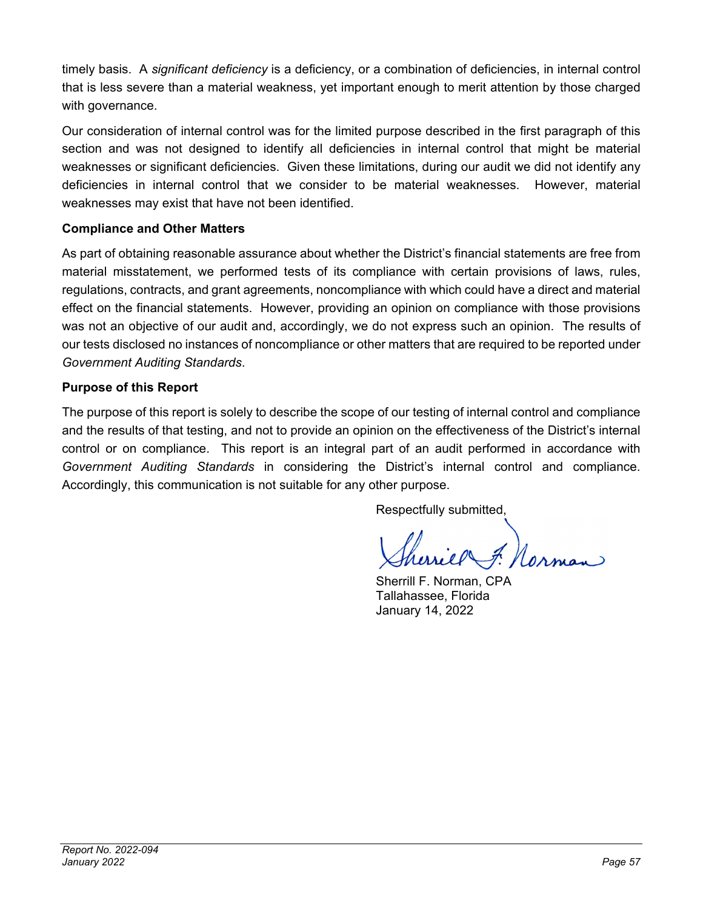timely basis. A *significant deficiency* is a deficiency, or a combination of deficiencies, in internal control that is less severe than a material weakness, yet important enough to merit attention by those charged with governance.

Our consideration of internal control was for the limited purpose described in the first paragraph of this section and was not designed to identify all deficiencies in internal control that might be material weaknesses or significant deficiencies. Given these limitations, during our audit we did not identify any deficiencies in internal control that we consider to be material weaknesses. However, material weaknesses may exist that have not been identified.

**Compliance and Other Matters**

As part of obtaining reasonable assurance about whether the District's financial statements are free from material misstatement, we performed tests of its compliance with certain provisions of laws, rules, regulations, contracts, and grant agreements, noncompliance with which could have a direct and material effect on the financial statements. However, providing an opinion on compliance with those provisions was not an objective of our audit and, accordingly, we do not express such an opinion. The results of our tests disclosed no instances of noncompliance or other matters that are required to be reported under *Government Auditing Standards*.

**Purpose of this Report**

The purpose of this report is solely to describe the scope of our testing of internal control and compliance and the results of that testing, and not to provide an opinion on the effectiveness of the District's internal control or on compliance. This report is an integral part of an audit performed in accordance with *Government Auditing Standards* in considering the District's internal control and compliance. Accordingly, this communication is not suitable for any other purpose.

Respectfully submitted,

Sherrill F. Norman, CPA
Tallahassee, Florida
January 14, 2022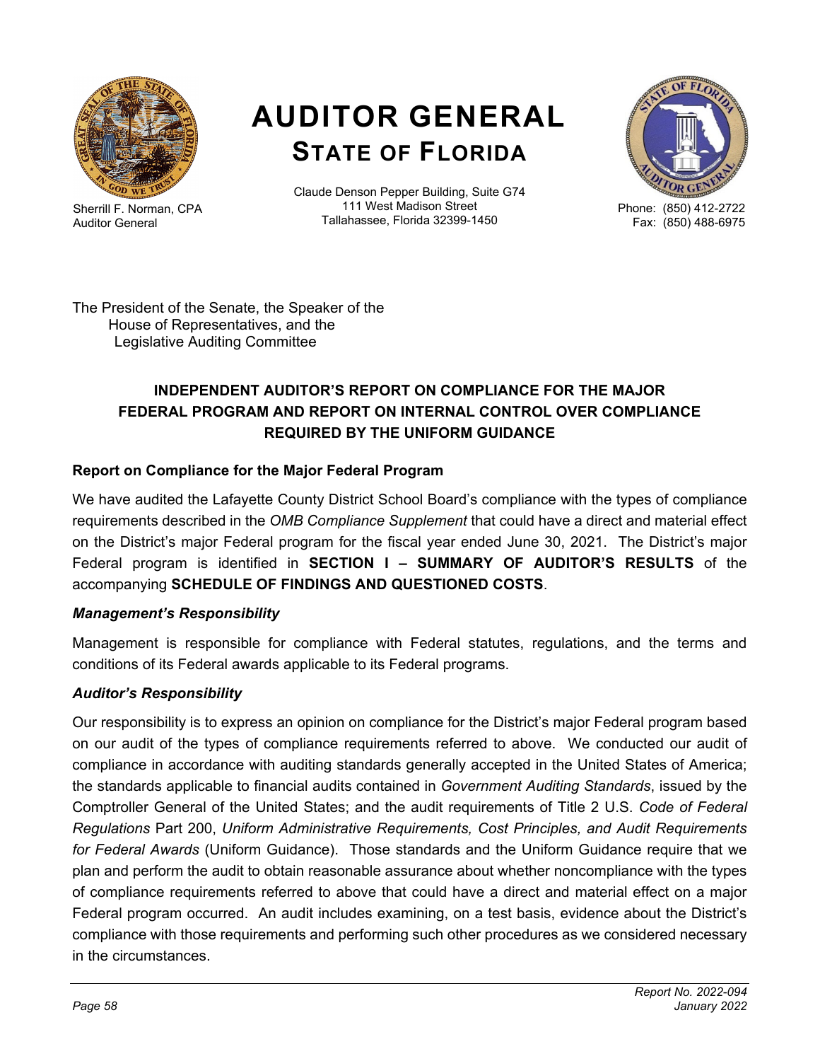# AUDITOR GENERAL
## STATE OF FLORIDA

Sherrill F. Norman, CPA
Auditor General

Claude Denson Pepper Building, Suite G74
111 West Madison Street
Tallahassee, Florida 32399-1450

Phone: (850) 412-2722
Fax: (850) 488-6975

The President of the Senate, the Speaker of the
House of Representatives, and the
Legislative Auditing Committee

### INDEPENDENT AUDITOR'S REPORT ON COMPLIANCE FOR THE MAJOR FEDERAL PROGRAM AND REPORT ON INTERNAL CONTROL OVER COMPLIANCE REQUIRED BY THE UNIFORM GUIDANCE

**Report on Compliance for the Major Federal Program**

We have audited the Lafayette County District School Board's compliance with the types of compliance requirements described in the *OMB Compliance Supplement* that could have a direct and material effect on the District's major Federal program for the fiscal year ended June 30, 2021. The District's major Federal program is identified in **SECTION I – SUMMARY OF AUDITOR'S RESULTS** of the accompanying **SCHEDULE OF FINDINGS AND QUESTIONED COSTS**.

***Management's Responsibility***

Management is responsible for compliance with Federal statutes, regulations, and the terms and conditions of its Federal awards applicable to its Federal programs.

***Auditor's Responsibility***

Our responsibility is to express an opinion on compliance for the District's major Federal program based on our audit of the types of compliance requirements referred to above. We conducted our audit of compliance in accordance with auditing standards generally accepted in the United States of America; the standards applicable to financial audits contained in *Government Auditing Standards*, issued by the Comptroller General of the United States; and the audit requirements of Title 2 U.S. *Code of Federal Regulations* Part 200, *Uniform Administrative Requirements, Cost Principles, and Audit Requirements for Federal Awards* (Uniform Guidance). Those standards and the Uniform Guidance require that we plan and perform the audit to obtain reasonable assurance about whether noncompliance with the types of compliance requirements referred to above that could have a direct and material effect on a major Federal program occurred. An audit includes examining, on a test basis, evidence about the District's compliance with those requirements and performing such other procedures as we considered necessary in the circumstances.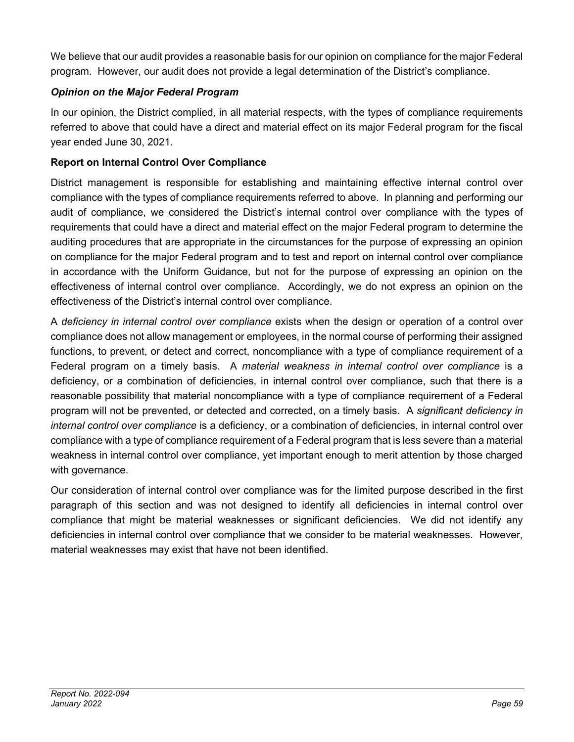We believe that our audit provides a reasonable basis for our opinion on compliance for the major Federal program. However, our audit does not provide a legal determination of the District's compliance.

### *Opinion on the Major Federal Program*

In our opinion, the District complied, in all material respects, with the types of compliance requirements referred to above that could have a direct and material effect on its major Federal program for the fiscal year ended June 30, 2021.

## Report on Internal Control Over Compliance

District management is responsible for establishing and maintaining effective internal control over compliance with the types of compliance requirements referred to above. In planning and performing our audit of compliance, we considered the District's internal control over compliance with the types of requirements that could have a direct and material effect on the major Federal program to determine the auditing procedures that are appropriate in the circumstances for the purpose of expressing an opinion on compliance for the major Federal program and to test and report on internal control over compliance in accordance with the Uniform Guidance, but not for the purpose of expressing an opinion on the effectiveness of internal control over compliance. Accordingly, we do not express an opinion on the effectiveness of the District's internal control over compliance.

A *deficiency in internal control over compliance* exists when the design or operation of a control over compliance does not allow management or employees, in the normal course of performing their assigned functions, to prevent, or detect and correct, noncompliance with a type of compliance requirement of a Federal program on a timely basis. A *material weakness in internal control over compliance* is a deficiency, or a combination of deficiencies, in internal control over compliance, such that there is a reasonable possibility that material noncompliance with a type of compliance requirement of a Federal program will not be prevented, or detected and corrected, on a timely basis. A *significant deficiency in internal control over compliance* is a deficiency, or a combination of deficiencies, in internal control over compliance with a type of compliance requirement of a Federal program that is less severe than a material weakness in internal control over compliance, yet important enough to merit attention by those charged with governance.

Our consideration of internal control over compliance was for the limited purpose described in the first paragraph of this section and was not designed to identify all deficiencies in internal control over compliance that might be material weaknesses or significant deficiencies. We did not identify any deficiencies in internal control over compliance that we consider to be material weaknesses. However, material weaknesses may exist that have not been identified.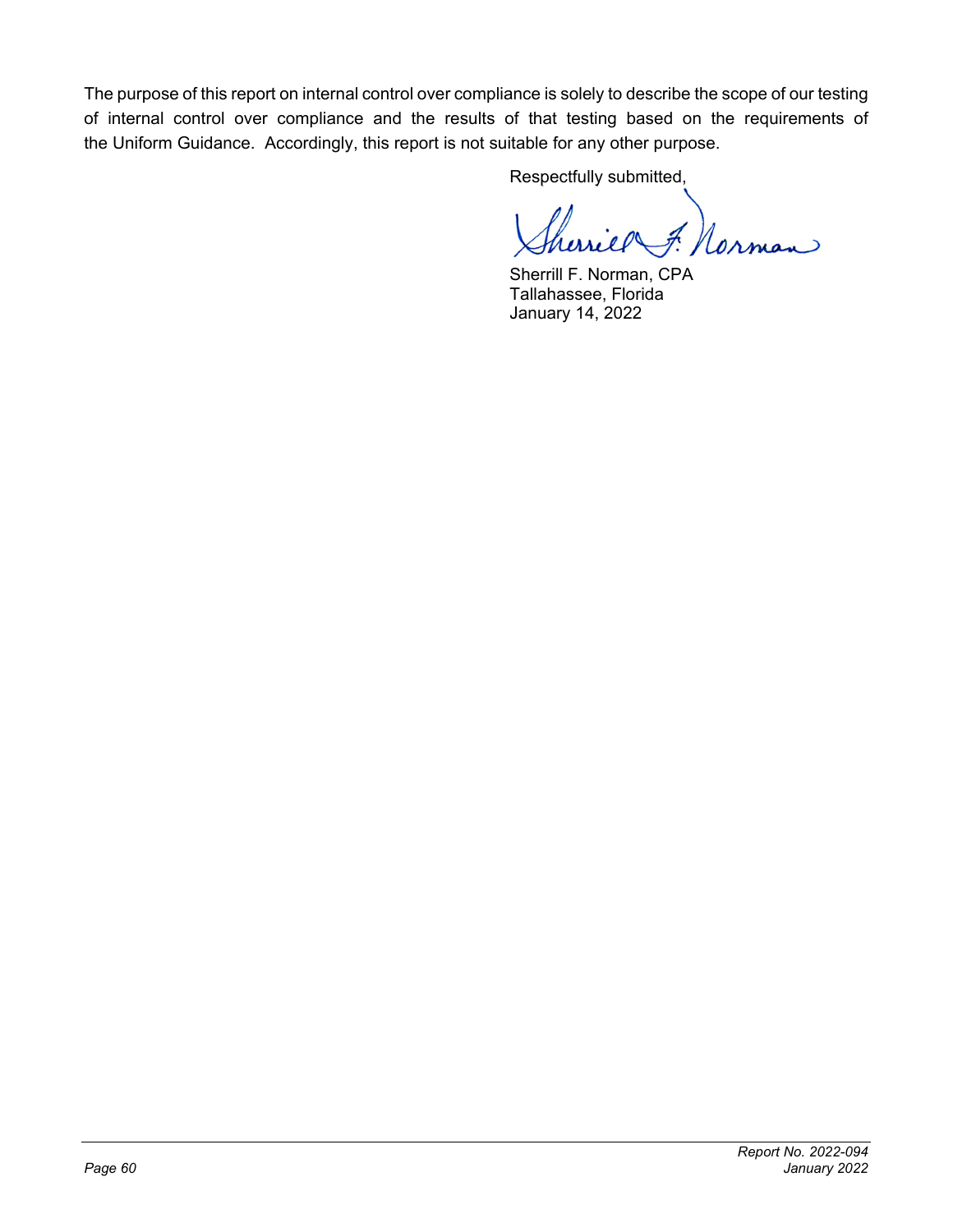The purpose of this report on internal control over compliance is solely to describe the scope of our testing of internal control over compliance and the results of that testing based on the requirements of the Uniform Guidance. Accordingly, this report is not suitable for any other purpose.

Respectfully submitted,

Sherrill F. Norman, CPA
Tallahassee, Florida
January 14, 2022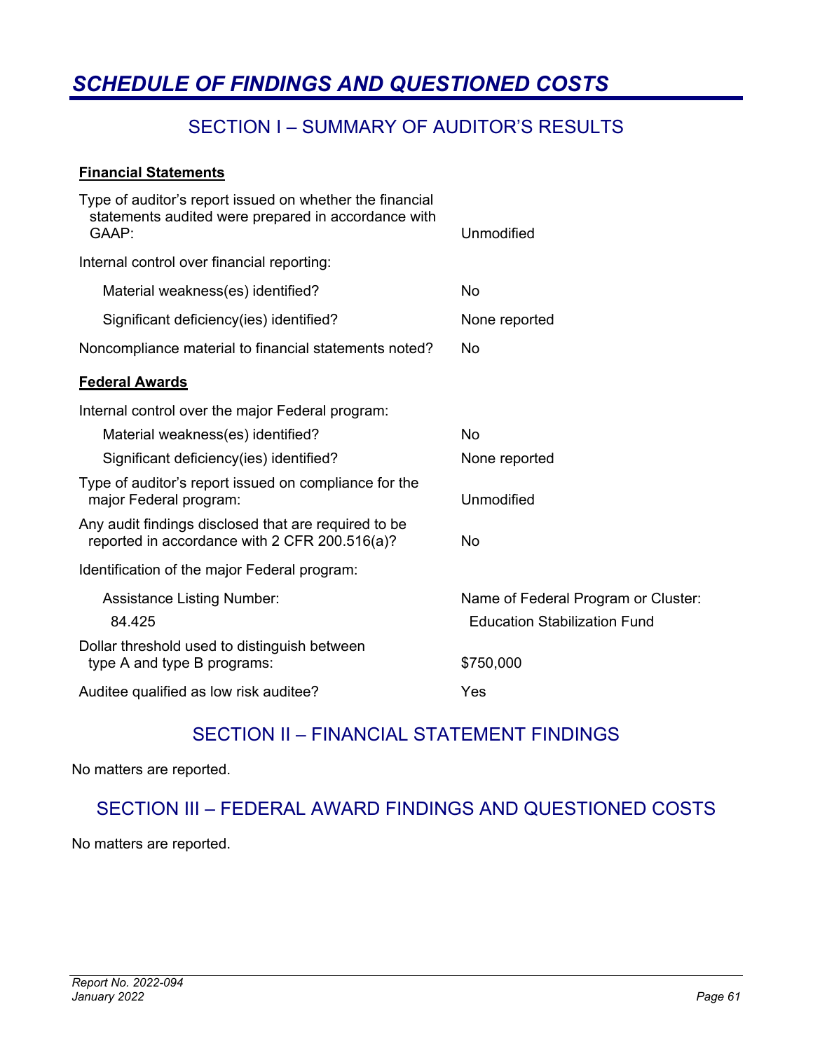# *SCHEDULE OF FINDINGS AND QUESTIONED COSTS*

## SECTION I – SUMMARY OF AUDITOR'S RESULTS

**Financial Statements**

| | |
|---|---|
| Type of auditor's report issued on whether the financial statements audited were prepared in accordance with GAAP: | Unmodified |
| Internal control over financial reporting: | |
| Material weakness(es) identified? | No |
| Significant deficiency(ies) identified? | None reported |
| Noncompliance material to financial statements noted? | No |

**Federal Awards**

| | |
|---|---|
| Internal control over the major Federal program: | |
| Material weakness(es) identified? | No |
| Significant deficiency(ies) identified? | None reported |
| Type of auditor's report issued on compliance for the major Federal program: | Unmodified |
| Any audit findings disclosed that are required to be reported in accordance with 2 CFR 200.516(a)? | No |
| Identification of the major Federal program: | |
| Assistance Listing Number: | Name of Federal Program or Cluster: |
| 84.425 | Education Stabilization Fund |
| Dollar threshold used to distinguish between type A and type B programs: | $750,000 |
| Auditee qualified as low risk auditee? | Yes |

## SECTION II – FINANCIAL STATEMENT FINDINGS

No matters are reported.

## SECTION III – FEDERAL AWARD FINDINGS AND QUESTIONED COSTS

No matters are reported.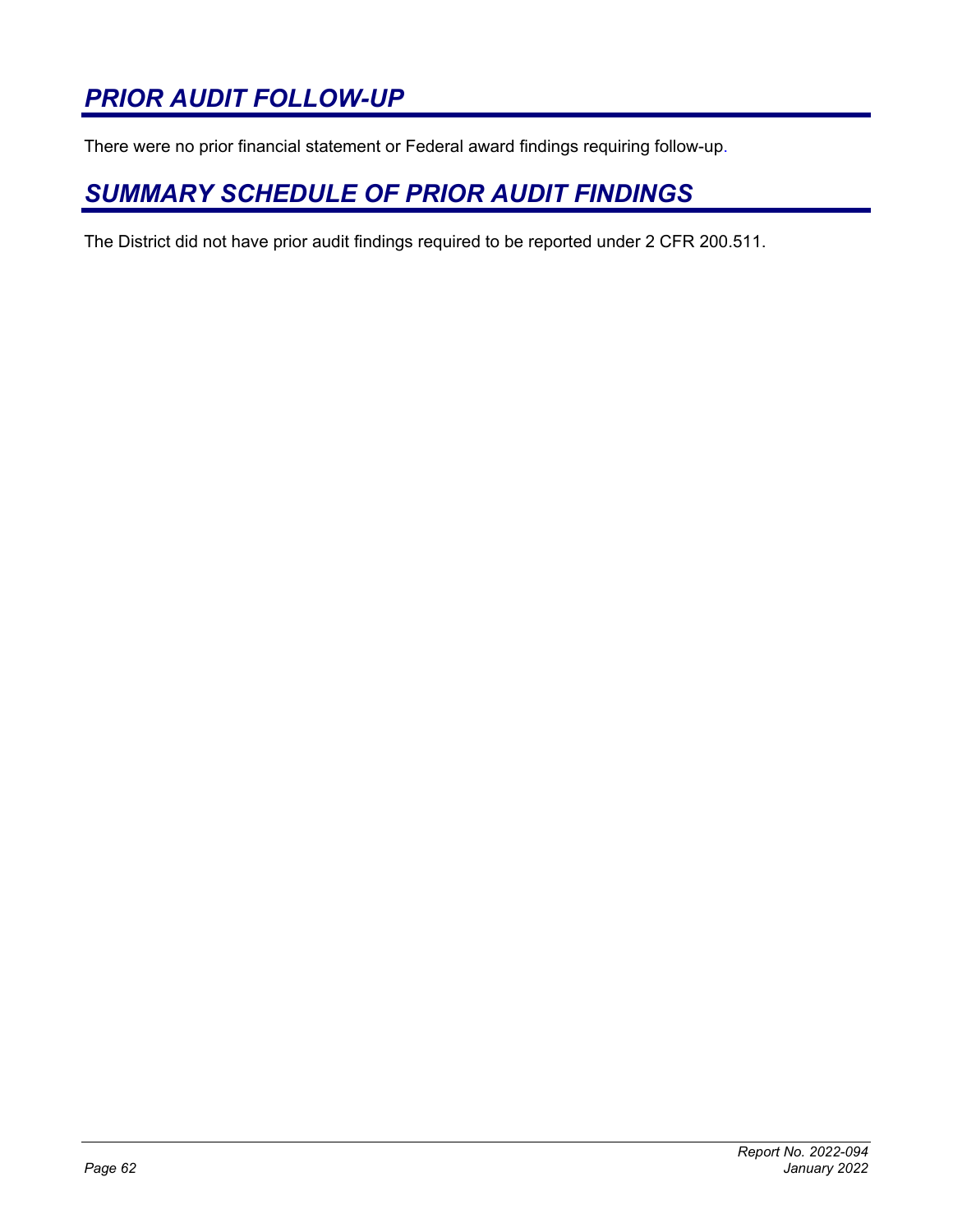## *PRIOR AUDIT FOLLOW-UP*

There were no prior financial statement or Federal award findings requiring follow-up.

## *SUMMARY SCHEDULE OF PRIOR AUDIT FINDINGS*

The District did not have prior audit findings required to be reported under 2 CFR 200.511.